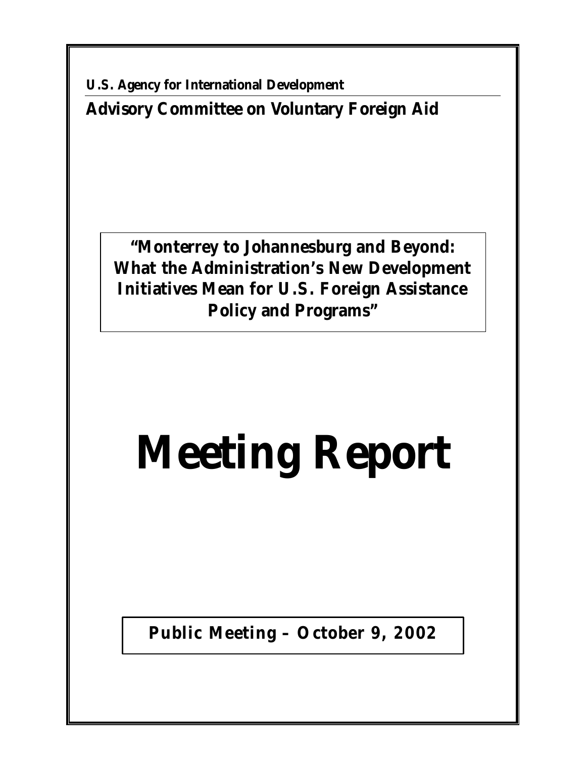**U.S. Agency for International Development**

## Advisory Committee on Voluntary Foreign Aid

**"Monterrey to Johannesburg and Beyond: What the Administration's New Development Initiatives Mean for U.S. Foreign Assistance Policy and Programs"**

# Meeting Report

**Public Meeting – October 9, 2002**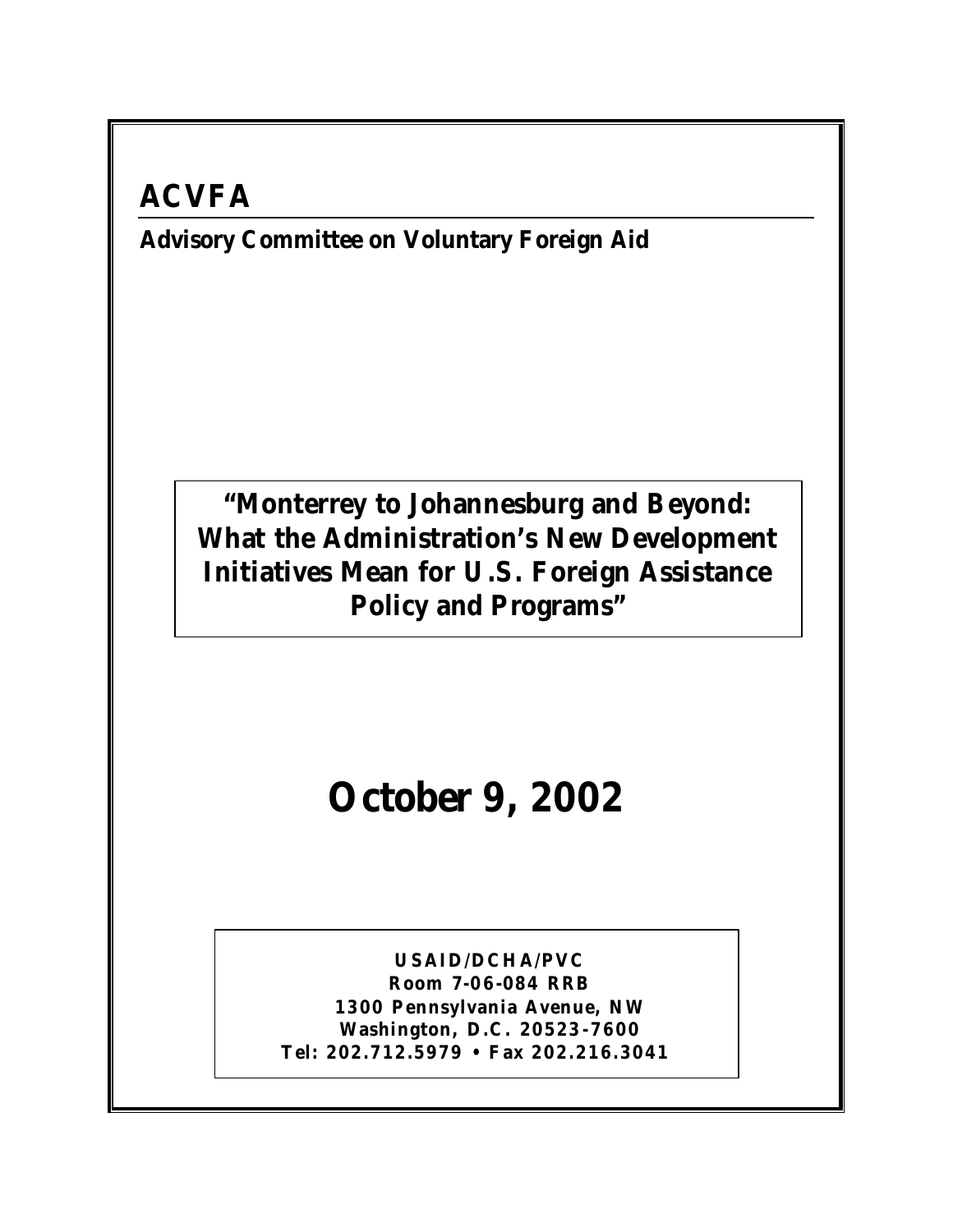# ACVFA

**Advisory Committee on Voluntary Foreign Aid**

## "Monterrey to Johannesburg and Beyond: What the Administration's New Development Initiatives Mean for U.S. Foreign Assistance Policy and Programs"

# October 9, 2002

**USAID/DCHA/PVC**
**Room 7-06-084 RRB**
**1300 Pennsylvania Avenue, NW**
**Washington, D.C. 20523-7600**
**Tel: 202.712.5979 • Fax 202.216.3041**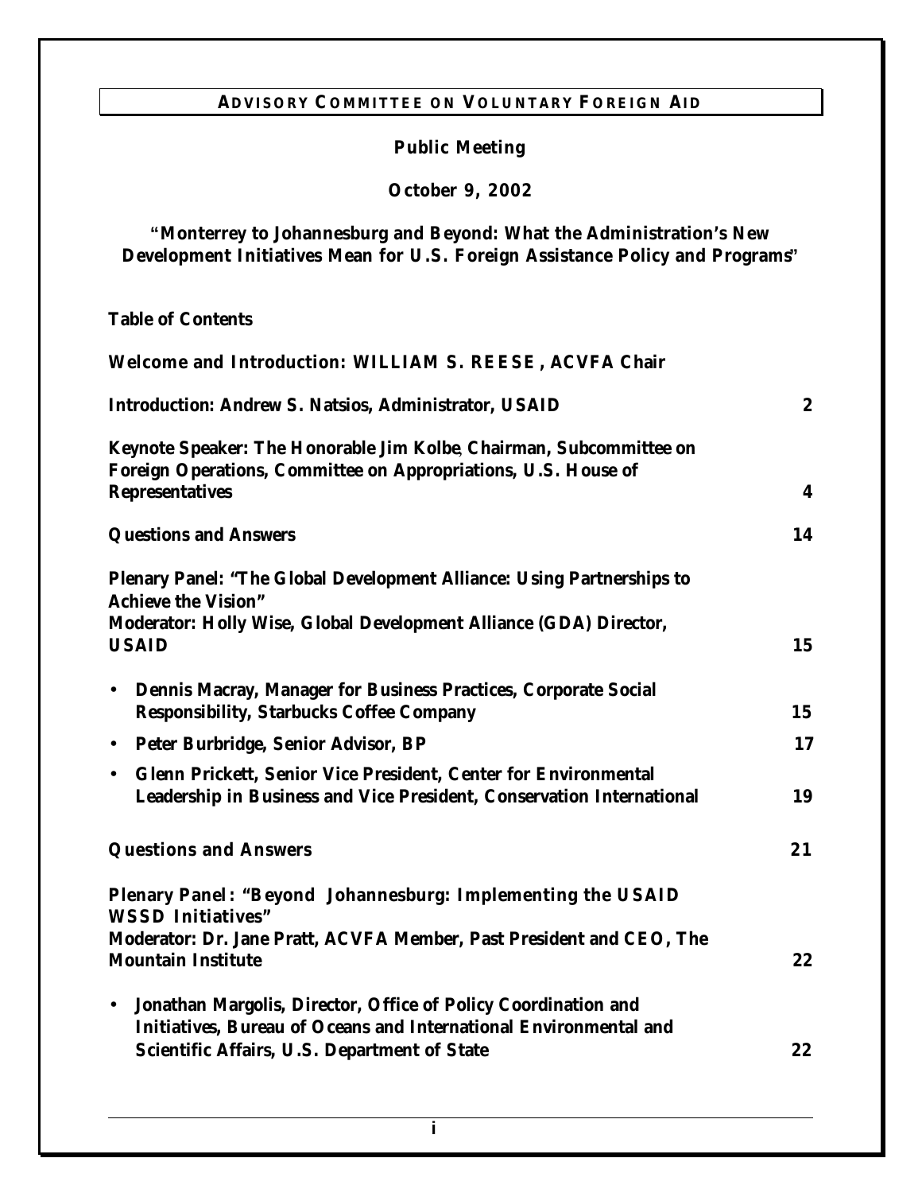# ADVISORY COMMITTEE ON VOLUNTARY FOREIGN AID

**Public Meeting**

**October 9, 2002**

**"Monterrey to Johannesburg and Beyond: What the Administration's New Development Initiatives Mean for U.S. Foreign Assistance Policy and Programs"**

**Table of Contents**

| | |
|---|---|
| **Welcome and Introduction: WILLIAM S. REESE, ACVFA Chair** | |
| **Introduction: Andrew S. Natsios, Administrator, USAID** | **2** |
| **Keynote Speaker: The Honorable Jim Kolbe, Chairman, Subcommittee on Foreign Operations, Committee on Appropriations, U.S. House of Representatives** | **4** |
| **Questions and Answers** | **14** |
| **Plenary Panel: "The Global Development Alliance: Using Partnerships to Achieve the Vision"**<br>**Moderator: Holly Wise, Global Development Alliance (GDA) Director, USAID** | **15** |
| • **Dennis Macray, Manager for Business Practices, Corporate Social Responsibility, Starbucks Coffee Company** | **15** |
| • **Peter Burbridge, Senior Advisor, BP** | **17** |
| • **Glenn Prickett, Senior Vice President, Center for Environmental Leadership in Business and Vice President, Conservation International** | **19** |
| **Questions and Answers** | **21** |
| **Plenary Panel: "Beyond Johannesburg: Implementing the USAID WSSD Initiatives"**<br>**Moderator: Dr. Jane Pratt, ACVFA Member, Past President and CEO, The Mountain Institute** | **22** |
| • **Jonathan Margolis, Director, Office of Policy Coordination and Initiatives, Bureau of Oceans and International Environmental and Scientific Affairs, U.S. Department of State** | **22** |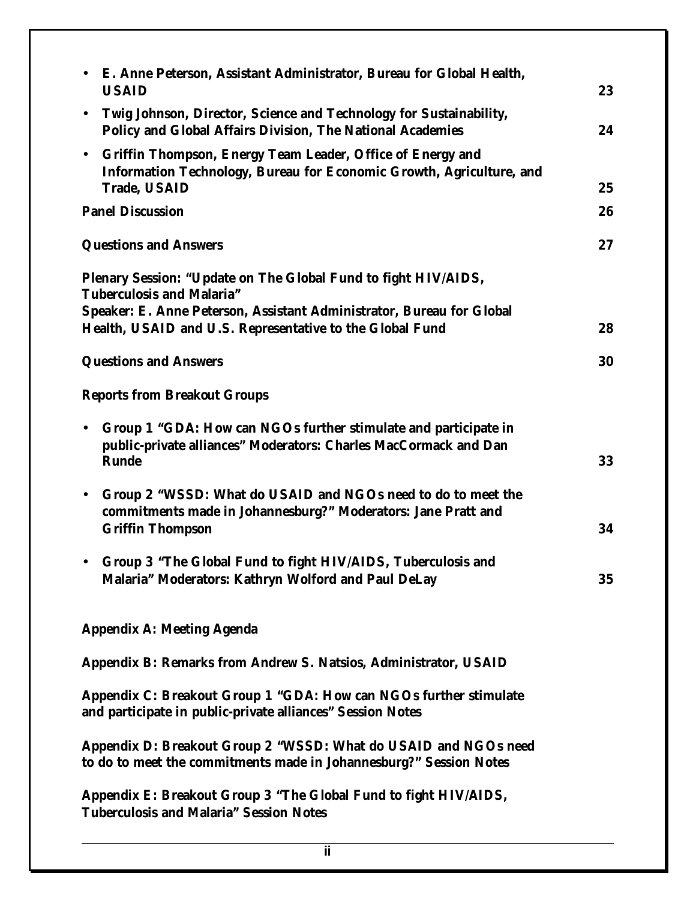- **E. Anne Peterson, Assistant Administrator, Bureau for Global Health, USAID** 23
- **Twig Johnson, Director, Science and Technology for Sustainability, Policy and Global Affairs Division, The National Academies** 24
- **Griffin Thompson, Energy Team Leader, Office of Energy and Information Technology, Bureau for Economic Growth, Agriculture, and Trade, USAID** 25

**Panel Discussion** 26

**Questions and Answers** 27

**Plenary Session: "Update on The Global Fund to fight HIV/AIDS, Tuberculosis and Malaria"**
**Speaker: E. Anne Peterson, Assistant Administrator, Bureau for Global Health, USAID and U.S. Representative to the Global Fund** 28

**Questions and Answers** 30

**Reports from Breakout Groups**

- **Group 1 "GDA: How can NGOs further stimulate and participate in public-private alliances" Moderators: Charles MacCormack and Dan Runde** 33
- **Group 2 "WSSD: What do USAID and NGOs need to do to meet the commitments made in Johannesburg?" Moderators: Jane Pratt and Griffin Thompson** 34
- **Group 3 "The Global Fund to fight HIV/AIDS, Tuberculosis and Malaria" Moderators: Kathryn Wolford and Paul DeLay** 35

**Appendix A: Meeting Agenda**

**Appendix B: Remarks from Andrew S. Natsios, Administrator, USAID**

**Appendix C: Breakout Group 1 "GDA: How can NGOs further stimulate and participate in public-private alliances" Session Notes**

**Appendix D: Breakout Group 2 "WSSD: What do USAID and NGOs need to do to meet the commitments made in Johannesburg?" Session Notes**

**Appendix E: Breakout Group 3 "The Global Fund to fight HIV/AIDS, Tuberculosis and Malaria" Session Notes**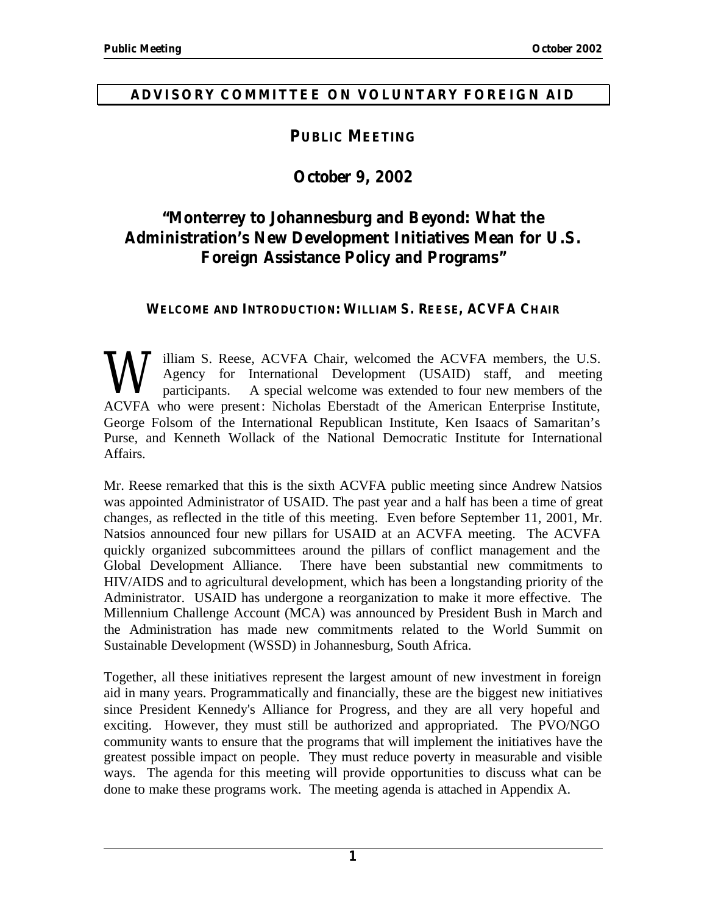## ADVISORY COMMITTEE ON VOLUNTARY FOREIGN AID

# PUBLIC MEETING

## October 9, 2002

## "Monterrey to Johannesburg and Beyond: What the Administration's New Development Initiatives Mean for U.S. Foreign Assistance Policy and Programs"

### WELCOME AND INTRODUCTION: WILLIAM S. REESE, ACVFA CHAIR

William S. Reese, ACVFA Chair, welcomed the ACVFA members, the U.S. Agency for International Development (USAID) staff, and meeting participants. A special welcome was extended to four new members of the ACVFA who were present: Nicholas Eberstadt of the American Enterprise Institute, George Folsom of the International Republican Institute, Ken Isaacs of Samaritan's Purse, and Kenneth Wollack of the National Democratic Institute for International Affairs.

Mr. Reese remarked that this is the sixth ACVFA public meeting since Andrew Natsios was appointed Administrator of USAID. The past year and a half has been a time of great changes, as reflected in the title of this meeting. Even before September 11, 2001, Mr. Natsios announced four new pillars for USAID at an ACVFA meeting. The ACVFA quickly organized subcommittees around the pillars of conflict management and the Global Development Alliance. There have been substantial new commitments to HIV/AIDS and to agricultural development, which has been a longstanding priority of the Administrator. USAID has undergone a reorganization to make it more effective. The Millennium Challenge Account (MCA) was announced by President Bush in March and the Administration has made new commitments related to the World Summit on Sustainable Development (WSSD) in Johannesburg, South Africa.

Together, all these initiatives represent the largest amount of new investment in foreign aid in many years. Programmatically and financially, these are the biggest new initiatives since President Kennedy's Alliance for Progress, and they are all very hopeful and exciting. However, they must still be authorized and appropriated. The PVO/NGO community wants to ensure that the programs that will implement the initiatives have the greatest possible impact on people. They must reduce poverty in measurable and visible ways. The agenda for this meeting will provide opportunities to discuss what can be done to make these programs work. The meeting agenda is attached in Appendix A.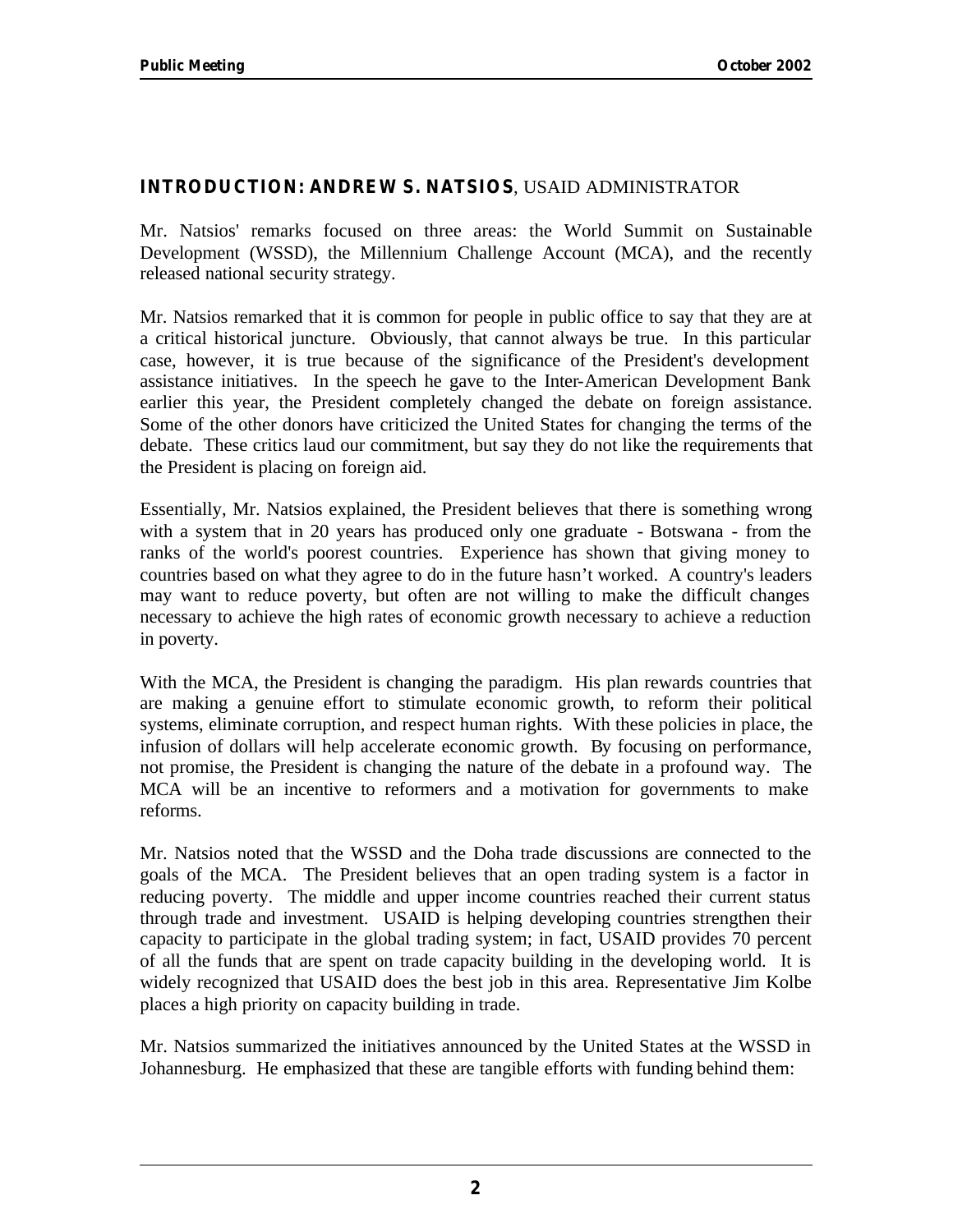## **INTRODUCTION: ANDREW S. NATSIOS**, USAID ADMINISTRATOR

Mr. Natsios' remarks focused on three areas: the World Summit on Sustainable Development (WSSD), the Millennium Challenge Account (MCA), and the recently released national security strategy.

Mr. Natsios remarked that it is common for people in public office to say that they are at a critical historical juncture. Obviously, that cannot always be true. In this particular case, however, it is true because of the significance of the President's development assistance initiatives. In the speech he gave to the Inter-American Development Bank earlier this year, the President completely changed the debate on foreign assistance. Some of the other donors have criticized the United States for changing the terms of the debate. These critics laud our commitment, but say they do not like the requirements that the President is placing on foreign aid.

Essentially, Mr. Natsios explained, the President believes that there is something wrong with a system that in 20 years has produced only one graduate - Botswana - from the ranks of the world's poorest countries. Experience has shown that giving money to countries based on what they agree to do in the future hasn't worked. A country's leaders may want to reduce poverty, but often are not willing to make the difficult changes necessary to achieve the high rates of economic growth necessary to achieve a reduction in poverty.

With the MCA, the President is changing the paradigm. His plan rewards countries that are making a genuine effort to stimulate economic growth, to reform their political systems, eliminate corruption, and respect human rights. With these policies in place, the infusion of dollars will help accelerate economic growth. By focusing on performance, not promise, the President is changing the nature of the debate in a profound way. The MCA will be an incentive to reformers and a motivation for governments to make reforms.

Mr. Natsios noted that the WSSD and the Doha trade discussions are connected to the goals of the MCA. The President believes that an open trading system is a factor in reducing poverty. The middle and upper income countries reached their current status through trade and investment. USAID is helping developing countries strengthen their capacity to participate in the global trading system; in fact, USAID provides 70 percent of all the funds that are spent on trade capacity building in the developing world. It is widely recognized that USAID does the best job in this area. Representative Jim Kolbe places a high priority on capacity building in trade.

Mr. Natsios summarized the initiatives announced by the United States at the WSSD in Johannesburg. He emphasized that these are tangible efforts with funding behind them: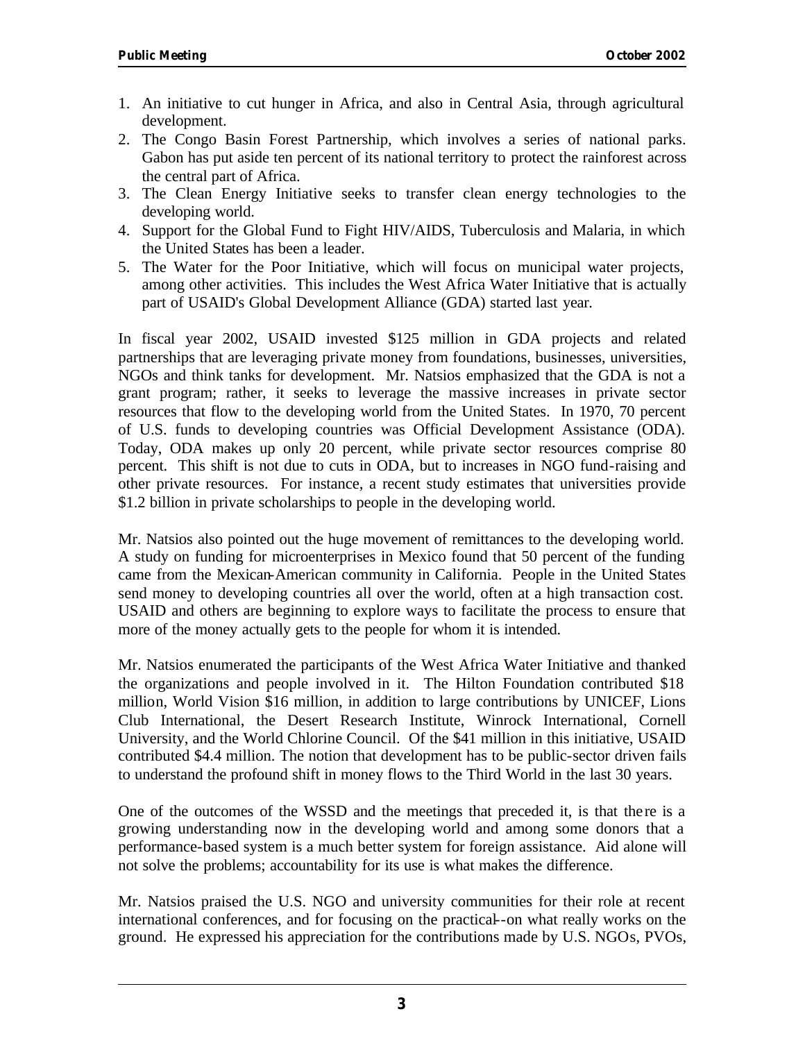1. An initiative to cut hunger in Africa, and also in Central Asia, through agricultural development.
2. The Congo Basin Forest Partnership, which involves a series of national parks. Gabon has put aside ten percent of its national territory to protect the rainforest across the central part of Africa.
3. The Clean Energy Initiative seeks to transfer clean energy technologies to the developing world.
4. Support for the Global Fund to Fight HIV/AIDS, Tuberculosis and Malaria, in which the United States has been a leader.
5. The Water for the Poor Initiative, which will focus on municipal water projects, among other activities. This includes the West Africa Water Initiative that is actually part of USAID's Global Development Alliance (GDA) started last year.

In fiscal year 2002, USAID invested $125 million in GDA projects and related partnerships that are leveraging private money from foundations, businesses, universities, NGOs and think tanks for development. Mr. Natsios emphasized that the GDA is not a grant program; rather, it seeks to leverage the massive increases in private sector resources that flow to the developing world from the United States. In 1970, 70 percent of U.S. funds to developing countries was Official Development Assistance (ODA). Today, ODA makes up only 20 percent, while private sector resources comprise 80 percent. This shift is not due to cuts in ODA, but to increases in NGO fund-raising and other private resources. For instance, a recent study estimates that universities provide $1.2 billion in private scholarships to people in the developing world.

Mr. Natsios also pointed out the huge movement of remittances to the developing world. A study on funding for microenterprises in Mexico found that 50 percent of the funding came from the Mexican-American community in California. People in the United States send money to developing countries all over the world, often at a high transaction cost. USAID and others are beginning to explore ways to facilitate the process to ensure that more of the money actually gets to the people for whom it is intended.

Mr. Natsios enumerated the participants of the West Africa Water Initiative and thanked the organizations and people involved in it. The Hilton Foundation contributed $18 million, World Vision $16 million, in addition to large contributions by UNICEF, Lions Club International, the Desert Research Institute, Winrock International, Cornell University, and the World Chlorine Council. Of the $41 million in this initiative, USAID contributed $4.4 million. The notion that development has to be public-sector driven fails to understand the profound shift in money flows to the Third World in the last 30 years.

One of the outcomes of the WSSD and the meetings that preceded it, is that there is a growing understanding now in the developing world and among some donors that a performance-based system is a much better system for foreign assistance. Aid alone will not solve the problems; accountability for its use is what makes the difference.

Mr. Natsios praised the U.S. NGO and university communities for their role at recent international conferences, and for focusing on the practical--on what really works on the ground. He expressed his appreciation for the contributions made by U.S. NGOs, PVOs,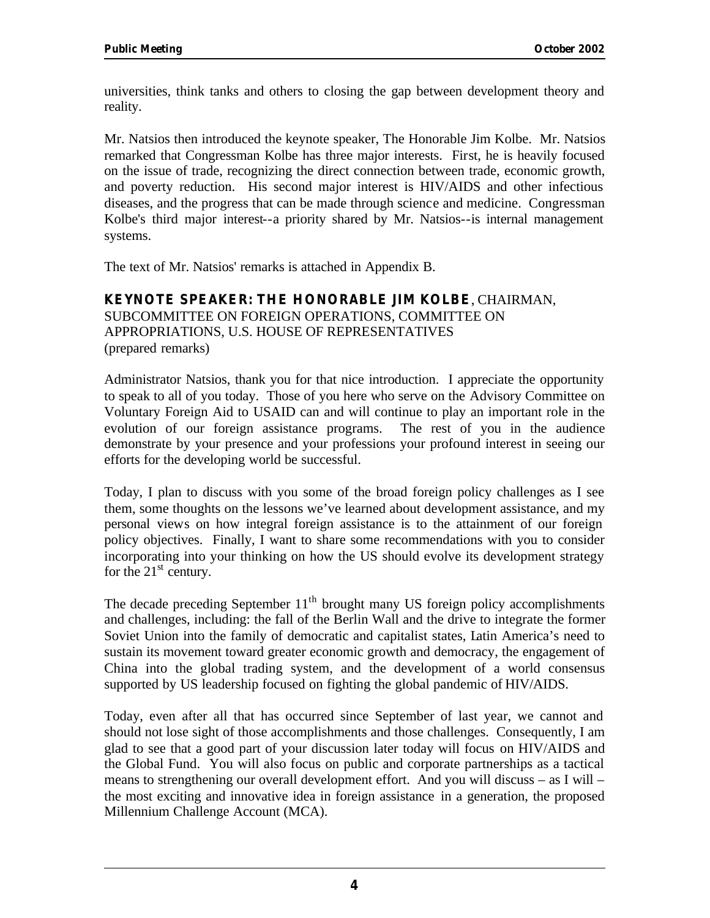universities, think tanks and others to closing the gap between development theory and reality.

Mr. Natsios then introduced the keynote speaker, The Honorable Jim Kolbe. Mr. Natsios remarked that Congressman Kolbe has three major interests. First, he is heavily focused on the issue of trade, recognizing the direct connection between trade, economic growth, and poverty reduction. His second major interest is HIV/AIDS and other infectious diseases, and the progress that can be made through science and medicine. Congressman Kolbe's third major interest--a priority shared by Mr. Natsios--is internal management systems.

The text of Mr. Natsios' remarks is attached in Appendix B.

**KEYNOTE SPEAKER: THE HONORABLE JIM KOLBE**, CHAIRMAN, SUBCOMMITTEE ON FOREIGN OPERATIONS, COMMITTEE ON APPROPRIATIONS, U.S. HOUSE OF REPRESENTATIVES
(prepared remarks)

Administrator Natsios, thank you for that nice introduction. I appreciate the opportunity to speak to all of you today. Those of you here who serve on the Advisory Committee on Voluntary Foreign Aid to USAID can and will continue to play an important role in the evolution of our foreign assistance programs. The rest of you in the audience demonstrate by your presence and your professions your profound interest in seeing our efforts for the developing world be successful.

Today, I plan to discuss with you some of the broad foreign policy challenges as I see them, some thoughts on the lessons we've learned about development assistance, and my personal views on how integral foreign assistance is to the attainment of our foreign policy objectives. Finally, I want to share some recommendations with you to consider incorporating into your thinking on how the US should evolve its development strategy for the 21st century.

The decade preceding September 11th brought many US foreign policy accomplishments and challenges, including: the fall of the Berlin Wall and the drive to integrate the former Soviet Union into the family of democratic and capitalist states, Latin America's need to sustain its movement toward greater economic growth and democracy, the engagement of China into the global trading system, and the development of a world consensus supported by US leadership focused on fighting the global pandemic of HIV/AIDS.

Today, even after all that has occurred since September of last year, we cannot and should not lose sight of those accomplishments and those challenges. Consequently, I am glad to see that a good part of your discussion later today will focus on HIV/AIDS and the Global Fund. You will also focus on public and corporate partnerships as a tactical means to strengthening our overall development effort. And you will discuss – as I will – the most exciting and innovative idea in foreign assistance in a generation, the proposed Millennium Challenge Account (MCA).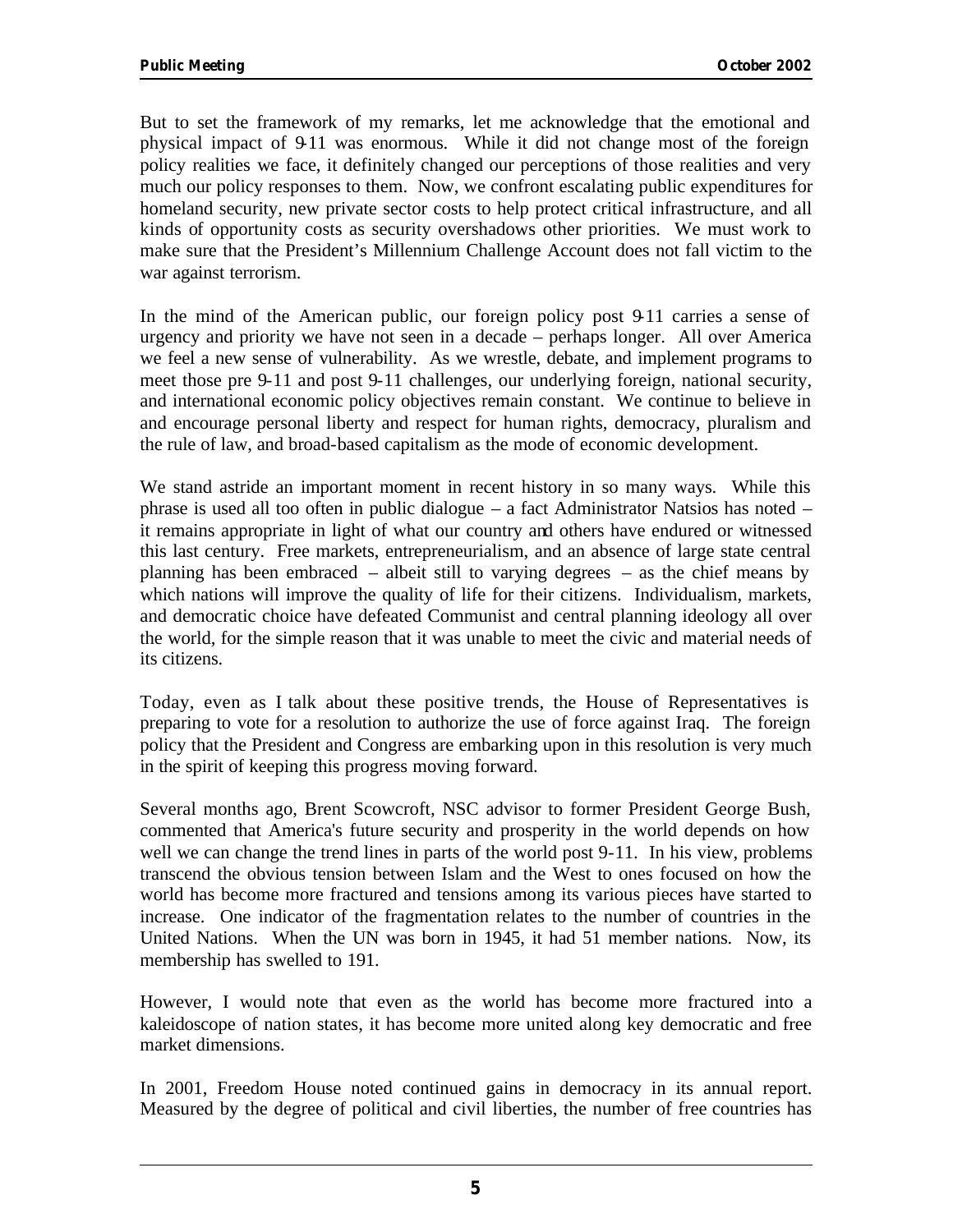But to set the framework of my remarks, let me acknowledge that the emotional and physical impact of 9-11 was enormous. While it did not change most of the foreign policy realities we face, it definitely changed our perceptions of those realities and very much our policy responses to them. Now, we confront escalating public expenditures for homeland security, new private sector costs to help protect critical infrastructure, and all kinds of opportunity costs as security overshadows other priorities. We must work to make sure that the President's Millennium Challenge Account does not fall victim to the war against terrorism.

In the mind of the American public, our foreign policy post 9-11 carries a sense of urgency and priority we have not seen in a decade – perhaps longer. All over America we feel a new sense of vulnerability. As we wrestle, debate, and implement programs to meet those pre 9-11 and post 9-11 challenges, our underlying foreign, national security, and international economic policy objectives remain constant. We continue to believe in and encourage personal liberty and respect for human rights, democracy, pluralism and the rule of law, and broad-based capitalism as the mode of economic development.

We stand astride an important moment in recent history in so many ways. While this phrase is used all too often in public dialogue – a fact Administrator Natsios has noted – it remains appropriate in light of what our country and others have endured or witnessed this last century. Free markets, entrepreneurialism, and an absence of large state central planning has been embraced – albeit still to varying degrees – as the chief means by which nations will improve the quality of life for their citizens. Individualism, markets, and democratic choice have defeated Communist and central planning ideology all over the world, for the simple reason that it was unable to meet the civic and material needs of its citizens.

Today, even as I talk about these positive trends, the House of Representatives is preparing to vote for a resolution to authorize the use of force against Iraq. The foreign policy that the President and Congress are embarking upon in this resolution is very much in the spirit of keeping this progress moving forward.

Several months ago, Brent Scowcroft, NSC advisor to former President George Bush, commented that America's future security and prosperity in the world depends on how well we can change the trend lines in parts of the world post 9-11. In his view, problems transcend the obvious tension between Islam and the West to ones focused on how the world has become more fractured and tensions among its various pieces have started to increase. One indicator of the fragmentation relates to the number of countries in the United Nations. When the UN was born in 1945, it had 51 member nations. Now, its membership has swelled to 191.

However, I would note that even as the world has become more fractured into a kaleidoscope of nation states, it has become more united along key democratic and free market dimensions.

In 2001, Freedom House noted continued gains in democracy in its annual report. Measured by the degree of political and civil liberties, the number of free countries has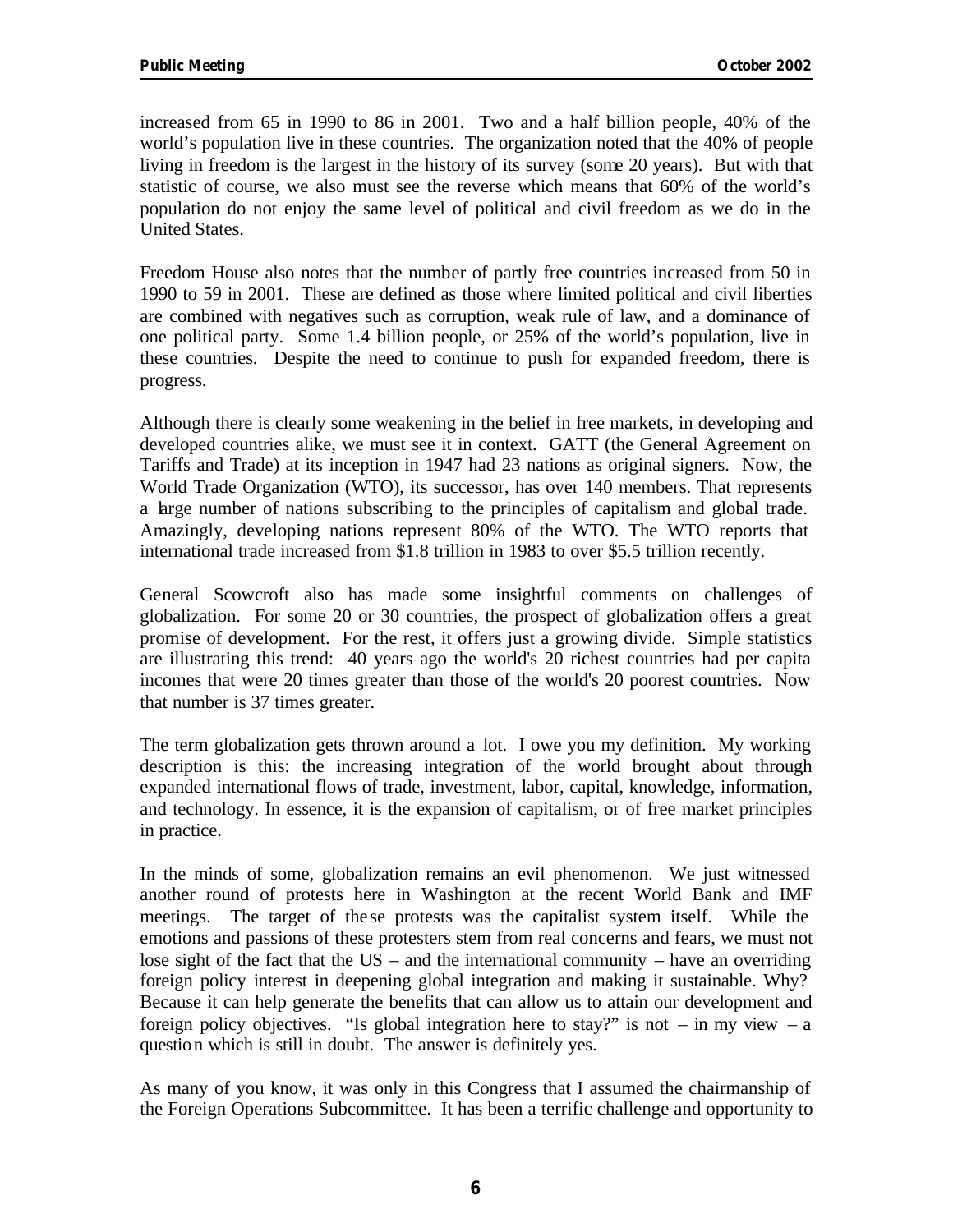increased from 65 in 1990 to 86 in 2001. Two and a half billion people, 40% of the world's population live in these countries. The organization noted that the 40% of people living in freedom is the largest in the history of its survey (some 20 years). But with that statistic of course, we also must see the reverse which means that 60% of the world's population do not enjoy the same level of political and civil freedom as we do in the United States.

Freedom House also notes that the number of partly free countries increased from 50 in 1990 to 59 in 2001. These are defined as those where limited political and civil liberties are combined with negatives such as corruption, weak rule of law, and a dominance of one political party. Some 1.4 billion people, or 25% of the world's population, live in these countries. Despite the need to continue to push for expanded freedom, there is progress.

Although there is clearly some weakening in the belief in free markets, in developing and developed countries alike, we must see it in context. GATT (the General Agreement on Tariffs and Trade) at its inception in 1947 had 23 nations as original signers. Now, the World Trade Organization (WTO), its successor, has over 140 members. That represents a large number of nations subscribing to the principles of capitalism and global trade. Amazingly, developing nations represent 80% of the WTO. The WTO reports that international trade increased from $1.8 trillion in 1983 to over $5.5 trillion recently.

General Scowcroft also has made some insightful comments on challenges of globalization. For some 20 or 30 countries, the prospect of globalization offers a great promise of development. For the rest, it offers just a growing divide. Simple statistics are illustrating this trend: 40 years ago the world's 20 richest countries had per capita incomes that were 20 times greater than those of the world's 20 poorest countries. Now that number is 37 times greater.

The term globalization gets thrown around a lot. I owe you my definition. My working description is this: the increasing integration of the world brought about through expanded international flows of trade, investment, labor, capital, knowledge, information, and technology. In essence, it is the expansion of capitalism, or of free market principles in practice.

In the minds of some, globalization remains an evil phenomenon. We just witnessed another round of protests here in Washington at the recent World Bank and IMF meetings. The target of these protests was the capitalist system itself. While the emotions and passions of these protesters stem from real concerns and fears, we must not lose sight of the fact that the US – and the international community – have an overriding foreign policy interest in deepening global integration and making it sustainable. Why? Because it can help generate the benefits that can allow us to attain our development and foreign policy objectives. "Is global integration here to stay?" is not – in my view – a question which is still in doubt. The answer is definitely yes.

As many of you know, it was only in this Congress that I assumed the chairmanship of the Foreign Operations Subcommittee. It has been a terrific challenge and opportunity to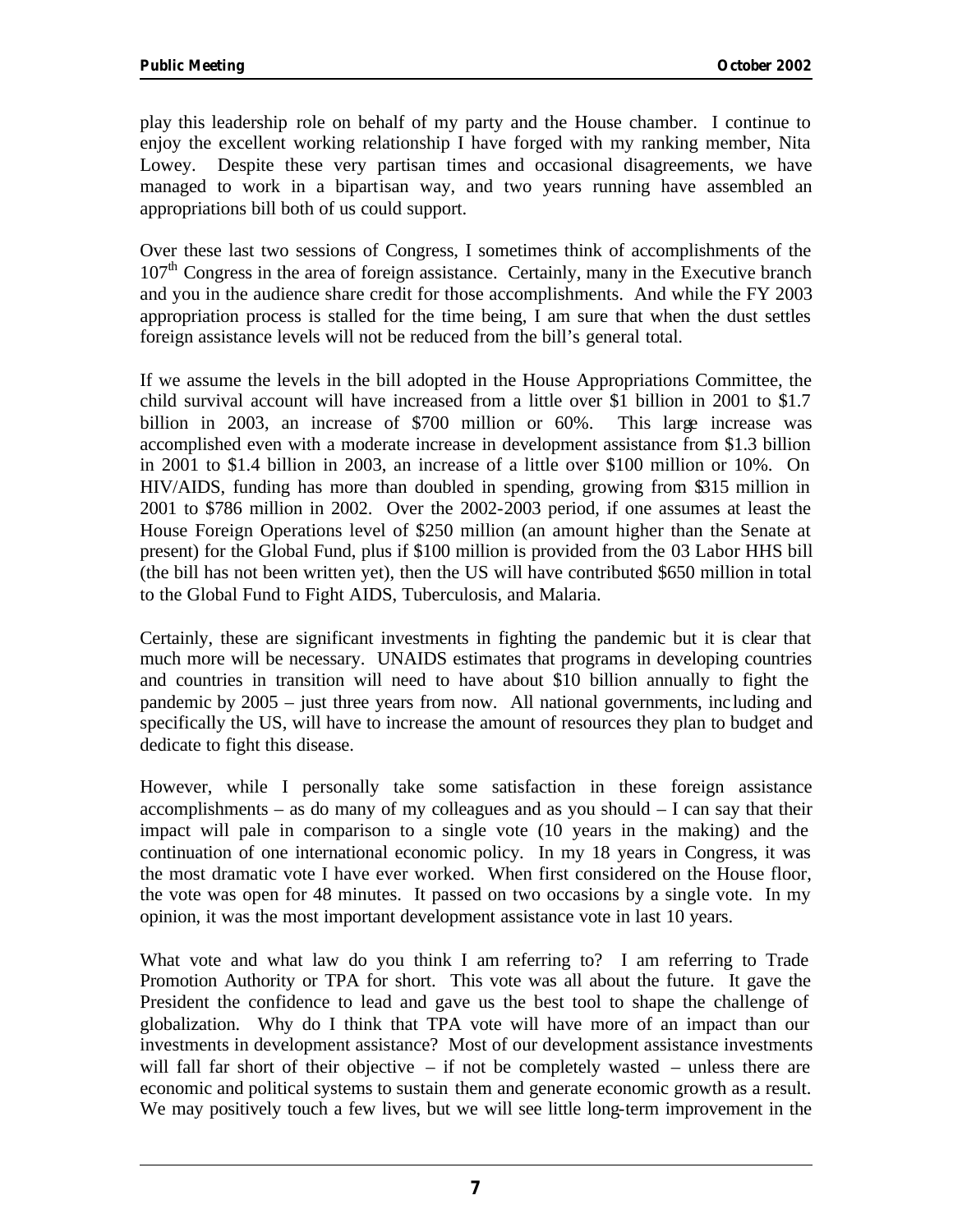play this leadership role on behalf of my party and the House chamber. I continue to enjoy the excellent working relationship I have forged with my ranking member, Nita Lowey. Despite these very partisan times and occasional disagreements, we have managed to work in a bipartisan way, and two years running have assembled an appropriations bill both of us could support.

Over these last two sessions of Congress, I sometimes think of accomplishments of the 107th Congress in the area of foreign assistance. Certainly, many in the Executive branch and you in the audience share credit for those accomplishments. And while the FY 2003 appropriation process is stalled for the time being, I am sure that when the dust settles foreign assistance levels will not be reduced from the bill's general total.

If we assume the levels in the bill adopted in the House Appropriations Committee, the child survival account will have increased from a little over $1 billion in 2001 to $1.7 billion in 2003, an increase of $700 million or 60%. This large increase was accomplished even with a moderate increase in development assistance from $1.3 billion in 2001 to $1.4 billion in 2003, an increase of a little over $100 million or 10%. On HIV/AIDS, funding has more than doubled in spending, growing from $315 million in 2001 to $786 million in 2002. Over the 2002-2003 period, if one assumes at least the House Foreign Operations level of $250 million (an amount higher than the Senate at present) for the Global Fund, plus if $100 million is provided from the 03 Labor HHS bill (the bill has not been written yet), then the US will have contributed $650 million in total to the Global Fund to Fight AIDS, Tuberculosis, and Malaria.

Certainly, these are significant investments in fighting the pandemic but it is clear that much more will be necessary. UNAIDS estimates that programs in developing countries and countries in transition will need to have about $10 billion annually to fight the pandemic by 2005 – just three years from now. All national governments, including and specifically the US, will have to increase the amount of resources they plan to budget and dedicate to fight this disease.

However, while I personally take some satisfaction in these foreign assistance accomplishments – as do many of my colleagues and as you should – I can say that their impact will pale in comparison to a single vote (10 years in the making) and the continuation of one international economic policy. In my 18 years in Congress, it was the most dramatic vote I have ever worked. When first considered on the House floor, the vote was open for 48 minutes. It passed on two occasions by a single vote. In my opinion, it was the most important development assistance vote in last 10 years.

What vote and what law do you think I am referring to? I am referring to Trade Promotion Authority or TPA for short. This vote was all about the future. It gave the President the confidence to lead and gave us the best tool to shape the challenge of globalization. Why do I think that TPA vote will have more of an impact than our investments in development assistance? Most of our development assistance investments will fall far short of their objective – if not be completely wasted – unless there are economic and political systems to sustain them and generate economic growth as a result. We may positively touch a few lives, but we will see little long-term improvement in the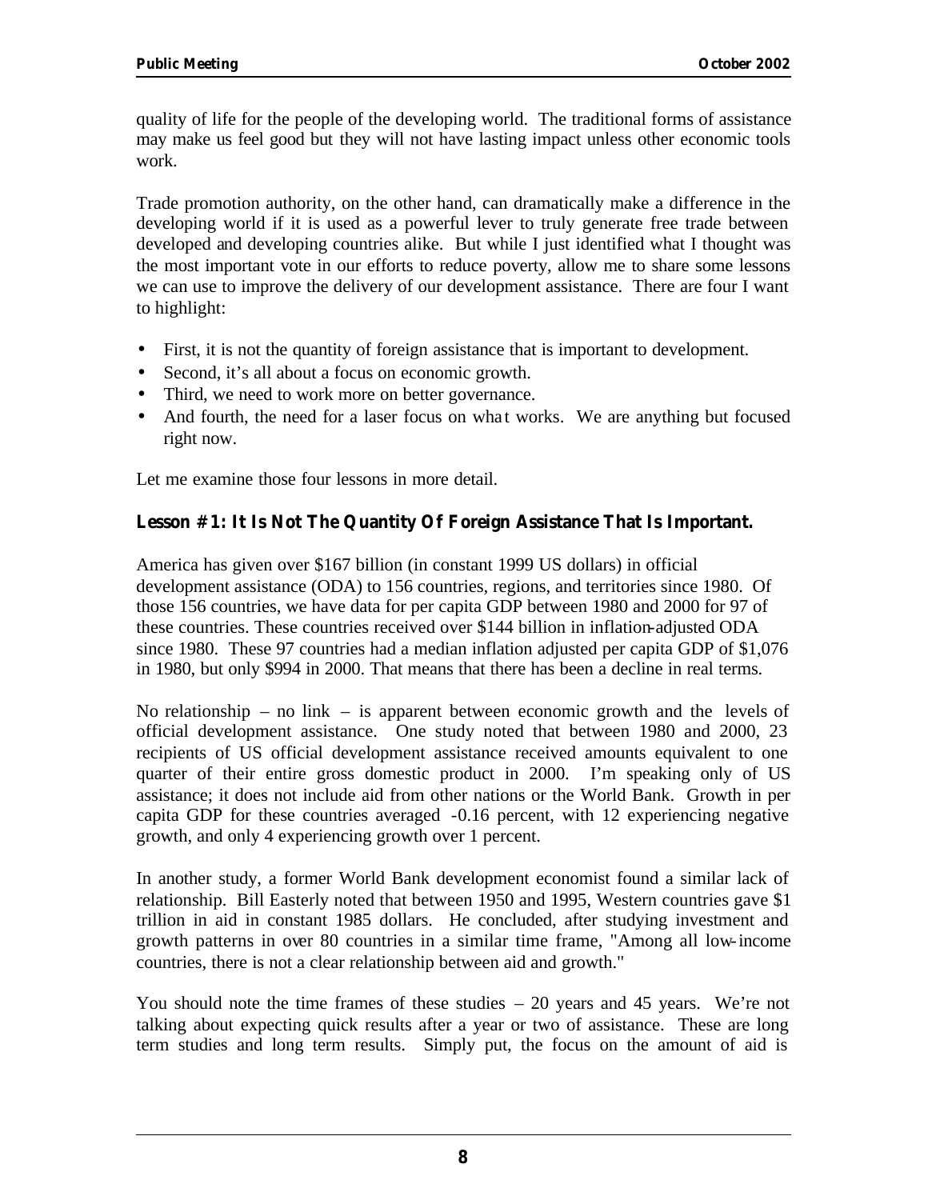quality of life for the people of the developing world. The traditional forms of assistance may make us feel good but they will not have lasting impact unless other economic tools work.

Trade promotion authority, on the other hand, can dramatically make a difference in the developing world if it is used as a powerful lever to truly generate free trade between developed and developing countries alike. But while I just identified what I thought was the most important vote in our efforts to reduce poverty, allow me to share some lessons we can use to improve the delivery of our development assistance. There are four I want to highlight:

- First, it is not the quantity of foreign assistance that is important to development.
- Second, it's all about a focus on economic growth.
- Third, we need to work more on better governance.
- And fourth, the need for a laser focus on what works. We are anything but focused right now.

Let me examine those four lessons in more detail.

**Lesson # 1: It Is Not The Quantity Of Foreign Assistance That Is Important.**

America has given over $167 billion (in constant 1999 US dollars) in official development assistance (ODA) to 156 countries, regions, and territories since 1980. Of those 156 countries, we have data for per capita GDP between 1980 and 2000 for 97 of these countries. These countries received over $144 billion in inflation-adjusted ODA since 1980. These 97 countries had a median inflation adjusted per capita GDP of $1,076 in 1980, but only $994 in 2000. That means that there has been a decline in real terms.

No relationship – no link – is apparent between economic growth and the levels of official development assistance. One study noted that between 1980 and 2000, 23 recipients of US official development assistance received amounts equivalent to one quarter of their entire gross domestic product in 2000. I'm speaking only of US assistance; it does not include aid from other nations or the World Bank. Growth in per capita GDP for these countries averaged -0.16 percent, with 12 experiencing negative growth, and only 4 experiencing growth over 1 percent.

In another study, a former World Bank development economist found a similar lack of relationship. Bill Easterly noted that between 1950 and 1995, Western countries gave $1 trillion in aid in constant 1985 dollars. He concluded, after studying investment and growth patterns in over 80 countries in a similar time frame, "Among all low-income countries, there is not a clear relationship between aid and growth."

You should note the time frames of these studies – 20 years and 45 years. We're not talking about expecting quick results after a year or two of assistance. These are long term studies and long term results. Simply put, the focus on the amount of aid is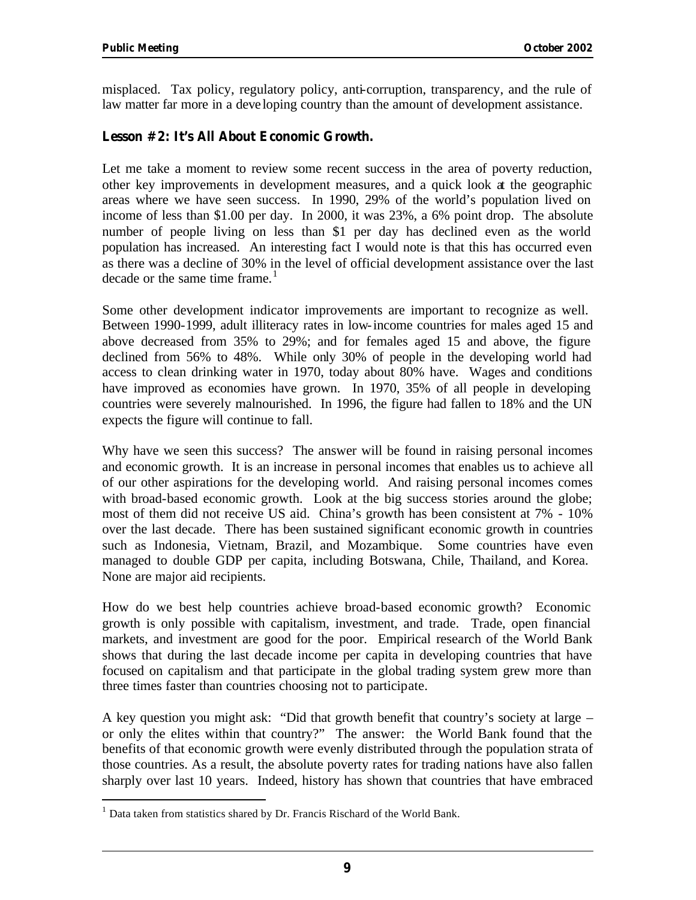misplaced. Tax policy, regulatory policy, anti-corruption, transparency, and the rule of law matter far more in a developing country than the amount of development assistance.

**Lesson # 2: It's All About Economic Growth.**

Let me take a moment to review some recent success in the area of poverty reduction, other key improvements in development measures, and a quick look at the geographic areas where we have seen success. In 1990, 29% of the world's population lived on income of less than $1.00 per day. In 2000, it was 23%, a 6% point drop. The absolute number of people living on less than $1 per day has declined even as the world population has increased. An interesting fact I would note is that this has occurred even as there was a decline of 30% in the level of official development assistance over the last decade or the same time frame.[1]

Some other development indicator improvements are important to recognize as well. Between 1990-1999, adult illiteracy rates in low-income countries for males aged 15 and above decreased from 35% to 29%; and for females aged 15 and above, the figure declined from 56% to 48%. While only 30% of people in the developing world had access to clean drinking water in 1970, today about 80% have. Wages and conditions have improved as economies have grown. In 1970, 35% of all people in developing countries were severely malnourished. In 1996, the figure had fallen to 18% and the UN expects the figure will continue to fall.

Why have we seen this success? The answer will be found in raising personal incomes and economic growth. It is an increase in personal incomes that enables us to achieve all of our other aspirations for the developing world. And raising personal incomes comes with broad-based economic growth. Look at the big success stories around the globe; most of them did not receive US aid. China's growth has been consistent at 7% - 10% over the last decade. There has been sustained significant economic growth in countries such as Indonesia, Vietnam, Brazil, and Mozambique. Some countries have even managed to double GDP per capita, including Botswana, Chile, Thailand, and Korea. None are major aid recipients.

How do we best help countries achieve broad-based economic growth? Economic growth is only possible with capitalism, investment, and trade. Trade, open financial markets, and investment are good for the poor. Empirical research of the World Bank shows that during the last decade income per capita in developing countries that have focused on capitalism and that participate in the global trading system grew more than three times faster than countries choosing not to participate.

A key question you might ask: "Did that growth benefit that country's society at large – or only the elites within that country?" The answer: the World Bank found that the benefits of that economic growth were evenly distributed through the population strata of those countries. As a result, the absolute poverty rates for trading nations have also fallen sharply over last 10 years. Indeed, history has shown that countries that have embraced

[1] Data taken from statistics shared by Dr. Francis Rischard of the World Bank.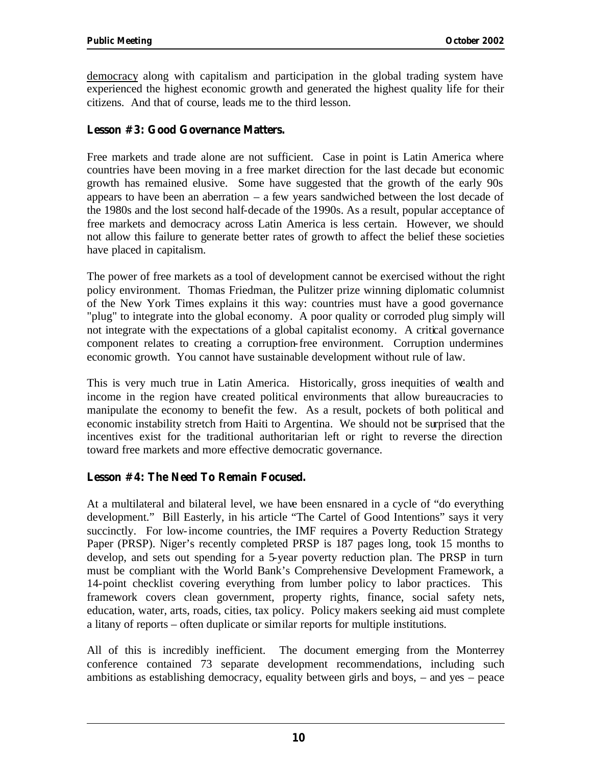democracy along with capitalism and participation in the global trading system have experienced the highest economic growth and generated the highest quality life for their citizens. And that of course, leads me to the third lesson.

**Lesson # 3: Good Governance Matters.**

Free markets and trade alone are not sufficient. Case in point is Latin America where countries have been moving in a free market direction for the last decade but economic growth has remained elusive. Some have suggested that the growth of the early 90s appears to have been an aberration – a few years sandwiched between the lost decade of the 1980s and the lost second half-decade of the 1990s. As a result, popular acceptance of free markets and democracy across Latin America is less certain. However, we should not allow this failure to generate better rates of growth to affect the belief these societies have placed in capitalism.

The power of free markets as a tool of development cannot be exercised without the right policy environment. Thomas Friedman, the Pulitzer prize winning diplomatic columnist of the New York Times explains it this way: countries must have a good governance "plug" to integrate into the global economy. A poor quality or corroded plug simply will not integrate with the expectations of a global capitalist economy. A critical governance component relates to creating a corruption-free environment. Corruption undermines economic growth. You cannot have sustainable development without rule of law.

This is very much true in Latin America. Historically, gross inequities of wealth and income in the region have created political environments that allow bureaucracies to manipulate the economy to benefit the few. As a result, pockets of both political and economic instability stretch from Haiti to Argentina. We should not be surprised that the incentives exist for the traditional authoritarian left or right to reverse the direction toward free markets and more effective democratic governance.

**Lesson # 4: The Need To Remain Focused.**

At a multilateral and bilateral level, we have been ensnared in a cycle of "do everything development." Bill Easterly, in his article "The Cartel of Good Intentions" says it very succinctly. For low-income countries, the IMF requires a Poverty Reduction Strategy Paper (PRSP). Niger's recently completed PRSP is 187 pages long, took 15 months to develop, and sets out spending for a 5-year poverty reduction plan. The PRSP in turn must be compliant with the World Bank's Comprehensive Development Framework, a 14-point checklist covering everything from lumber policy to labor practices. This framework covers clean government, property rights, finance, social safety nets, education, water, arts, roads, cities, tax policy. Policy makers seeking aid must complete a litany of reports – often duplicate or similar reports for multiple institutions.

All of this is incredibly inefficient. The document emerging from the Monterrey conference contained 73 separate development recommendations, including such ambitions as establishing democracy, equality between girls and boys, – and yes – peace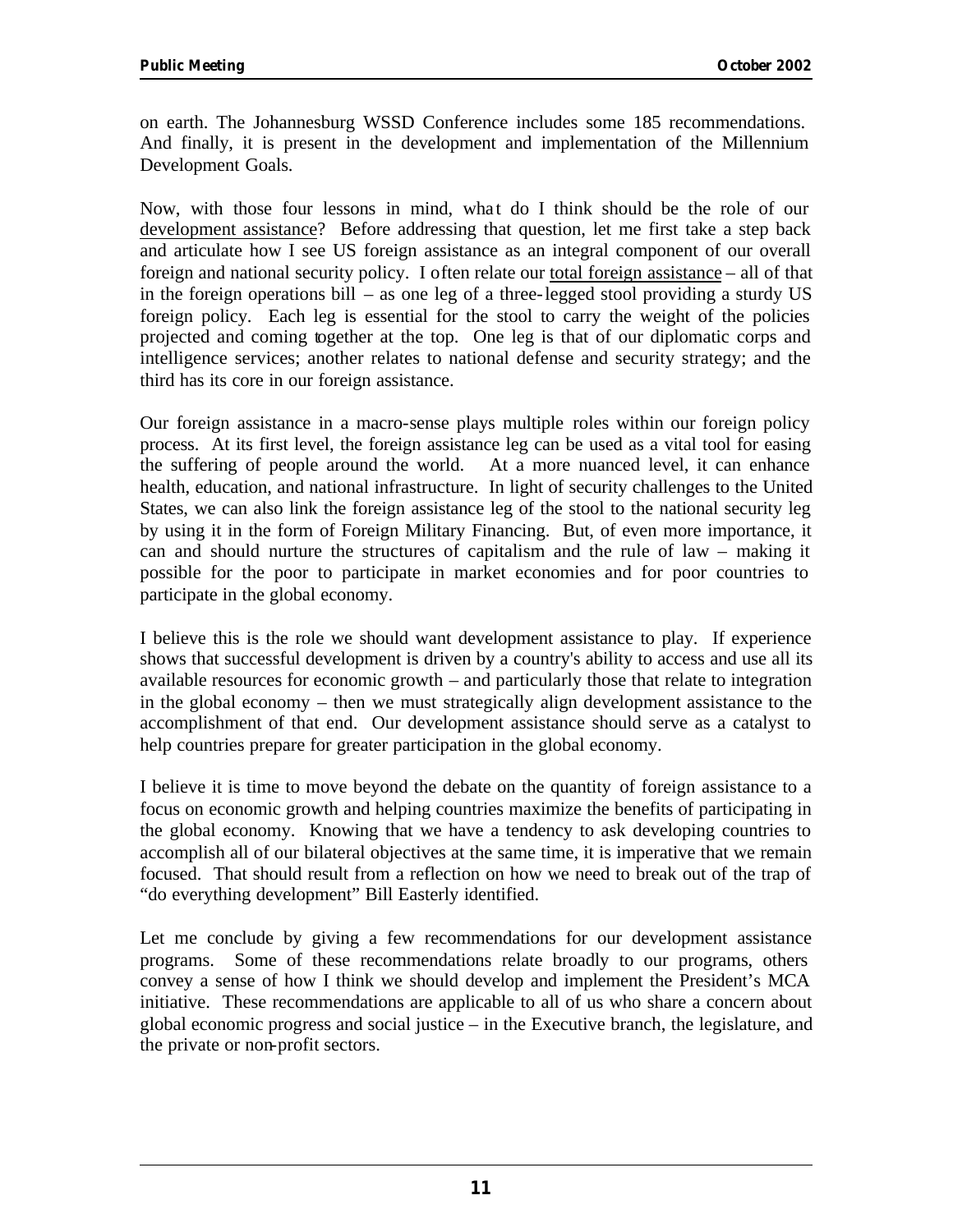on earth. The Johannesburg WSSD Conference includes some 185 recommendations. And finally, it is present in the development and implementation of the Millennium Development Goals.

Now, with those four lessons in mind, what do I think should be the role of our development assistance? Before addressing that question, let me first take a step back and articulate how I see US foreign assistance as an integral component of our overall foreign and national security policy. I often relate our total foreign assistance – all of that in the foreign operations bill – as one leg of a three-legged stool providing a sturdy US foreign policy. Each leg is essential for the stool to carry the weight of the policies projected and coming together at the top. One leg is that of our diplomatic corps and intelligence services; another relates to national defense and security strategy; and the third has its core in our foreign assistance.

Our foreign assistance in a macro-sense plays multiple roles within our foreign policy process. At its first level, the foreign assistance leg can be used as a vital tool for easing the suffering of people around the world. At a more nuanced level, it can enhance health, education, and national infrastructure. In light of security challenges to the United States, we can also link the foreign assistance leg of the stool to the national security leg by using it in the form of Foreign Military Financing. But, of even more importance, it can and should nurture the structures of capitalism and the rule of law – making it possible for the poor to participate in market economies and for poor countries to participate in the global economy.

I believe this is the role we should want development assistance to play. If experience shows that successful development is driven by a country's ability to access and use all its available resources for economic growth – and particularly those that relate to integration in the global economy – then we must strategically align development assistance to the accomplishment of that end. Our development assistance should serve as a catalyst to help countries prepare for greater participation in the global economy.

I believe it is time to move beyond the debate on the quantity of foreign assistance to a focus on economic growth and helping countries maximize the benefits of participating in the global economy. Knowing that we have a tendency to ask developing countries to accomplish all of our bilateral objectives at the same time, it is imperative that we remain focused. That should result from a reflection on how we need to break out of the trap of "do everything development" Bill Easterly identified.

Let me conclude by giving a few recommendations for our development assistance programs. Some of these recommendations relate broadly to our programs, others convey a sense of how I think we should develop and implement the President's MCA initiative. These recommendations are applicable to all of us who share a concern about global economic progress and social justice – in the Executive branch, the legislature, and the private or non-profit sectors.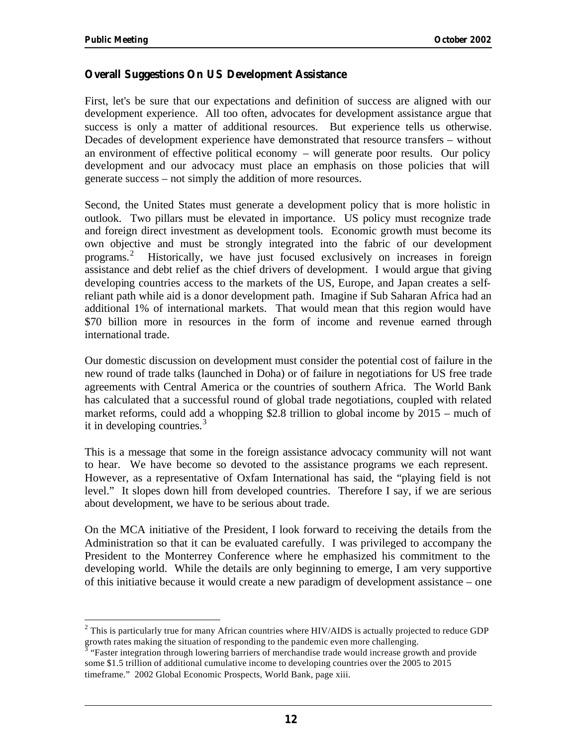### Overall Suggestions On US Development Assistance

First, let's be sure that our expectations and definition of success are aligned with our development experience. All too often, advocates for development assistance argue that success is only a matter of additional resources. But experience tells us otherwise. Decades of development experience have demonstrated that resource transfers – without an environment of effective political economy – will generate poor results. Our policy development and our advocacy must place an emphasis on those policies that will generate success – not simply the addition of more resources.

Second, the United States must generate a development policy that is more holistic in outlook. Two pillars must be elevated in importance. US policy must recognize trade and foreign direct investment as development tools. Economic growth must become its own objective and must be strongly integrated into the fabric of our development programs.[2] Historically, we have just focused exclusively on increases in foreign assistance and debt relief as the chief drivers of development. I would argue that giving developing countries access to the markets of the US, Europe, and Japan creates a self-reliant path while aid is a donor development path. Imagine if Sub Saharan Africa had an additional 1% of international markets. That would mean that this region would have $70 billion more in resources in the form of income and revenue earned through international trade.

Our domestic discussion on development must consider the potential cost of failure in the new round of trade talks (launched in Doha) or of failure in negotiations for US free trade agreements with Central America or the countries of southern Africa. The World Bank has calculated that a successful round of global trade negotiations, coupled with related market reforms, could add a whopping $2.8 trillion to global income by 2015 – much of it in developing countries.[3]

This is a message that some in the foreign assistance advocacy community will not want to hear. We have become so devoted to the assistance programs we each represent. However, as a representative of Oxfam International has said, the "playing field is not level." It slopes down hill from developed countries. Therefore I say, if we are serious about development, we have to be serious about trade.

On the MCA initiative of the President, I look forward to receiving the details from the Administration so that it can be evaluated carefully. I was privileged to accompany the President to the Monterrey Conference where he emphasized his commitment to the developing world. While the details are only beginning to emerge, I am very supportive of this initiative because it would create a new paradigm of development assistance – one

---

[2] This is particularly true for many African countries where HIV/AIDS is actually projected to reduce GDP growth rates making the situation of responding to the pandemic even more challenging.

[3] "Faster integration through lowering barriers of merchandise trade would increase growth and provide some $1.5 trillion of additional cumulative income to developing countries over the 2005 to 2015 timeframe." 2002 Global Economic Prospects, World Bank, page xiii.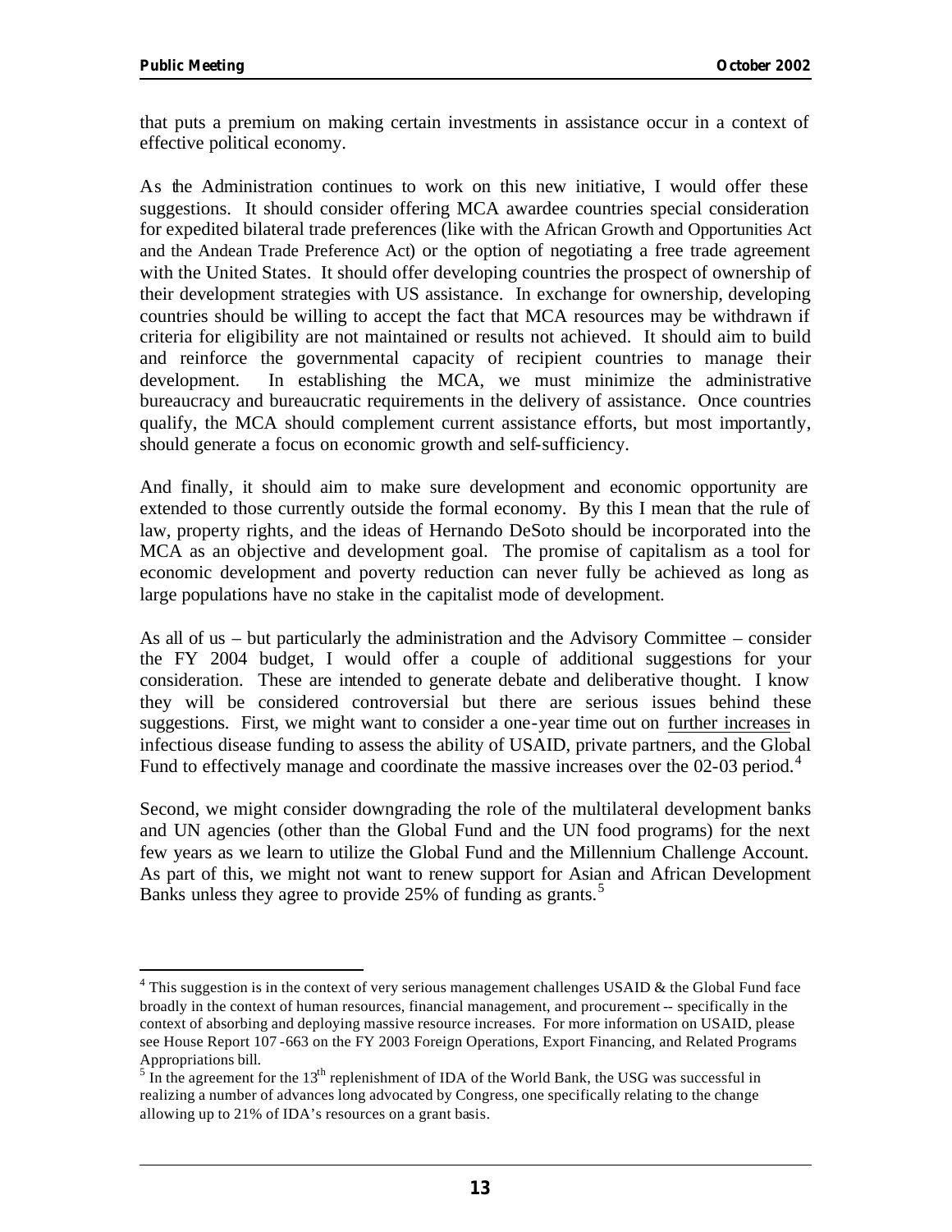that puts a premium on making certain investments in assistance occur in a context of effective political economy.

As the Administration continues to work on this new initiative, I would offer these suggestions. It should consider offering MCA awardee countries special consideration for expedited bilateral trade preferences (like with the African Growth and Opportunities Act and the Andean Trade Preference Act) or the option of negotiating a free trade agreement with the United States. It should offer developing countries the prospect of ownership of their development strategies with US assistance. In exchange for ownership, developing countries should be willing to accept the fact that MCA resources may be withdrawn if criteria for eligibility are not maintained or results not achieved. It should aim to build and reinforce the governmental capacity of recipient countries to manage their development. In establishing the MCA, we must minimize the administrative bureaucracy and bureaucratic requirements in the delivery of assistance. Once countries qualify, the MCA should complement current assistance efforts, but most importantly, should generate a focus on economic growth and self-sufficiency.

And finally, it should aim to make sure development and economic opportunity are extended to those currently outside the formal economy. By this I mean that the rule of law, property rights, and the ideas of Hernando DeSoto should be incorporated into the MCA as an objective and development goal. The promise of capitalism as a tool for economic development and poverty reduction can never fully be achieved as long as large populations have no stake in the capitalist mode of development.

As all of us – but particularly the administration and the Advisory Committee – consider the FY 2004 budget, I would offer a couple of additional suggestions for your consideration. These are intended to generate debate and deliberative thought. I know they will be considered controversial but there are serious issues behind these suggestions. First, we might want to consider a one-year time out on <u>further increases</u> in infectious disease funding to assess the ability of USAID, private partners, and the Global Fund to effectively manage and coordinate the massive increases over the 02-03 period.[4]

Second, we might consider downgrading the role of the multilateral development banks and UN agencies (other than the Global Fund and the UN food programs) for the next few years as we learn to utilize the Global Fund and the Millennium Challenge Account. As part of this, we might not want to renew support for Asian and African Development Banks unless they agree to provide 25% of funding as grants.[5]

---

[4] This suggestion is in the context of very serious management challenges USAID & the Global Fund face broadly in the context of human resources, financial management, and procurement -- specifically in the context of absorbing and deploying massive resource increases. For more information on USAID, please see House Report 107-663 on the FY 2003 Foreign Operations, Export Financing, and Related Programs Appropriations bill.

[5] In the agreement for the 13th replenishment of IDA of the World Bank, the USG was successful in realizing a number of advances long advocated by Congress, one specifically relating to the change allowing up to 21% of IDA's resources on a grant basis.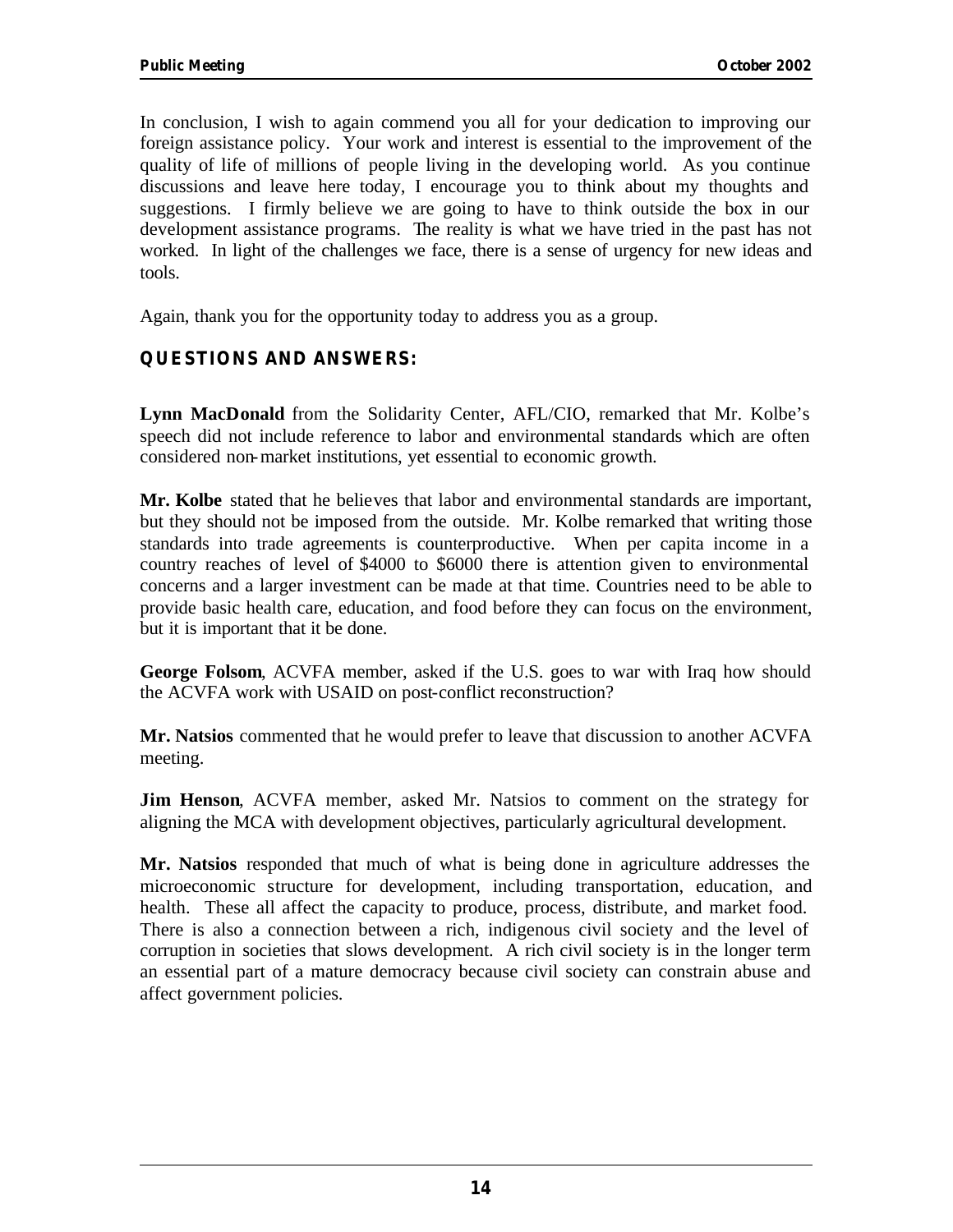In conclusion, I wish to again commend you all for your dedication to improving our foreign assistance policy. Your work and interest is essential to the improvement of the quality of life of millions of people living in the developing world. As you continue discussions and leave here today, I encourage you to think about my thoughts and suggestions. I firmly believe we are going to have to think outside the box in our development assistance programs. The reality is what we have tried in the past has not worked. In light of the challenges we face, there is a sense of urgency for new ideas and tools.

Again, thank you for the opportunity today to address you as a group.

## QUESTIONS AND ANSWERS:

**Lynn MacDonald** from the Solidarity Center, AFL/CIO, remarked that Mr. Kolbe's speech did not include reference to labor and environmental standards which are often considered non-market institutions, yet essential to economic growth.

**Mr. Kolbe** stated that he believes that labor and environmental standards are important, but they should not be imposed from the outside. Mr. Kolbe remarked that writing those standards into trade agreements is counterproductive. When per capita income in a country reaches of level of $4000 to $6000 there is attention given to environmental concerns and a larger investment can be made at that time. Countries need to be able to provide basic health care, education, and food before they can focus on the environment, but it is important that it be done.

**George Folsom**, ACVFA member, asked if the U.S. goes to war with Iraq how should the ACVFA work with USAID on post-conflict reconstruction?

**Mr. Natsios** commented that he would prefer to leave that discussion to another ACVFA meeting.

**Jim Henson**, ACVFA member, asked Mr. Natsios to comment on the strategy for aligning the MCA with development objectives, particularly agricultural development.

**Mr. Natsios** responded that much of what is being done in agriculture addresses the microeconomic structure for development, including transportation, education, and health. These all affect the capacity to produce, process, distribute, and market food. There is also a connection between a rich, indigenous civil society and the level of corruption in societies that slows development. A rich civil society is in the longer term an essential part of a mature democracy because civil society can constrain abuse and affect government policies.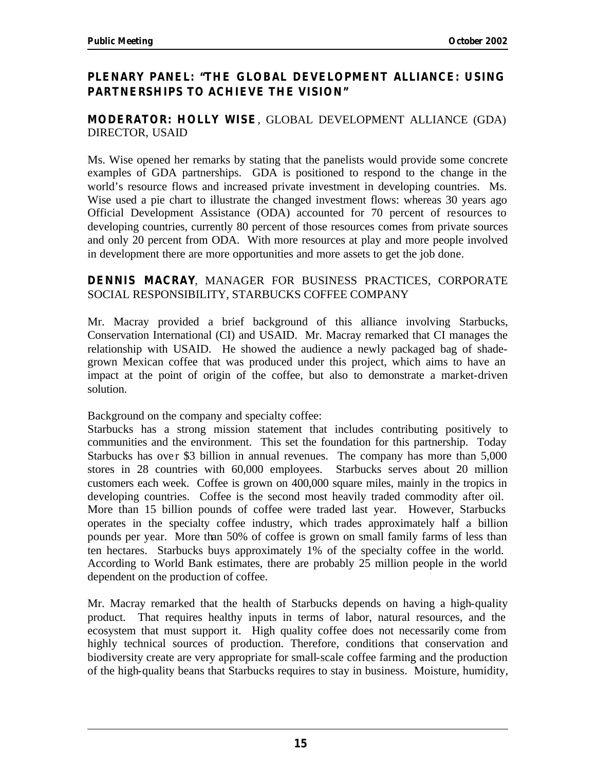## PLENARY PANEL: "THE GLOBAL DEVELOPMENT ALLIANCE: USING PARTNERSHIPS TO ACHIEVE THE VISION"

### MODERATOR: HOLLY WISE, GLOBAL DEVELOPMENT ALLIANCE (GDA) DIRECTOR, USAID

Ms. Wise opened her remarks by stating that the panelists would provide some concrete examples of GDA partnerships. GDA is positioned to respond to the change in the world's resource flows and increased private investment in developing countries. Ms. Wise used a pie chart to illustrate the changed investment flows: whereas 30 years ago Official Development Assistance (ODA) accounted for 70 percent of resources to developing countries, currently 80 percent of those resources comes from private sources and only 20 percent from ODA. With more resources at play and more people involved in development there are more opportunities and more assets to get the job done.

### DENNIS MACRAY, MANAGER FOR BUSINESS PRACTICES, CORPORATE SOCIAL RESPONSIBILITY, STARBUCKS COFFEE COMPANY

Mr. Macray provided a brief background of this alliance involving Starbucks, Conservation International (CI) and USAID. Mr. Macray remarked that CI manages the relationship with USAID. He showed the audience a newly packaged bag of shade-grown Mexican coffee that was produced under this project, which aims to have an impact at the point of origin of the coffee, but also to demonstrate a market-driven solution.

Background on the company and specialty coffee:
Starbucks has a strong mission statement that includes contributing positively to communities and the environment. This set the foundation for this partnership. Today Starbucks has over $3 billion in annual revenues. The company has more than 5,000 stores in 28 countries with 60,000 employees. Starbucks serves about 20 million customers each week. Coffee is grown on 400,000 square miles, mainly in the tropics in developing countries. Coffee is the second most heavily traded commodity after oil. More than 15 billion pounds of coffee were traded last year. However, Starbucks operates in the specialty coffee industry, which trades approximately half a billion pounds per year. More than 50% of coffee is grown on small family farms of less than ten hectares. Starbucks buys approximately 1% of the specialty coffee in the world. According to World Bank estimates, there are probably 25 million people in the world dependent on the production of coffee.

Mr. Macray remarked that the health of Starbucks depends on having a high-quality product. That requires healthy inputs in terms of labor, natural resources, and the ecosystem that must support it. High quality coffee does not necessarily come from highly technical sources of production. Therefore, conditions that conservation and biodiversity create are very appropriate for small-scale coffee farming and the production of the high-quality beans that Starbucks requires to stay in business. Moisture, humidity,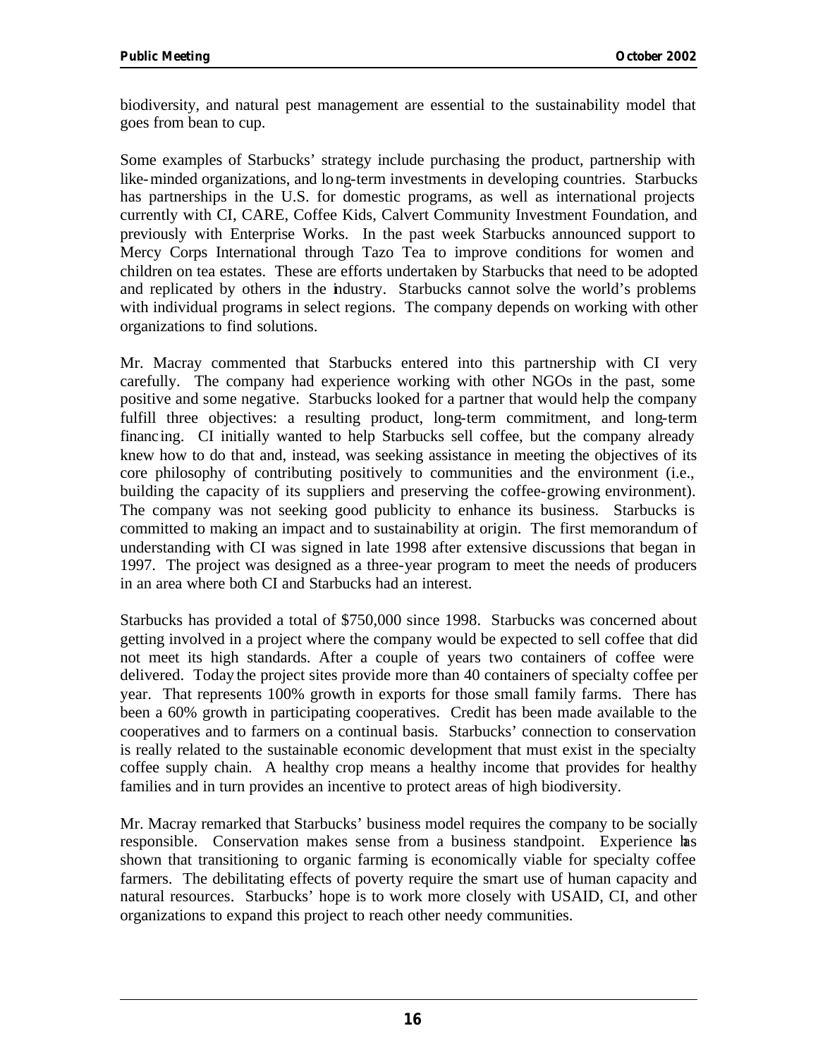biodiversity, and natural pest management are essential to the sustainability model that goes from bean to cup.

Some examples of Starbucks' strategy include purchasing the product, partnership with like-minded organizations, and long-term investments in developing countries. Starbucks has partnerships in the U.S. for domestic programs, as well as international projects currently with CI, CARE, Coffee Kids, Calvert Community Investment Foundation, and previously with Enterprise Works. In the past week Starbucks announced support to Mercy Corps International through Tazo Tea to improve conditions for women and children on tea estates. These are efforts undertaken by Starbucks that need to be adopted and replicated by others in the industry. Starbucks cannot solve the world's problems with individual programs in select regions. The company depends on working with other organizations to find solutions.

Mr. Macray commented that Starbucks entered into this partnership with CI very carefully. The company had experience working with other NGOs in the past, some positive and some negative. Starbucks looked for a partner that would help the company fulfill three objectives: a resulting product, long-term commitment, and long-term financing. CI initially wanted to help Starbucks sell coffee, but the company already knew how to do that and, instead, was seeking assistance in meeting the objectives of its core philosophy of contributing positively to communities and the environment (i.e., building the capacity of its suppliers and preserving the coffee-growing environment). The company was not seeking good publicity to enhance its business. Starbucks is committed to making an impact and to sustainability at origin. The first memorandum of understanding with CI was signed in late 1998 after extensive discussions that began in 1997. The project was designed as a three-year program to meet the needs of producers in an area where both CI and Starbucks had an interest.

Starbucks has provided a total of $750,000 since 1998. Starbucks was concerned about getting involved in a project where the company would be expected to sell coffee that did not meet its high standards. After a couple of years two containers of coffee were delivered. Today the project sites provide more than 40 containers of specialty coffee per year. That represents 100% growth in exports for those small family farms. There has been a 60% growth in participating cooperatives. Credit has been made available to the cooperatives and to farmers on a continual basis. Starbucks' connection to conservation is really related to the sustainable economic development that must exist in the specialty coffee supply chain. A healthy crop means a healthy income that provides for healthy families and in turn provides an incentive to protect areas of high biodiversity.

Mr. Macray remarked that Starbucks' business model requires the company to be socially responsible. Conservation makes sense from a business standpoint. Experience has shown that transitioning to organic farming is economically viable for specialty coffee farmers. The debilitating effects of poverty require the smart use of human capacity and natural resources. Starbucks' hope is to work more closely with USAID, CI, and other organizations to expand this project to reach other needy communities.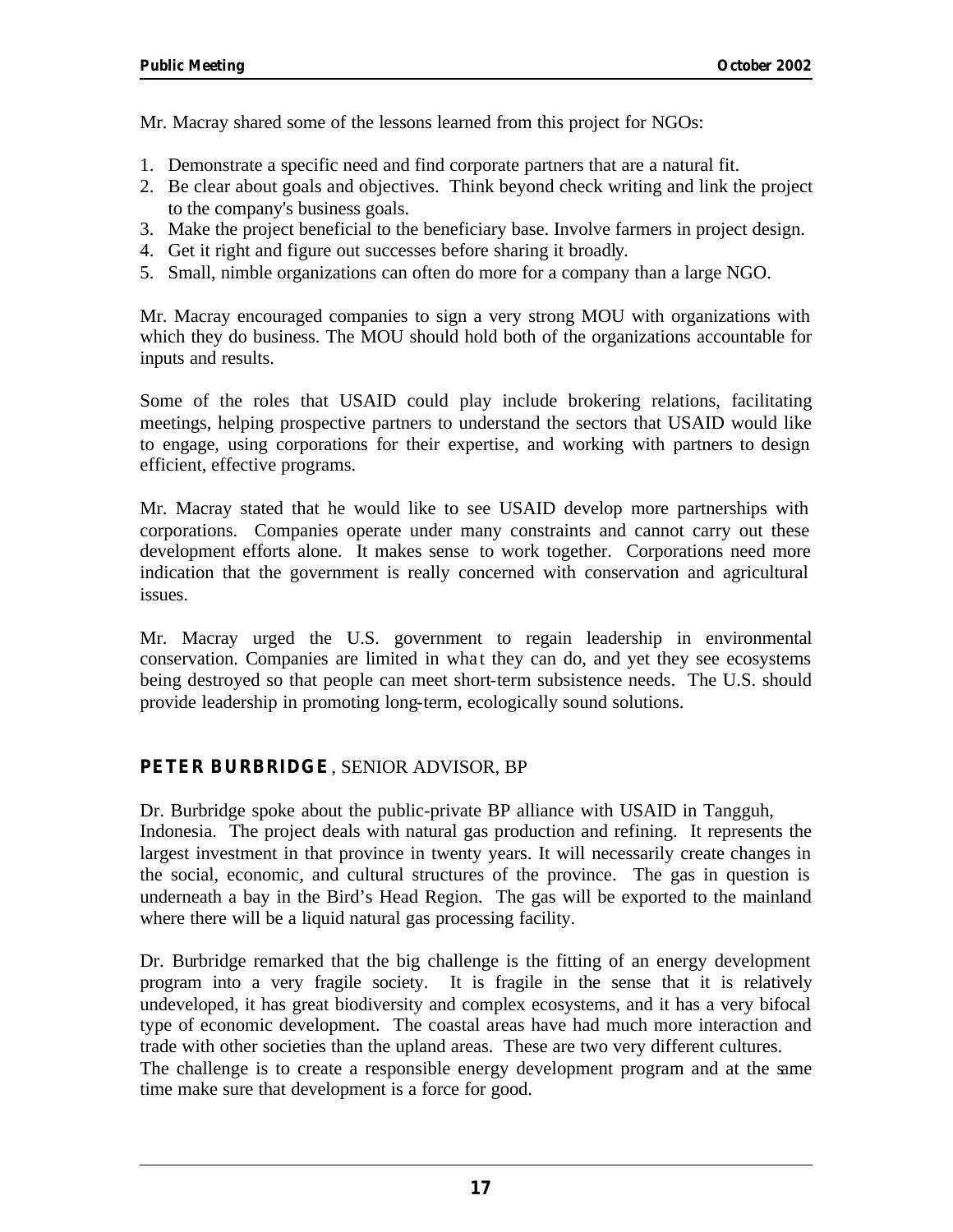Mr. Macray shared some of the lessons learned from this project for NGOs:

1. Demonstrate a specific need and find corporate partners that are a natural fit.
2. Be clear about goals and objectives. Think beyond check writing and link the project to the company's business goals.
3. Make the project beneficial to the beneficiary base. Involve farmers in project design.
4. Get it right and figure out successes before sharing it broadly.
5. Small, nimble organizations can often do more for a company than a large NGO.

Mr. Macray encouraged companies to sign a very strong MOU with organizations with which they do business. The MOU should hold both of the organizations accountable for inputs and results.

Some of the roles that USAID could play include brokering relations, facilitating meetings, helping prospective partners to understand the sectors that USAID would like to engage, using corporations for their expertise, and working with partners to design efficient, effective programs.

Mr. Macray stated that he would like to see USAID develop more partnerships with corporations. Companies operate under many constraints and cannot carry out these development efforts alone. It makes sense to work together. Corporations need more indication that the government is really concerned with conservation and agricultural issues.

Mr. Macray urged the U.S. government to regain leadership in environmental conservation. Companies are limited in what they can do, and yet they see ecosystems being destroyed so that people can meet short-term subsistence needs. The U.S. should provide leadership in promoting long-term, ecologically sound solutions.

### **PETER BURBRIDGE**, SENIOR ADVISOR, BP

Dr. Burbridge spoke about the public-private BP alliance with USAID in Tangguh, Indonesia. The project deals with natural gas production and refining. It represents the largest investment in that province in twenty years. It will necessarily create changes in the social, economic, and cultural structures of the province. The gas in question is underneath a bay in the Bird's Head Region. The gas will be exported to the mainland where there will be a liquid natural gas processing facility.

Dr. Burbridge remarked that the big challenge is the fitting of an energy development program into a very fragile society. It is fragile in the sense that it is relatively undeveloped, it has great biodiversity and complex ecosystems, and it has a very bifocal type of economic development. The coastal areas have had much more interaction and trade with other societies than the upland areas. These are two very different cultures. The challenge is to create a responsible energy development program and at the same time make sure that development is a force for good.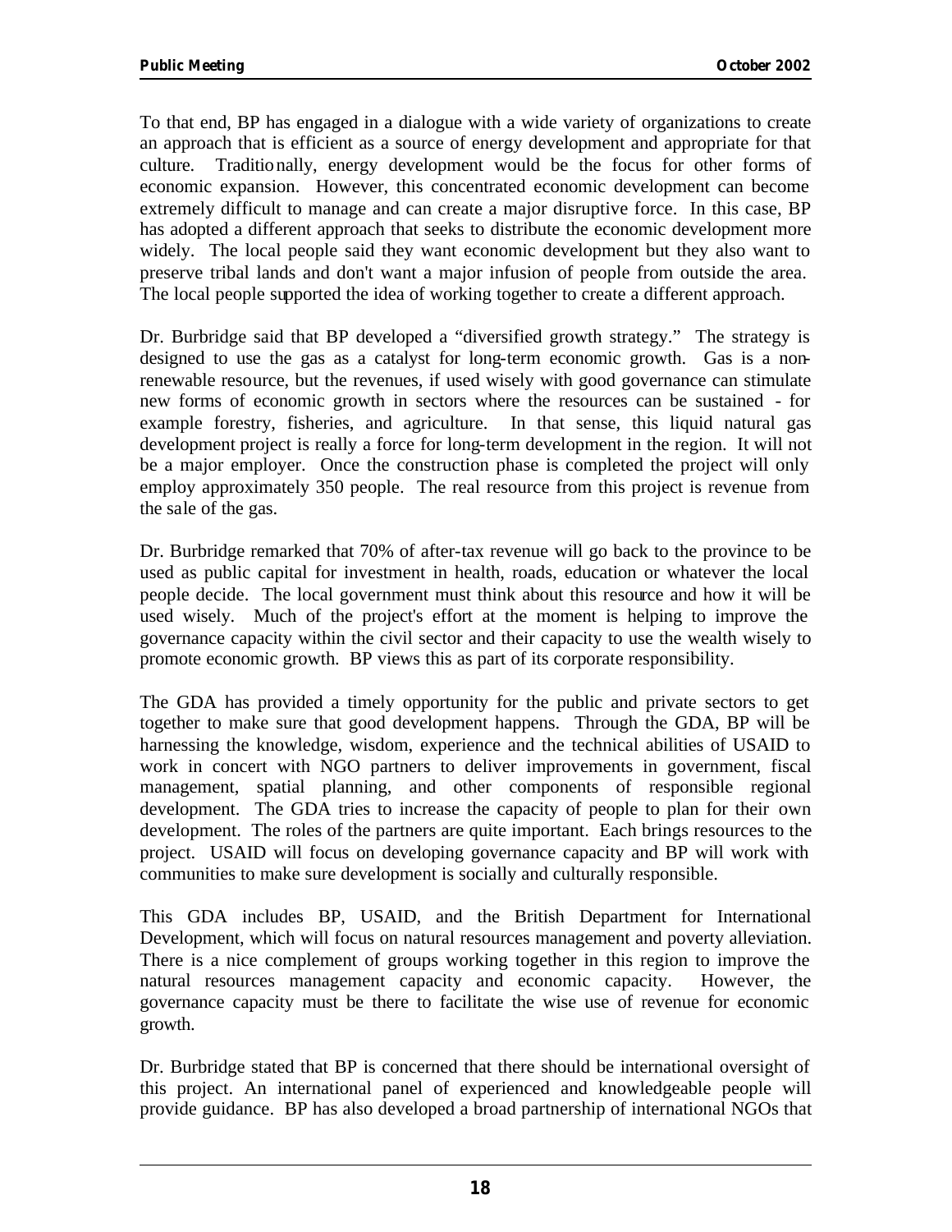To that end, BP has engaged in a dialogue with a wide variety of organizations to create an approach that is efficient as a source of energy development and appropriate for that culture. Traditionally, energy development would be the focus for other forms of economic expansion. However, this concentrated economic development can become extremely difficult to manage and can create a major disruptive force. In this case, BP has adopted a different approach that seeks to distribute the economic development more widely. The local people said they want economic development but they also want to preserve tribal lands and don't want a major infusion of people from outside the area. The local people supported the idea of working together to create a different approach.

Dr. Burbridge said that BP developed a "diversified growth strategy." The strategy is designed to use the gas as a catalyst for long-term economic growth. Gas is a non-renewable resource, but the revenues, if used wisely with good governance can stimulate new forms of economic growth in sectors where the resources can be sustained - for example forestry, fisheries, and agriculture. In that sense, this liquid natural gas development project is really a force for long-term development in the region. It will not be a major employer. Once the construction phase is completed the project will only employ approximately 350 people. The real resource from this project is revenue from the sale of the gas.

Dr. Burbridge remarked that 70% of after-tax revenue will go back to the province to be used as public capital for investment in health, roads, education or whatever the local people decide. The local government must think about this resource and how it will be used wisely. Much of the project's effort at the moment is helping to improve the governance capacity within the civil sector and their capacity to use the wealth wisely to promote economic growth. BP views this as part of its corporate responsibility.

The GDA has provided a timely opportunity for the public and private sectors to get together to make sure that good development happens. Through the GDA, BP will be harnessing the knowledge, wisdom, experience and the technical abilities of USAID to work in concert with NGO partners to deliver improvements in government, fiscal management, spatial planning, and other components of responsible regional development. The GDA tries to increase the capacity of people to plan for their own development. The roles of the partners are quite important. Each brings resources to the project. USAID will focus on developing governance capacity and BP will work with communities to make sure development is socially and culturally responsible.

This GDA includes BP, USAID, and the British Department for International Development, which will focus on natural resources management and poverty alleviation. There is a nice complement of groups working together in this region to improve the natural resources management capacity and economic capacity. However, the governance capacity must be there to facilitate the wise use of revenue for economic growth.

Dr. Burbridge stated that BP is concerned that there should be international oversight of this project. An international panel of experienced and knowledgeable people will provide guidance. BP has also developed a broad partnership of international NGOs that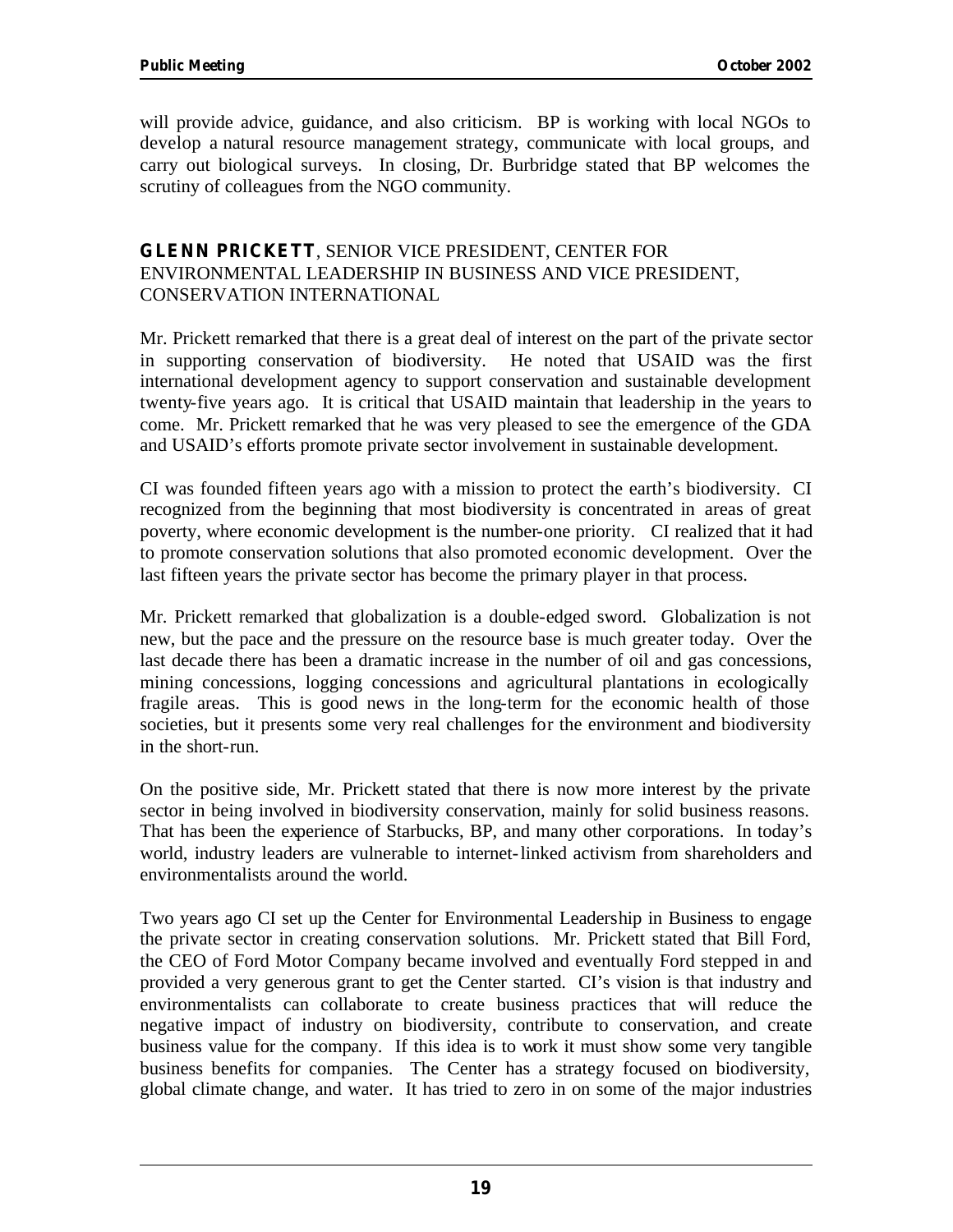will provide advice, guidance, and also criticism. BP is working with local NGOs to develop a natural resource management strategy, communicate with local groups, and carry out biological surveys. In closing, Dr. Burbridge stated that BP welcomes the scrutiny of colleagues from the NGO community.

**GLENN PRICKETT**, SENIOR VICE PRESIDENT, CENTER FOR ENVIRONMENTAL LEADERSHIP IN BUSINESS AND VICE PRESIDENT, CONSERVATION INTERNATIONAL

Mr. Prickett remarked that there is a great deal of interest on the part of the private sector in supporting conservation of biodiversity. He noted that USAID was the first international development agency to support conservation and sustainable development twenty-five years ago. It is critical that USAID maintain that leadership in the years to come. Mr. Prickett remarked that he was very pleased to see the emergence of the GDA and USAID's efforts promote private sector involvement in sustainable development.

CI was founded fifteen years ago with a mission to protect the earth's biodiversity. CI recognized from the beginning that most biodiversity is concentrated in areas of great poverty, where economic development is the number-one priority. CI realized that it had to promote conservation solutions that also promoted economic development. Over the last fifteen years the private sector has become the primary player in that process.

Mr. Prickett remarked that globalization is a double-edged sword. Globalization is not new, but the pace and the pressure on the resource base is much greater today. Over the last decade there has been a dramatic increase in the number of oil and gas concessions, mining concessions, logging concessions and agricultural plantations in ecologically fragile areas. This is good news in the long-term for the economic health of those societies, but it presents some very real challenges for the environment and biodiversity in the short-run.

On the positive side, Mr. Prickett stated that there is now more interest by the private sector in being involved in biodiversity conservation, mainly for solid business reasons. That has been the experience of Starbucks, BP, and mainly other corporations. In today's world, industry leaders are vulnerable to internet-linked activism from shareholders and environmentalists around the world.

Two years ago CI set up the Center for Environmental Leadership in Business to engage the private sector in creating conservation solutions. Mr. Prickett stated that Bill Ford, the CEO of Ford Motor Company became involved and eventually Ford stepped in and provided a very generous grant to get the Center started. CI's vision is that industry and environmentalists can collaborate to create business practices that will reduce the negative impact of industry on biodiversity, contribute to conservation, and create business value for the company. If this idea is to work it must show some very tangible business benefits for companies. The Center has a strategy focused on biodiversity, global climate change, and water. It has tried to zero in on some of the major industries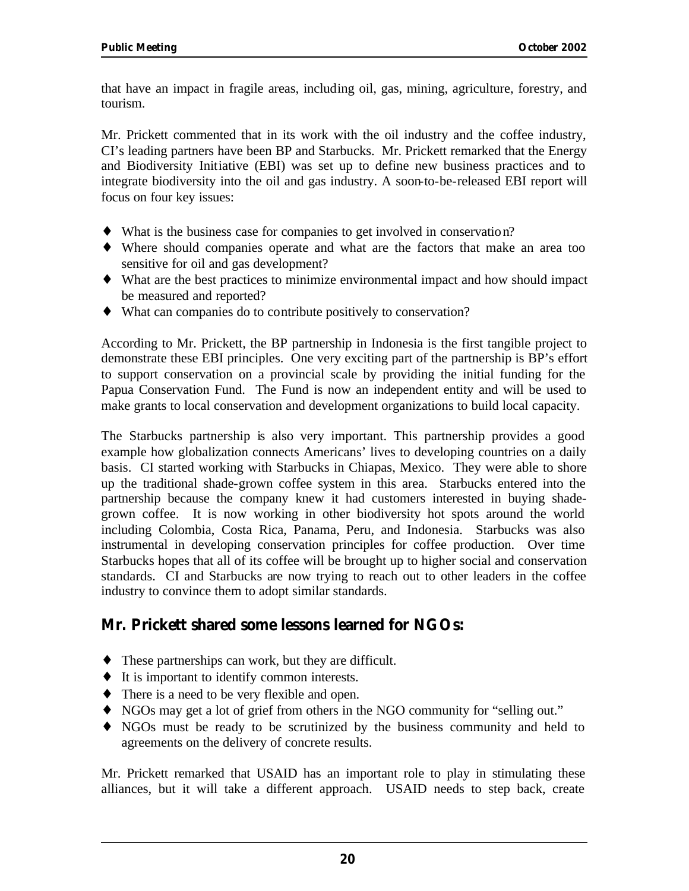that have an impact in fragile areas, including oil, gas, mining, agriculture, forestry, and tourism.

Mr. Prickett commented that in its work with the oil industry and the coffee industry, CI's leading partners have been BP and Starbucks. Mr. Prickett remarked that the Energy and Biodiversity Initiative (EBI) was set up to define new business practices and to integrate biodiversity into the oil and gas industry. A soon-to-be-released EBI report will focus on four key issues:

- What is the business case for companies to get involved in conservation?
- Where should companies operate and what are the factors that make an area too sensitive for oil and gas development?
- What are the best practices to minimize environmental impact and how should impact be measured and reported?
- What can companies do to contribute positively to conservation?

According to Mr. Prickett, the BP partnership in Indonesia is the first tangible project to demonstrate these EBI principles. One very exciting part of the partnership is BP's effort to support conservation on a provincial scale by providing the initial funding for the Papua Conservation Fund. The Fund is now an independent entity and will be used to make grants to local conservation and development organizations to build local capacity.

The Starbucks partnership is also very important. This partnership provides a good example how globalization connects Americans' lives to developing countries on a daily basis. CI started working with Starbucks in Chiapas, Mexico. They were able to shore up the traditional shade-grown coffee system in this area. Starbucks entered into the partnership because the company knew it had customers interested in buying shade-grown coffee. It is now working in other biodiversity hot spots around the world including Colombia, Costa Rica, Panama, Peru, and Indonesia. Starbucks was also instrumental in developing conservation principles for coffee production. Over time Starbucks hopes that all of its coffee will be brought up to higher social and conservation standards. CI and Starbucks are now trying to reach out to other leaders in the coffee industry to convince them to adopt similar standards.

## Mr. Prickett shared some lessons learned for NGOs:

- These partnerships can work, but they are difficult.
- It is important to identify common interests.
- There is a need to be very flexible and open.
- NGOs may get a lot of grief from others in the NGO community for "selling out."
- NGOs must be ready to be scrutinized by the business community and held to agreements on the delivery of concrete results.

Mr. Prickett remarked that USAID has an important role to play in stimulating these alliances, but it will take a different approach. USAID needs to step back, create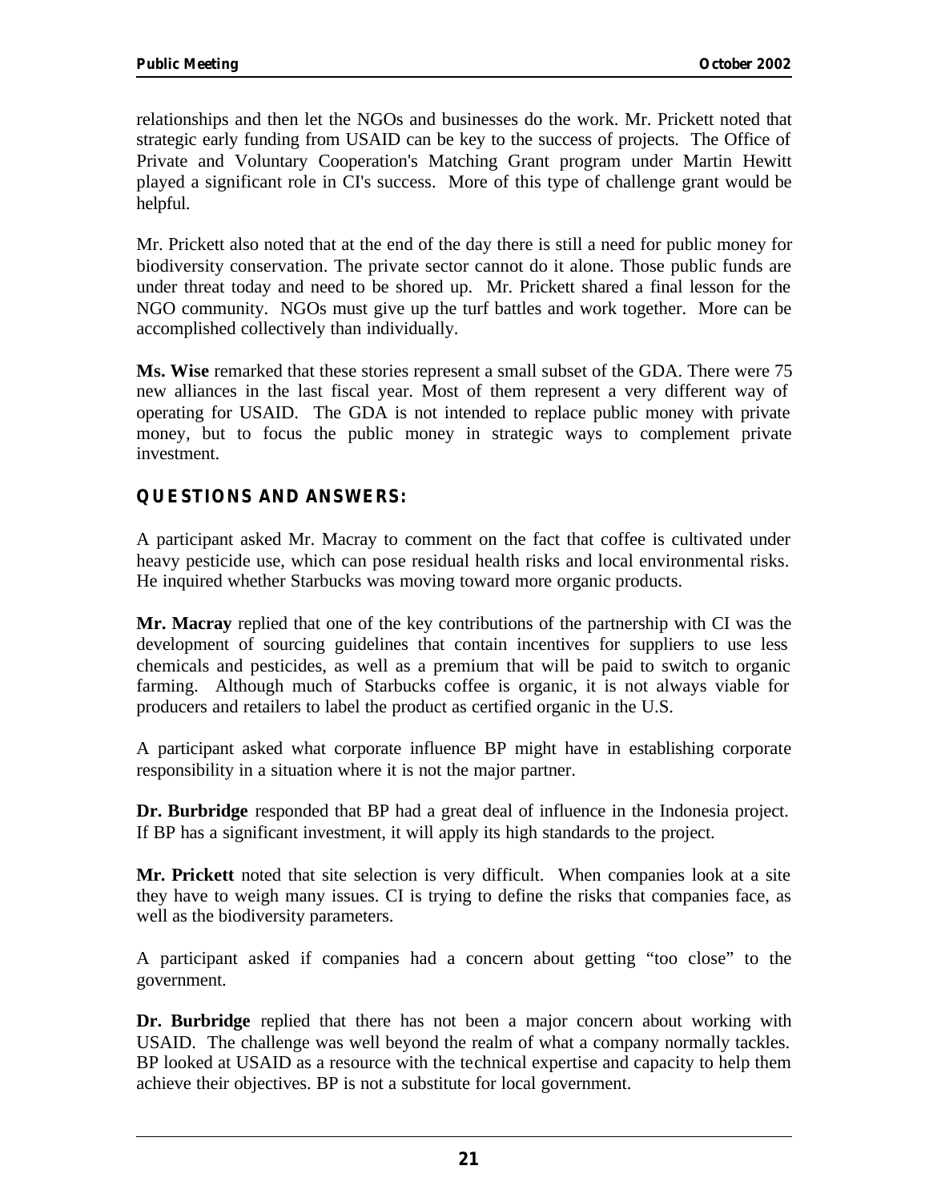relationships and then let the NGOs and businesses do the work. Mr. Prickett noted that strategic early funding from USAID can be key to the success of projects. The Office of Private and Voluntary Cooperation's Matching Grant program under Martin Hewitt played a significant role in CI's success. More of this type of challenge grant would be helpful.

Mr. Prickett also noted that at the end of the day there is still a need for public money for biodiversity conservation. The private sector cannot do it alone. Those public funds are under threat today and need to be shored up. Mr. Prickett shared a final lesson for the NGO community. NGOs must give up the turf battles and work together. More can be accomplished collectively than individually.

**Ms. Wise** remarked that these stories represent a small subset of the GDA. There were 75 new alliances in the last fiscal year. Most of them represent a very different way of operating for USAID. The GDA is not intended to replace public money with private money, but to focus the public money in strategic ways to complement private investment.

## QUESTIONS AND ANSWERS:

A participant asked Mr. Macray to comment on the fact that coffee is cultivated under heavy pesticide use, which can pose residual health risks and local environmental risks. He inquired whether Starbucks was moving toward more organic products.

**Mr. Macray** replied that one of the key contributions of the partnership with CI was the development of sourcing guidelines that contain incentives for suppliers to use less chemicals and pesticides, as well as a premium that will be paid to switch to organic farming. Although much of Starbucks coffee is organic, it is not always viable for producers and retailers to label the product as certified organic in the U.S.

A participant asked what corporate influence BP might have in establishing corporate responsibility in a situation where it is not the major partner.

**Dr. Burbridge** responded that BP had a great deal of influence in the Indonesia project. If BP has a significant investment, it will apply its high standards to the project.

**Mr. Prickett** noted that site selection is very difficult. When companies look at a site they have to weigh many issues. CI is trying to define the risks that companies face, as well as the biodiversity parameters.

A participant asked if companies had a concern about getting "too close" to the government.

**Dr. Burbridge** replied that there has not been a major concern about working with USAID. The challenge was well beyond the realm of what a company normally tackles. BP looked at USAID as a resource with the technical expertise and capacity to help them achieve their objectives. BP is not a substitute for local government.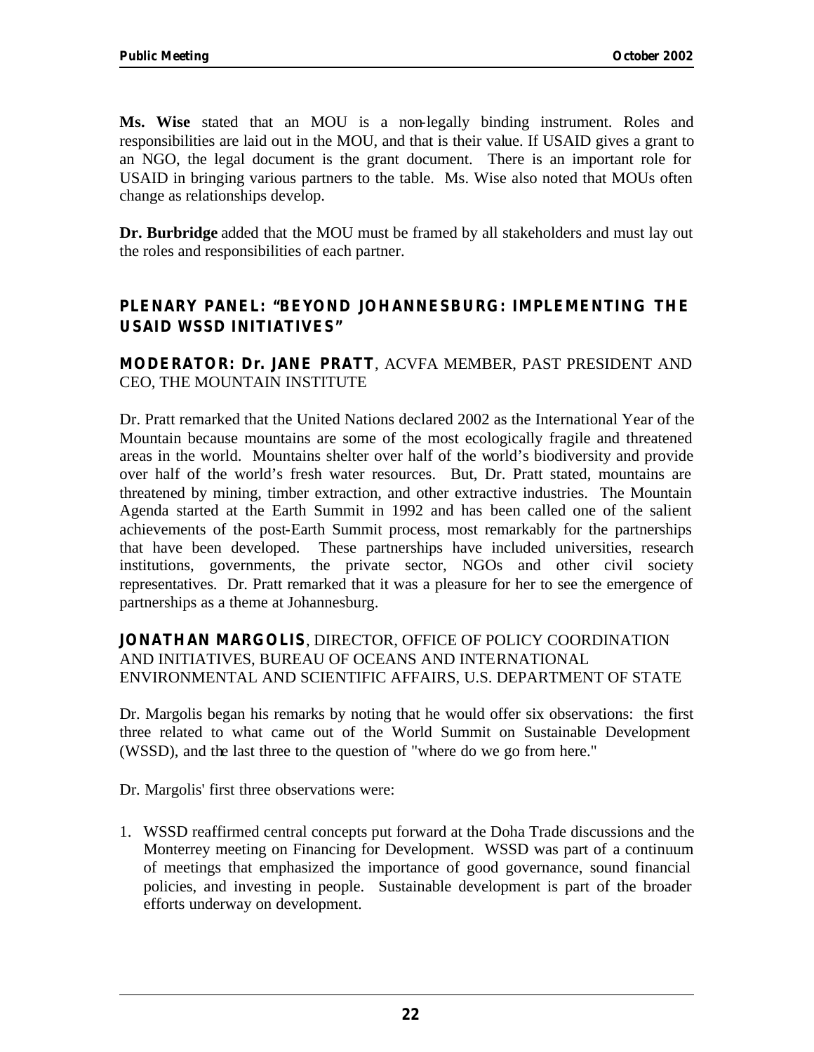**Ms. Wise** stated that an MOU is a non-legally binding instrument. Roles and responsibilities are laid out in the MOU, and that is their value. If USAID gives a grant to an NGO, the legal document is the grant document. There is an important role for USAID in bringing various partners to the table. Ms. Wise also noted that MOUs often change as relationships develop.

**Dr. Burbridge** added that the MOU must be framed by all stakeholders and must lay out the roles and responsibilities of each partner.

## PLENARY PANEL: "BEYOND JOHANNESBURG: IMPLEMENTING THE USAID WSSD INITIATIVES"

**MODERATOR: Dr. JANE PRATT**, ACVFA MEMBER, PAST PRESIDENT AND CEO, THE MOUNTAIN INSTITUTE

Dr. Pratt remarked that the United Nations declared 2002 as the International Year of the Mountain because mountains are some of the most ecologically fragile and threatened areas in the world. Mountains shelter over half of the world's biodiversity and provide over half of the world's fresh water resources. But, Dr. Pratt stated, mountains are threatened by mining, timber extraction, and other extractive industries. The Mountain Agenda started at the Earth Summit in 1992 and has been called one of the salient achievements of the post-Earth Summit process, most remarkably for the partnerships that have been developed. These partnerships have included universities, research institutions, governments, the private sector, NGOs and other civil society representatives. Dr. Pratt remarked that it was a pleasure for her to see the emergence of partnerships as a theme at Johannesburg.

**JONATHAN MARGOLIS**, DIRECTOR, OFFICE OF POLICY COORDINATION AND INITIATIVES, BUREAU OF OCEANS AND INTERNATIONAL ENVIRONMENTAL AND SCIENTIFIC AFFAIRS, U.S. DEPARTMENT OF STATE

Dr. Margolis began his remarks by noting that he would offer six observations: the first three related to what came out of the World Summit on Sustainable Development (WSSD), and the last three to the question of "where do we go from here."

Dr. Margolis' first three observations were:

1. WSSD reaffirmed central concepts put forward at the Doha Trade discussions and the Monterrey meeting on Financing for Development. WSSD was part of a continuum of meetings that emphasized the importance of good governance, sound financial policies, and investing in people. Sustainable development is part of the broader efforts underway on development.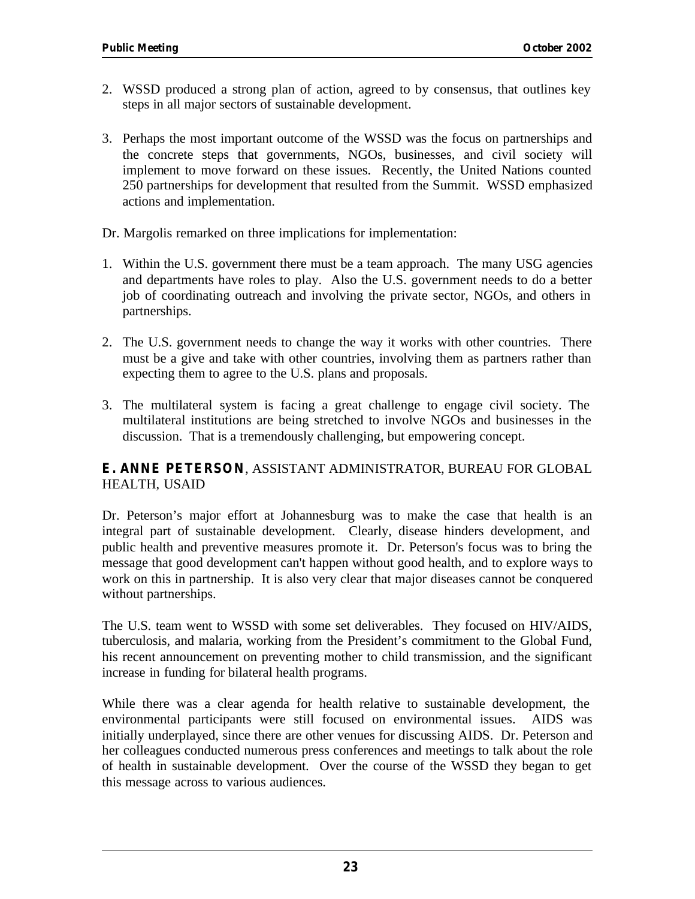2. WSSD produced a strong plan of action, agreed to by consensus, that outlines key steps in all major sectors of sustainable development.

3. Perhaps the most important outcome of the WSSD was the focus on partnerships and the concrete steps that governments, NGOs, businesses, and civil society will implement to move forward on these issues. Recently, the United Nations counted 250 partnerships for development that resulted from the Summit. WSSD emphasized actions and implementation.

Dr. Margolis remarked on three implications for implementation:

1. Within the U.S. government there must be a team approach. The many USG agencies and departments have roles to play. Also the U.S. government needs to do a better job of coordinating outreach and involving the private sector, NGOs, and others in partnerships.

2. The U.S. government needs to change the way it works with other countries. There must be a give and take with other countries, involving them as partners rather than expecting them to agree to the U.S. plans and proposals.

3. The multilateral system is facing a great challenge to engage civil society. The multilateral institutions are being stretched to involve NGOs and businesses in the discussion. That is a tremendously challenging, but empowering concept.

**E. ANNE PETERSON**, ASSISTANT ADMINISTRATOR, BUREAU FOR GLOBAL HEALTH, USAID

Dr. Peterson's major effort at Johannesburg was to make the case that health is an integral part of sustainable development. Clearly, disease hinders development, and public health and preventive measures promote it. Dr. Peterson's focus was to bring the message that good development can't happen without good health, and to explore ways to work on this in partnership. It is also very clear that major diseases cannot be conquered without partnerships.

The U.S. team went to WSSD with some set deliverables. They focused on HIV/AIDS, tuberculosis, and malaria, working from the President's commitment to the Global Fund, his recent announcement on preventing mother to child transmission, and the significant increase in funding for bilateral health programs.

While there was a clear agenda for health relative to sustainable development, the environmental participants were still focused on environmental issues. AIDS was initially underplayed, since there are other venues for discussing AIDS. Dr. Peterson and her colleagues conducted numerous press conferences and meetings to talk about the role of health in sustainable development. Over the course of the WSSD they began to get this message across to various audiences.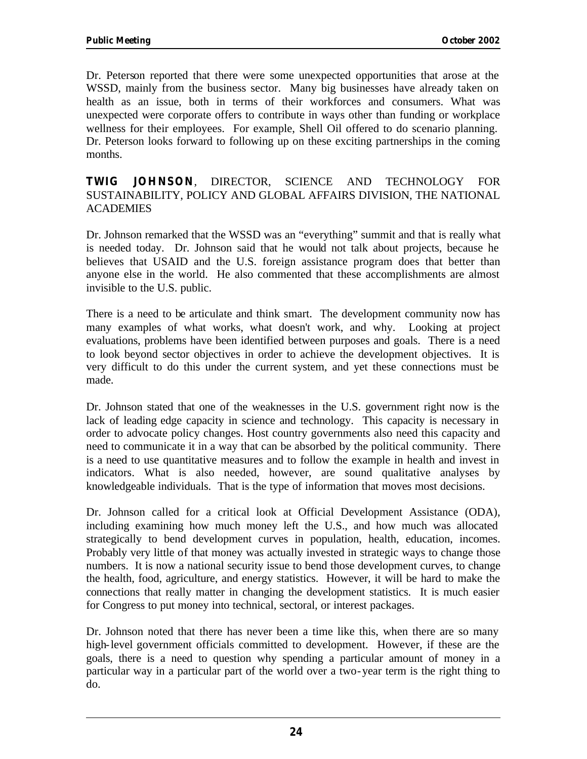Dr. Peterson reported that there were some unexpected opportunities that arose at the WSSD, mainly from the business sector. Many big businesses have already taken on health as an issue, both in terms of their workforces and consumers. What was unexpected were corporate offers to contribute in ways other than funding or workplace wellness for their employees. For example, Shell Oil offered to do scenario planning. Dr. Peterson looks forward to following up on these exciting partnerships in the coming months.

**TWIG JOHNSON**, DIRECTOR, SCIENCE AND TECHNOLOGY FOR SUSTAINABILITY, POLICY AND GLOBAL AFFAIRS DIVISION, THE NATIONAL ACADEMIES

Dr. Johnson remarked that the WSSD was an "everything" summit and that is really what is needed today. Dr. Johnson said that he would not talk about projects, because he believes that USAID and the U.S. foreign assistance program does that better than anyone else in the world. He also commented that these accomplishments are almost invisible to the U.S. public.

There is a need to be articulate and think smart. The development community now has many examples of what works, what doesn't work, and why. Looking at project evaluations, problems have been identified between purposes and goals. There is a need to look beyond sector objectives in order to achieve the development objectives. It is very difficult to do this under the current system, and yet these connections must be made.

Dr. Johnson stated that one of the weaknesses in the U.S. government right now is the lack of leading edge capacity in science and technology. This capacity is necessary in order to advocate policy changes. Host country governments also need this capacity and need to communicate it in a way that can be absorbed by the political community. There is a need to use quantitative measures and to follow the example in health and invest in indicators. What is also needed, however, are sound qualitative analyses by knowledgeable individuals. That is the type of information that moves most decisions.

Dr. Johnson called for a critical look at Official Development Assistance (ODA), including examining how much money left the U.S., and how much was allocated strategically to bend development curves in population, health, education, incomes. Probably very little of that money was actually invested in strategic ways to change those numbers. It is now a national security issue to bend those development curves, to change the health, food, agriculture, and energy statistics. However, it will be hard to make the connections that really matter in changing the development statistics. It is much easier for Congress to put money into technical, sectoral, or interest packages.

Dr. Johnson noted that there has never been a time like this, when there are so many high-level government officials committed to development. However, if these are the goals, there is a need to question why spending a particular amount of money in a particular way in a particular part of the world over a two-year term is the right thing to do.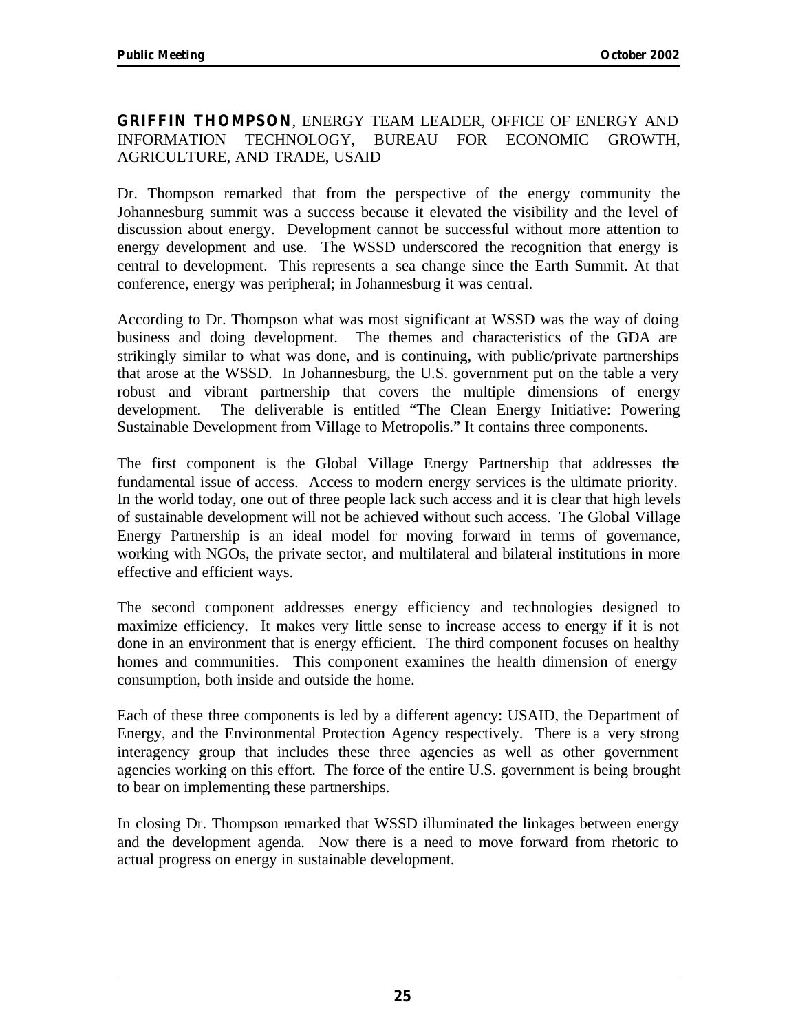**GRIFFIN THOMPSON**, ENERGY TEAM LEADER, OFFICE OF ENERGY AND INFORMATION TECHNOLOGY, BUREAU FOR ECONOMIC GROWTH, AGRICULTURE, AND TRADE, USAID

Dr. Thompson remarked that from the perspective of the energy community the Johannesburg summit was a success because it elevated the visibility and the level of discussion about energy. Development cannot be successful without more attention to energy development and use. The WSSD underscored the recognition that energy is central to development. This represents a sea change since the Earth Summit. At that conference, energy was peripheral; in Johannesburg it was central.

According to Dr. Thompson what was most significant at WSSD was the way of doing business and doing development. The themes and characteristics of the GDA are strikingly similar to what was done, and is continuing, with public/private partnerships that arose at the WSSD. In Johannesburg, the U.S. government put on the table a very robust and vibrant partnership that covers the multiple dimensions of energy development. The deliverable is entitled "The Clean Energy Initiative: Powering Sustainable Development from Village to Metropolis." It contains three components.

The first component is the Global Village Energy Partnership that addresses the fundamental issue of access. Access to modern energy services is the ultimate priority. In the world today, one out of three people lack such access and it is clear that high levels of sustainable development will not be achieved without such access. The Global Village Energy Partnership is an ideal model for moving forward in terms of governance, working with NGOs, the private sector, and multilateral and bilateral institutions in more effective and efficient ways.

The second component addresses energy efficiency and technologies designed to maximize efficiency. It makes very little sense to increase access to energy if it is not done in an environment that is energy efficient. The third component focuses on healthy homes and communities. This component examines the health dimension of energy consumption, both inside and outside the home.

Each of these three components is led by a different agency: USAID, the Department of Energy, and the Environmental Protection Agency respectively. There is a very strong interagency group that includes these three agencies as well as other government agencies working on this effort. The force of the entire U.S. government is being brought to bear on implementing these partnerships.

In closing Dr. Thompson remarked that WSSD illuminated the linkages between energy and the development agenda. Now there is a need to move forward from rhetoric to actual progress on energy in sustainable development.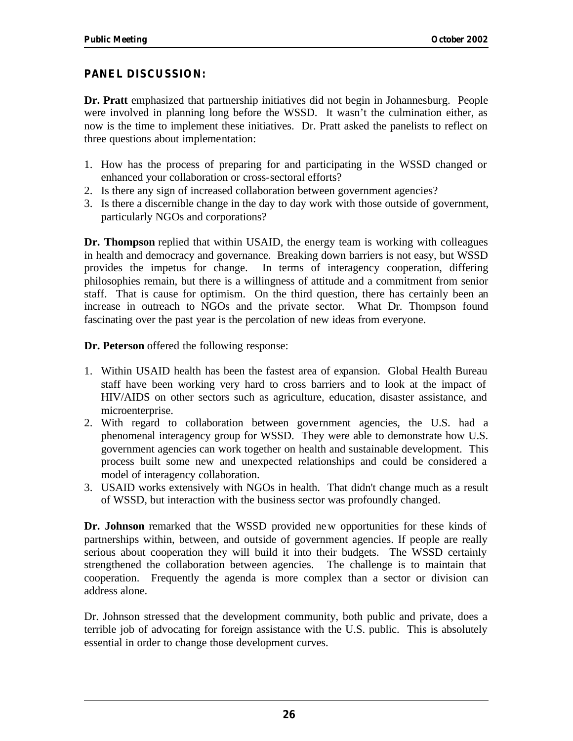## PANEL DISCUSSION:

**Dr. Pratt** emphasized that partnership initiatives did not begin in Johannesburg. People were involved in planning long before the WSSD. It wasn't the culmination either, as now is the time to implement these initiatives. Dr. Pratt asked the panelists to reflect on three questions about implementation:

1. How has the process of preparing for and participating in the WSSD changed or enhanced your collaboration or cross-sectoral efforts?
2. Is there any sign of increased collaboration between government agencies?
3. Is there a discernible change in the day to day work with those outside of government, particularly NGOs and corporations?

**Dr. Thompson** replied that within USAID, the energy team is working with colleagues in health and democracy and governance. Breaking down barriers is not easy, but WSSD provides the impetus for change. In terms of interagency cooperation, differing philosophies remain, but there is a willingness of attitude and a commitment from senior staff. That is cause for optimism. On the third question, there has certainly been an increase in outreach to NGOs and the private sector. What Dr. Thompson found fascinating over the past year is the percolation of new ideas from everyone.

**Dr. Peterson** offered the following response:

1. Within USAID health has been the fastest area of expansion. Global Health Bureau staff have been working very hard to cross barriers and to look at the impact of HIV/AIDS on other sectors such as agriculture, education, disaster assistance, and microenterprise.
2. With regard to collaboration between government agencies, the U.S. had a phenomenal interagency group for WSSD. They were able to demonstrate how U.S. government agencies can work together on health and sustainable development. This process built some new and unexpected relationships and could be considered a model of interagency collaboration.
3. USAID works extensively with NGOs in health. That didn't change much as a result of WSSD, but interaction with the business sector was profoundly changed.

**Dr. Johnson** remarked that the WSSD provided new opportunities for these kinds of partnerships within, between, and outside of government agencies. If people are really serious about cooperation they will build it into their budgets. The WSSD certainly strengthened the collaboration between agencies. The challenge is to maintain that cooperation. Frequently the agenda is more complex than a sector or division can address alone.

Dr. Johnson stressed that the development community, both public and private, does a terrible job of advocating for foreign assistance with the U.S. public. This is absolutely essential in order to change those development curves.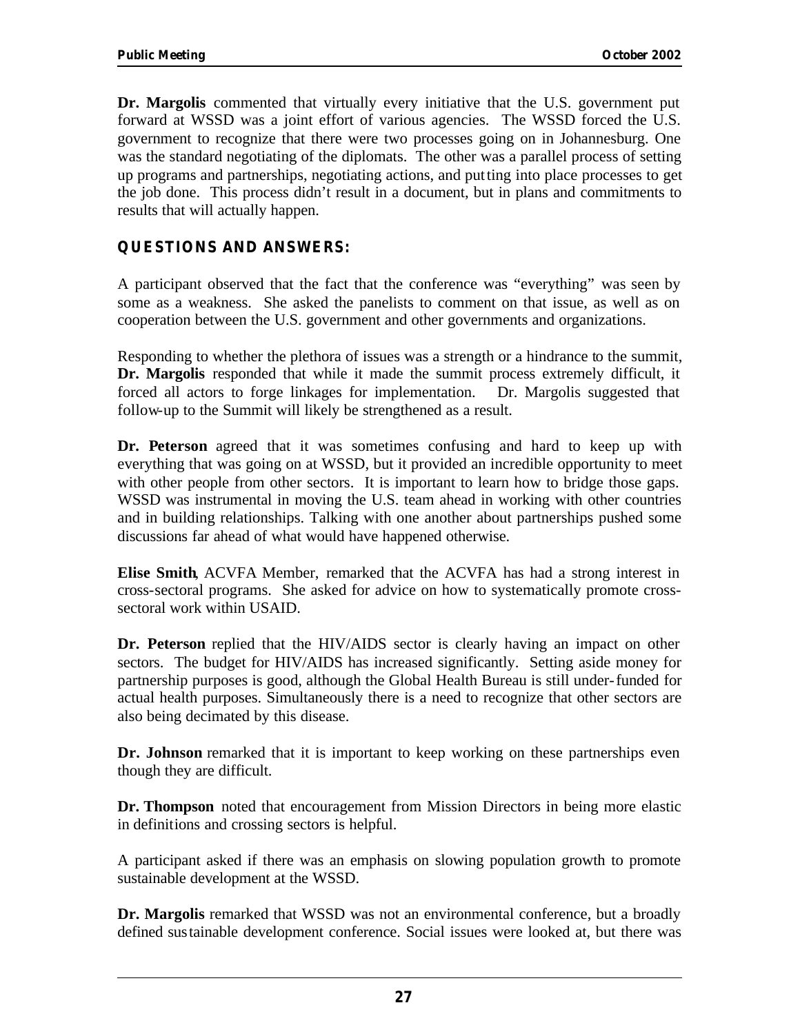**Dr. Margolis** commented that virtually every initiative that the U.S. government put forward at WSSD was a joint effort of various agencies. The WSSD forced the U.S. government to recognize that there were two processes going on in Johannesburg. One was the standard negotiating of the diplomats. The other was a parallel process of setting up programs and partnerships, negotiating actions, and putting into place processes to get the job done. This process didn't result in a document, but in plans and commitments to results that will actually happen.

## QUESTIONS AND ANSWERS:

A participant observed that the fact that the conference was "everything" was seen by some as a weakness. She asked the panelists to comment on that issue, as well as on cooperation between the U.S. government and other governments and organizations.

Responding to whether the plethora of issues was a strength or a hindrance to the summit, **Dr. Margolis** responded that while it made the summit process extremely difficult, it forced all actors to forge linkages for implementation. Dr. Margolis suggested that follow-up to the Summit will likely be strengthened as a result.

**Dr. Peterson** agreed that it was sometimes confusing and hard to keep up with everything that was going on at WSSD, but it provided an incredible opportunity to meet with other people from other sectors. It is important to learn how to bridge those gaps. WSSD was instrumental in moving the U.S. team ahead in working with other countries and in building relationships. Talking with one another about partnerships pushed some discussions far ahead of what would have happened otherwise.

**Elise Smith**, ACVFA Member, remarked that the ACVFA has had a strong interest in cross-sectoral programs. She asked for advice on how to systematically promote cross-sectoral work within USAID.

**Dr. Peterson** replied that the HIV/AIDS sector is clearly having an impact on other sectors. The budget for HIV/AIDS has increased significantly. Setting aside money for partnership purposes is good, although the Global Health Bureau is still under-funded for actual health purposes. Simultaneously there is a need to recognize that other sectors are also being decimated by this disease.

**Dr. Johnson** remarked that it is important to keep working on these partnerships even though they are difficult.

**Dr. Thompson** noted that encouragement from Mission Directors in being more elastic in definitions and crossing sectors is helpful.

A participant asked if there was an emphasis on slowing population growth to promote sustainable development at the WSSD.

**Dr. Margolis** remarked that WSSD was not an environmental conference, but a broadly defined sustainable development conference. Social issues were looked at, but there was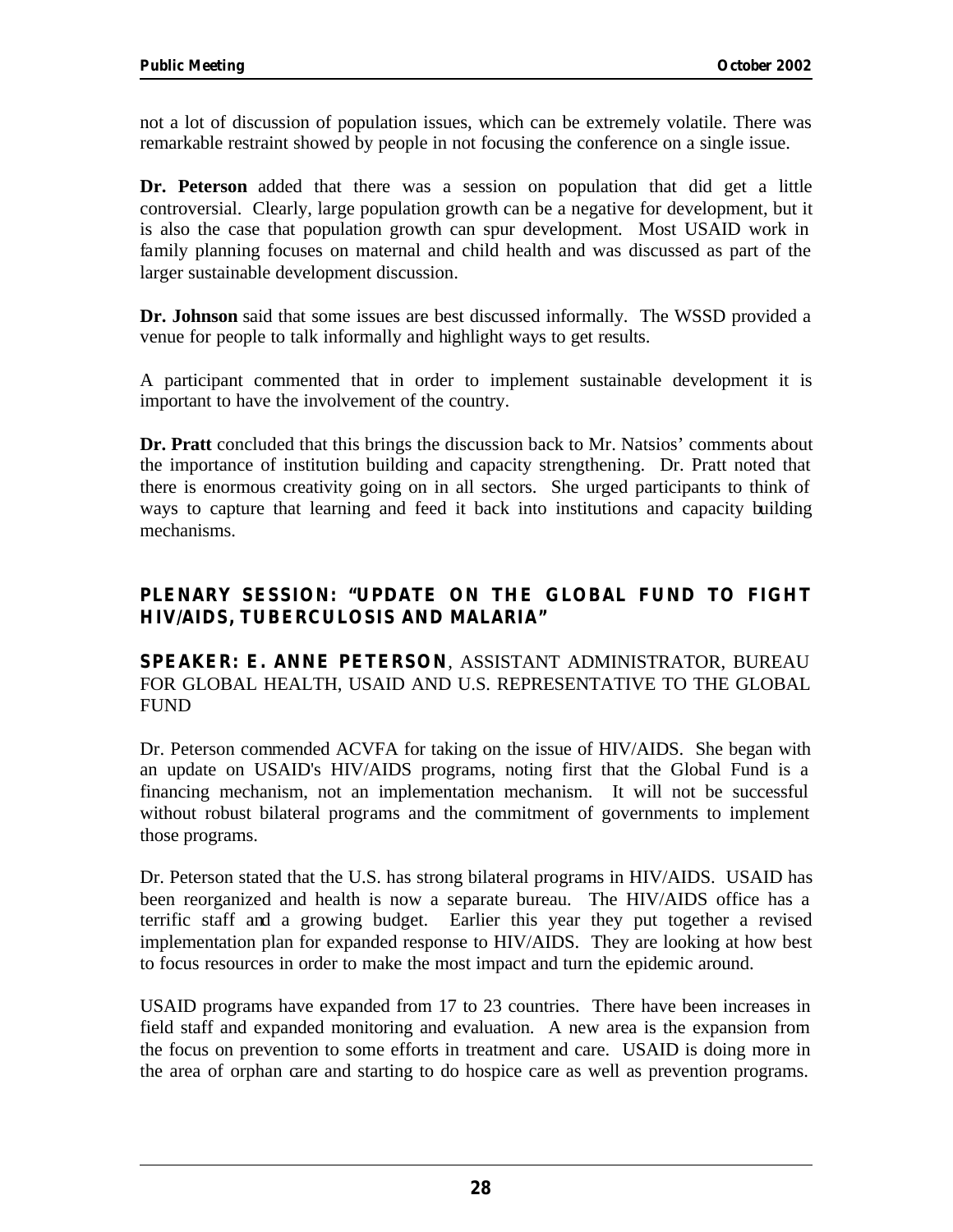not a lot of discussion of population issues, which can be extremely volatile. There was remarkable restraint showed by people in not focusing the conference on a single issue.

**Dr. Peterson** added that there was a session on population that did get a little controversial. Clearly, large population growth can be a negative for development, but it is also the case that population growth can spur development. Most USAID work in family planning focuses on maternal and child health and was discussed as part of the larger sustainable development discussion.

**Dr. Johnson** said that some issues are best discussed informally. The WSSD provided a venue for people to talk informally and highlight ways to get results.

A participant commented that in order to implement sustainable development it is important to have the involvement of the country.

**Dr. Pratt** concluded that this brings the discussion back to Mr. Natsios' comments about the importance of institution building and capacity strengthening. Dr. Pratt noted that there is enormous creativity going on in all sectors. She urged participants to think of ways to capture that learning and feed it back into institutions and capacity building mechanisms.

## PLENARY SESSION: "UPDATE ON THE GLOBAL FUND TO FIGHT HIV/AIDS, TUBERCULOSIS AND MALARIA"

**SPEAKER: E. ANNE PETERSON**, ASSISTANT ADMINISTRATOR, BUREAU FOR GLOBAL HEALTH, USAID AND U.S. REPRESENTATIVE TO THE GLOBAL FUND

Dr. Peterson commended ACVFA for taking on the issue of HIV/AIDS. She began with an update on USAID's HIV/AIDS programs, noting first that the Global Fund is a financing mechanism, not an implementation mechanism. It will not be successful without robust bilateral programs and the commitment of governments to implement those programs.

Dr. Peterson stated that the U.S. has strong bilateral programs in HIV/AIDS. USAID has been reorganized and health is now a separate bureau. The HIV/AIDS office has a terrific staff and a growing budget. Earlier this year they put together a revised implementation plan for expanded response to HIV/AIDS. They are looking at how best to focus resources in order to make the most impact and turn the epidemic around.

USAID programs have expanded from 17 to 23 countries. There have been increases in field staff and expanded monitoring and evaluation. A new area is the expansion from the focus on prevention to some efforts in treatment and care. USAID is doing more in the area of orphan care and starting to do hospice care as well as prevention programs.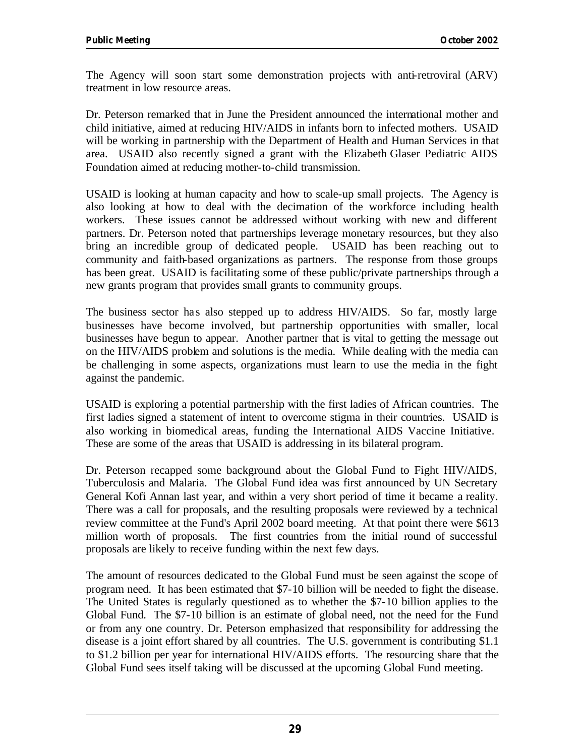The Agency will soon start some demonstration projects with anti-retroviral (ARV) treatment in low resource areas.

Dr. Peterson remarked that in June the President announced the international mother and child initiative, aimed at reducing HIV/AIDS in infants born to infected mothers. USAID will be working in partnership with the Department of Health and Human Services in that area. USAID also recently signed a grant with the Elizabeth Glaser Pediatric AIDS Foundation aimed at reducing mother-to-child transmission.

USAID is looking at human capacity and how to scale-up small projects. The Agency is also looking at how to deal with the decimation of the workforce including health workers. These issues cannot be addressed without working with new and different partners. Dr. Peterson noted that partnerships leverage monetary resources, but they also bring an incredible group of dedicated people. USAID has been reaching out to community and faith-based organizations as partners. The response from those groups has been great. USAID is facilitating some of these public/private partnerships through a new grants program that provides small grants to community groups.

The business sector has also stepped up to address HIV/AIDS. So far, mostly large businesses have become involved, but partnership opportunities with smaller, local businesses have begun to appear. Another partner that is vital to getting the message out on the HIV/AIDS problem and solutions is the media. While dealing with the media can be challenging in some aspects, organizations must learn to use the media in the fight against the pandemic.

USAID is exploring a potential partnership with the first ladies of African countries. The first ladies signed a statement of intent to overcome stigma in their countries. USAID is also working in biomedical areas, funding the International AIDS Vaccine Initiative. These are some of the areas that USAID is addressing in its bilateral program.

Dr. Peterson recapped some background about the Global Fund to Fight HIV/AIDS, Tuberculosis and Malaria. The Global Fund idea was first announced by UN Secretary General Kofi Annan last year, and within a very short period of time it became a reality. There was a call for proposals, and the resulting proposals were reviewed by a technical review committee at the Fund's April 2002 board meeting. At that point there were $613 million worth of proposals. The first countries from the initial round of successful proposals are likely to receive funding within the next few days.

The amount of resources dedicated to the Global Fund must be seen against the scope of program need. It has been estimated that $7-10 billion will be needed to fight the disease. The United States is regularly questioned as to whether the $7-10 billion applies to the Global Fund. The $7-10 billion is an estimate of global need, not the need for the Fund or from any one country. Dr. Peterson emphasized that responsibility for addressing the disease is a joint effort shared by all countries. The U.S. government is contributing $1.1 to $1.2 billion per year for international HIV/AIDS efforts. The resourcing share that the Global Fund sees itself taking will be discussed at the upcoming Global Fund meeting.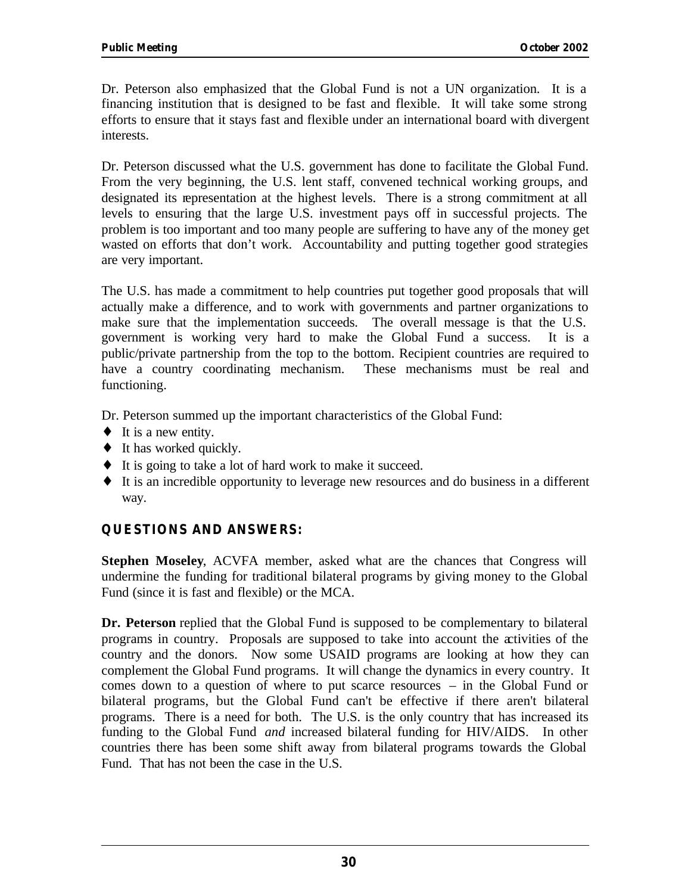Dr. Peterson also emphasized that the Global Fund is not a UN organization. It is a financing institution that is designed to be fast and flexible. It will take some strong efforts to ensure that it stays fast and flexible under an international board with divergent interests.

Dr. Peterson discussed what the U.S. government has done to facilitate the Global Fund. From the very beginning, the U.S. lent staff, convened technical working groups, and designated its representation at the highest levels. There is a strong commitment at all levels to ensuring that the large U.S. investment pays off in successful projects. The problem is too important and too many people are suffering to have any of the money get wasted on efforts that don't work. Accountability and putting together good strategies are very important.

The U.S. has made a commitment to help countries put together good proposals that will actually make a difference, and to work with governments and partner organizations to make sure that the implementation succeeds. The overall message is that the U.S. government is working very hard to make the Global Fund a success. It is a public/private partnership from the top to the bottom. Recipient countries are required to have a country coordinating mechanism. These mechanisms must be real and functioning.

Dr. Peterson summed up the important characteristics of the Global Fund:

- It is a new entity.
- It has worked quickly.
- It is going to take a lot of hard work to make it succeed.
- It is an incredible opportunity to leverage new resources and do business in a different way.

## QUESTIONS AND ANSWERS:

**Stephen Moseley**, ACVFA member, asked what are the chances that Congress will undermine the funding for traditional bilateral programs by giving money to the Global Fund (since it is fast and flexible) or the MCA.

**Dr. Peterson** replied that the Global Fund is supposed to be complementary to bilateral programs in country. Proposals are supposed to take into account the activities of the country and the donors. Now some USAID programs are looking at how they can complement the Global Fund programs. It will change the dynamics in every country. It comes down to a question of where to put scarce resources – in the Global Fund or bilateral programs, but the Global Fund can't be effective if there aren't bilateral programs. There is a need for both. The U.S. is the only country that has increased its funding to the Global Fund *and* increased bilateral funding for HIV/AIDS. In other countries there has been some shift away from bilateral programs towards the Global Fund. That has not been the case in the U.S.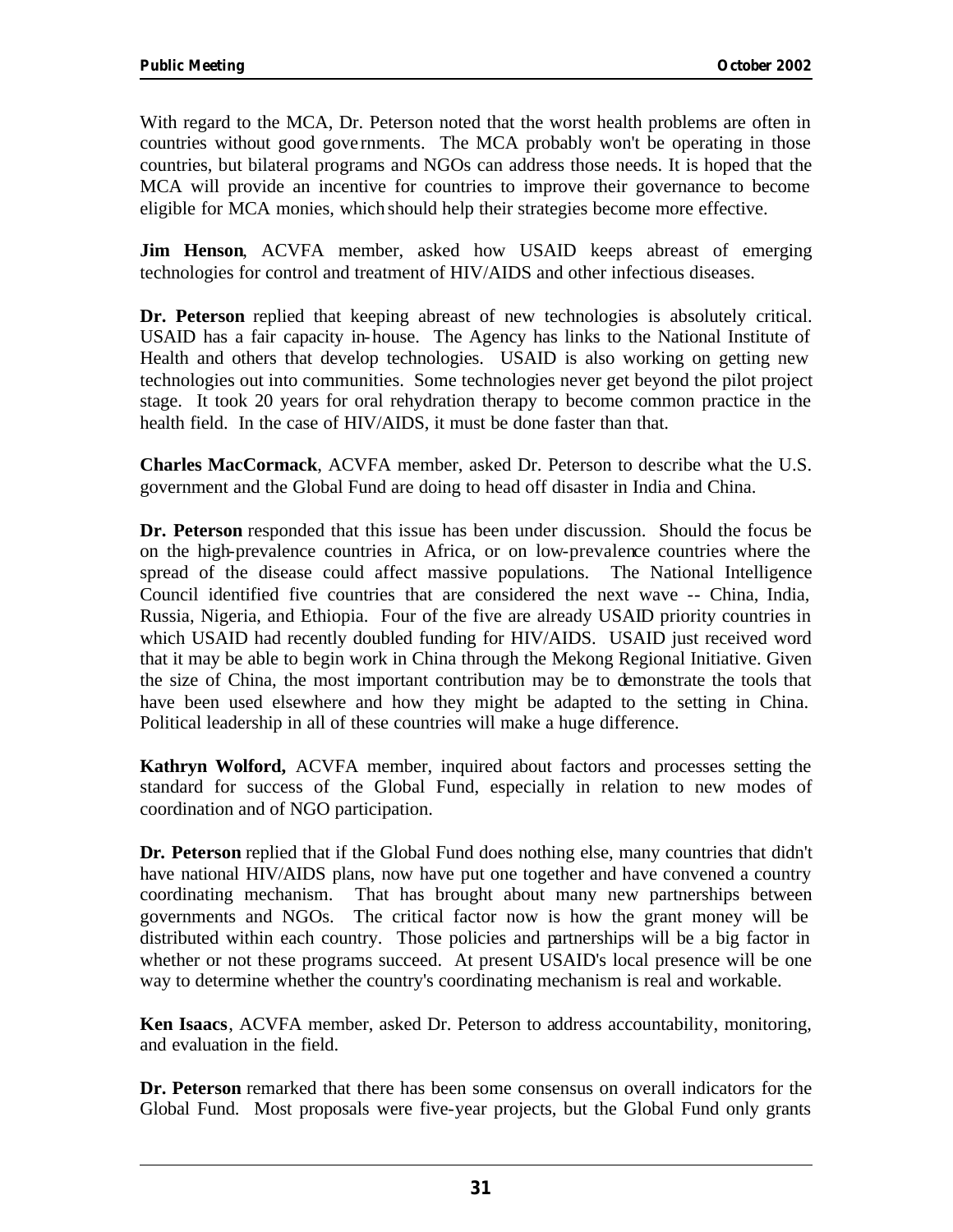With regard to the MCA, Dr. Peterson noted that the worst health problems are often in countries without good governments. The MCA probably won't be operating in those countries, but bilateral programs and NGOs can address those needs. It is hoped that the MCA will provide an incentive for countries to improve their governance to become eligible for MCA monies, which should help their strategies become more effective.

**Jim Henson**, ACVFA member, asked how USAID keeps abreast of emerging technologies for control and treatment of HIV/AIDS and other infectious diseases.

**Dr. Peterson** replied that keeping abreast of new technologies is absolutely critical. USAID has a fair capacity in-house. The Agency has links to the National Institute of Health and others that develop technologies. USAID is also working on getting new technologies out into communities. Some technologies never get beyond the pilot project stage. It took 20 years for oral rehydration therapy to become common practice in the health field. In the case of HIV/AIDS, it must be done faster than that.

**Charles MacCormack**, ACVFA member, asked Dr. Peterson to describe what the U.S. government and the Global Fund are doing to head off disaster in India and China.

**Dr. Peterson** responded that this issue has been under discussion. Should the focus be on the high-prevalence countries in Africa, or on low-prevalence countries where the spread of the disease could affect massive populations. The National Intelligence Council identified five countries that are considered the next wave -- China, India, Russia, Nigeria, and Ethiopia. Four of the five are already USAID priority countries in which USAID had recently doubled funding for HIV/AIDS. USAID just received word that it may be able to begin work in China through the Mekong Regional Initiative. Given the size of China, the most important contribution may be to demonstrate the tools that have been used elsewhere and how they might be adapted to the setting in China. Political leadership in all of these countries will make a huge difference.

**Kathryn Wolford,** ACVFA member, inquired about factors and processes setting the standard for success of the Global Fund, especially in relation to new modes of coordination and of NGO participation.

**Dr. Peterson** replied that if the Global Fund does nothing else, many countries that didn't have national HIV/AIDS plans, now have put one together and have convened a country coordinating mechanism. That has brought about many new partnerships between governments and NGOs. The critical factor now is how the grant money will be distributed within each country. Those policies and partnerships will be a big factor in whether or not these programs succeed. At present USAID's local presence will be one way to determine whether the country's coordinating mechanism is real and workable.

**Ken Isaacs**, ACVFA member, asked Dr. Peterson to address accountability, monitoring, and evaluation in the field.

**Dr. Peterson** remarked that there has been some consensus on overall indicators for the Global Fund. Most proposals were five-year projects, but the Global Fund only grants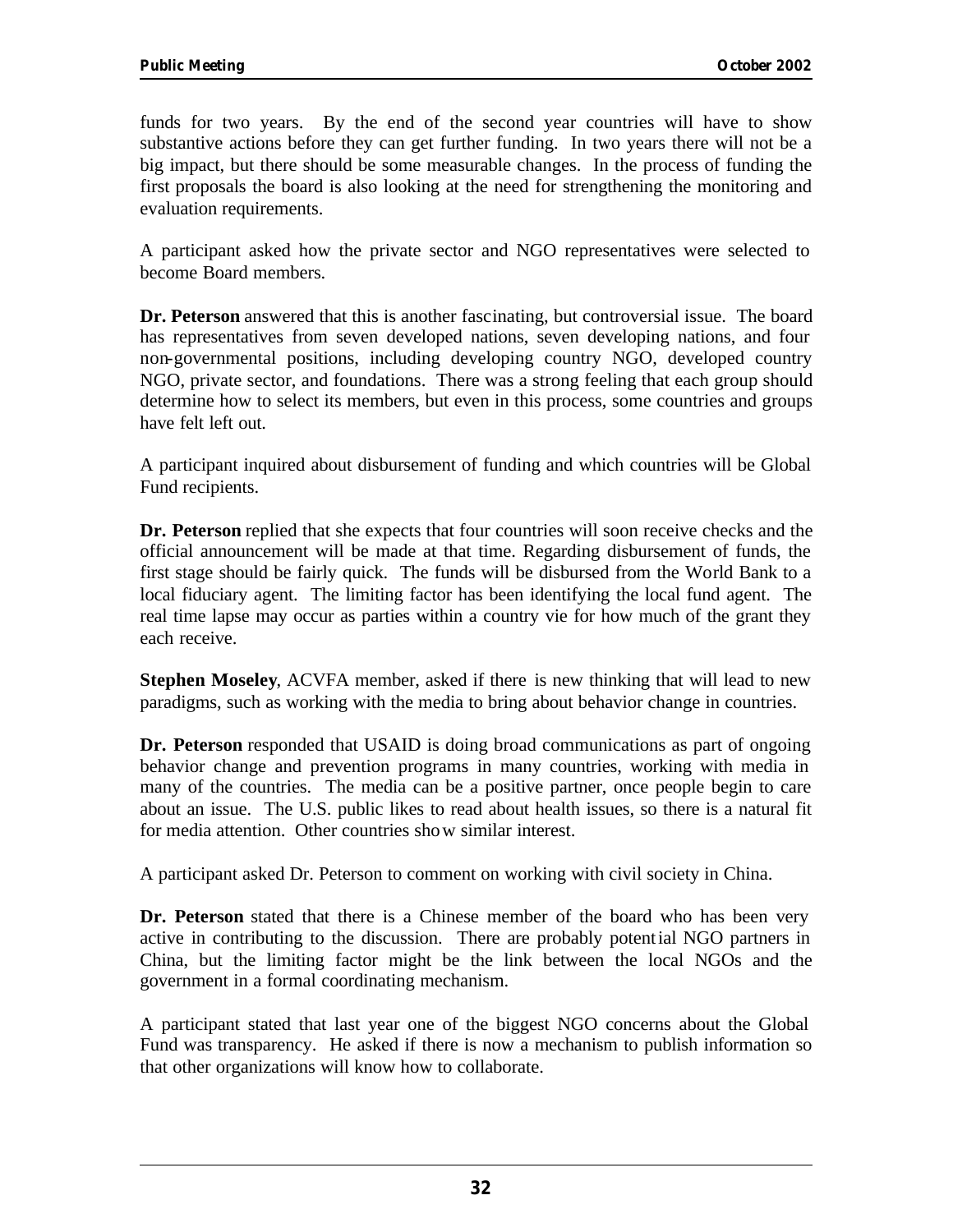funds for two years. By the end of the second year countries will have to show substantive actions before they can get further funding. In two years there will not be a big impact, but there should be some measurable changes. In the process of funding the first proposals the board is also looking at the need for strengthening the monitoring and evaluation requirements.

A participant asked how the private sector and NGO representatives were selected to become Board members.

**Dr. Peterson** answered that this is another fascinating, but controversial issue. The board has representatives from seven developed nations, seven developing nations, and four non-governmental positions, including developing country NGO, developed country NGO, private sector, and foundations. There was a strong feeling that each group should determine how to select its members, but even in this process, some countries and groups have felt left out.

A participant inquired about disbursement of funding and which countries will be Global Fund recipients.

**Dr. Peterson** replied that she expects that four countries will soon receive checks and the official announcement will be made at that time. Regarding disbursement of funds, the first stage should be fairly quick. The funds will be disbursed from the World Bank to a local fiduciary agent. The limiting factor has been identifying the local fund agent. The real time lapse may occur as parties within a country vie for how much of the grant they each receive.

**Stephen Moseley**, ACVFA member, asked if there is new thinking that will lead to new paradigms, such as working with the media to bring about behavior change in countries.

**Dr. Peterson** responded that USAID is doing broad communications as part of ongoing behavior change and prevention programs in many countries, working with media in many of the countries. The media can be a positive partner, once people begin to care about an issue. The U.S. public likes to read about health issues, so there is a natural fit for media attention. Other countries show similar interest.

A participant asked Dr. Peterson to comment on working with civil society in China.

**Dr. Peterson** stated that there is a Chinese member of the board who has been very active in contributing to the discussion. There are probably potential NGO partners in China, but the limiting factor might be the link between the local NGOs and the government in a formal coordinating mechanism.

A participant stated that last year one of the biggest NGO concerns about the Global Fund was transparency. He asked if there is now a mechanism to publish information so that other organizations will know how to collaborate.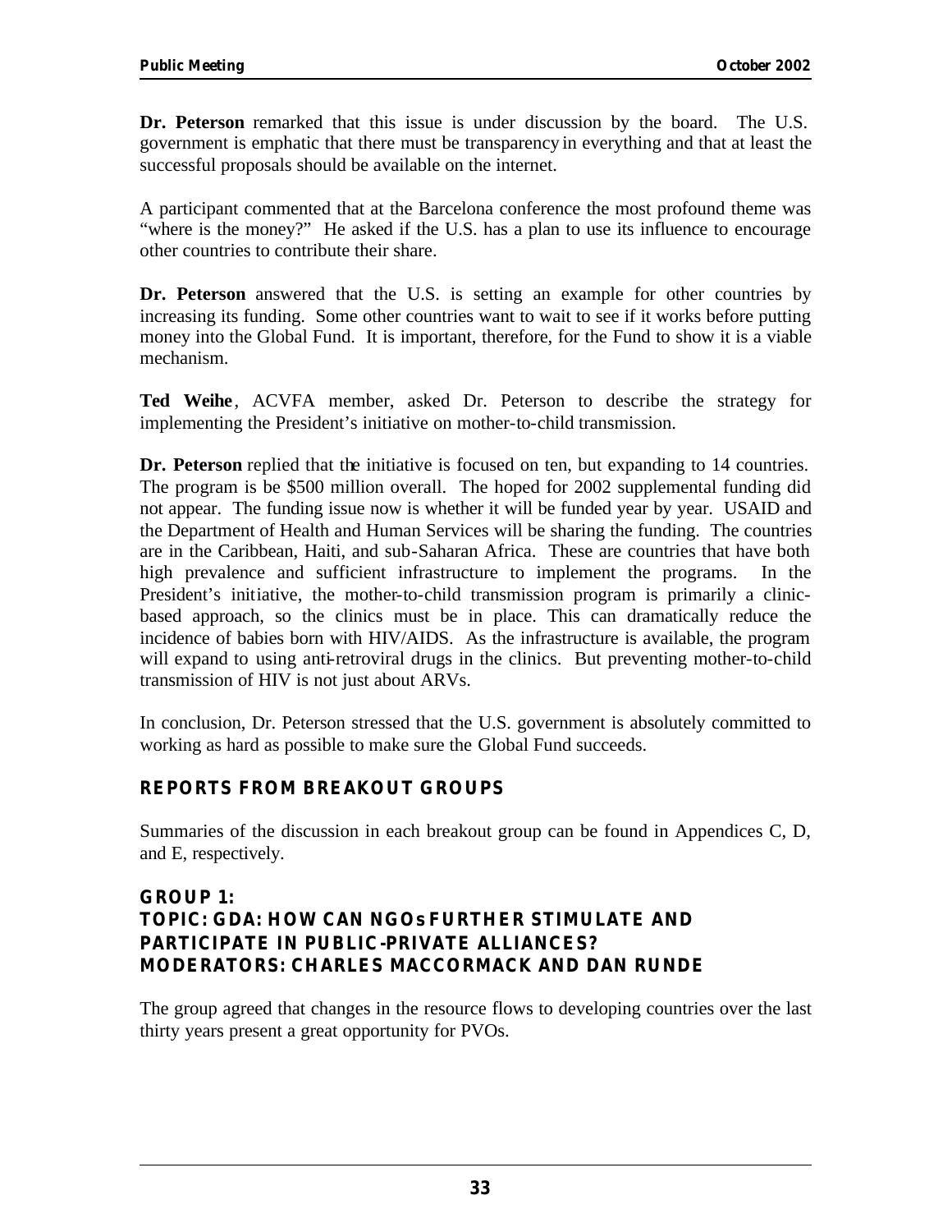**Dr. Peterson** remarked that this issue is under discussion by the board. The U.S. government is emphatic that there must be transparency in everything and that at least the successful proposals should be available on the internet.

A participant commented that at the Barcelona conference the most profound theme was "where is the money?" He asked if the U.S. has a plan to use its influence to encourage other countries to contribute their share.

**Dr. Peterson** answered that the U.S. is setting an example for other countries by increasing its funding. Some other countries want to wait to see if it works before putting money into the Global Fund. It is important, therefore, for the Fund to show it is a viable mechanism.

**Ted Weihe**, ACVFA member, asked Dr. Peterson to describe the strategy for implementing the President's initiative on mother-to-child transmission.

**Dr. Peterson** replied that the initiative is focused on ten, but expanding to 14 countries. The program is be $500 million overall. The hoped for 2002 supplemental funding did not appear. The funding issue now is whether it will be funded year by year. USAID and the Department of Health and Human Services will be sharing the funding. The countries are in the Caribbean, Haiti, and sub-Saharan Africa. These are countries that have both high prevalence and sufficient infrastructure to implement the programs. In the President's initiative, the mother-to-child transmission program is primarily a clinic-based approach, so the clinics must be in place. This can dramatically reduce the incidence of babies born with HIV/AIDS. As the infrastructure is available, the program will expand to using anti-retroviral drugs in the clinics. But preventing mother-to-child transmission of HIV is not just about ARVs.

In conclusion, Dr. Peterson stressed that the U.S. government is absolutely committed to working as hard as possible to make sure the Global Fund succeeds.

## REPORTS FROM BREAKOUT GROUPS

Summaries of the discussion in each breakout group can be found in Appendices C, D, and E, respectively.

### GROUP 1:
### TOPIC: GDA: HOW CAN NGOs FURTHER STIMULATE AND PARTICIPATE IN PUBLIC-PRIVATE ALLIANCES?
### MODERATORS: CHARLES MACCORMACK AND DAN RUNDE

The group agreed that changes in the resource flows to developing countries over the last thirty years present a great opportunity for PVOs.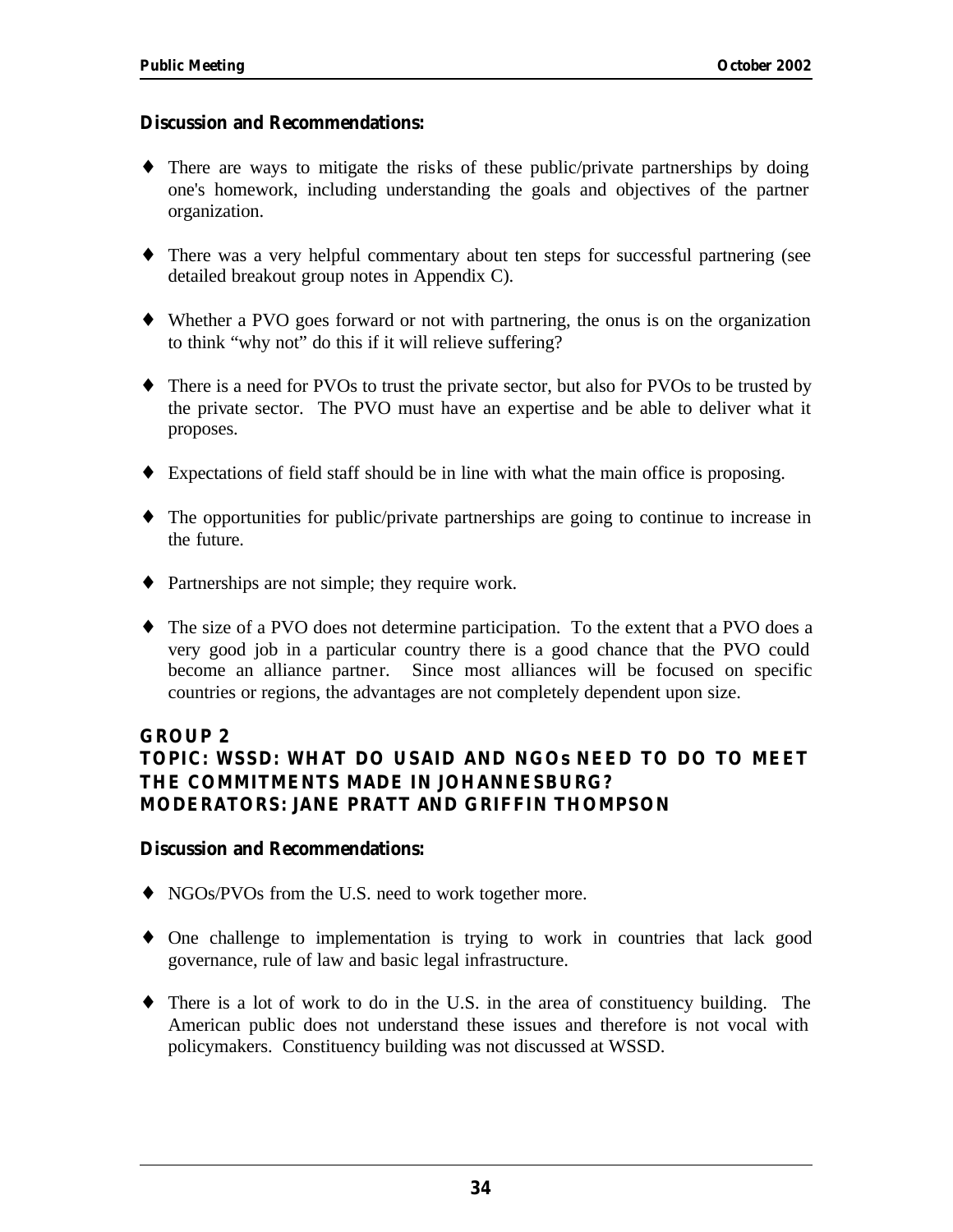**Discussion and Recommendations:**

- There are ways to mitigate the risks of these public/private partnerships by doing one's homework, including understanding the goals and objectives of the partner organization.
- There was a very helpful commentary about ten steps for successful partnering (see detailed breakout group notes in Appendix C).
- Whether a PVO goes forward or not with partnering, the onus is on the organization to think "why not" do this if it will relieve suffering?
- There is a need for PVOs to trust the private sector, but also for PVOs to be trusted by the private sector. The PVO must have an expertise and be able to deliver what it proposes.
- Expectations of field staff should be in line with what the main office is proposing.
- The opportunities for public/private partnerships are going to continue to increase in the future.
- Partnerships are not simple; they require work.
- The size of a PVO does not determine participation. To the extent that a PVO does a very good job in a particular country there is a good chance that the PVO could become an alliance partner. Since most alliances will be focused on specific countries or regions, the advantages are not completely dependent upon size.

### GROUP 2
### TOPIC: WSSD: WHAT DO USAID AND NGOs NEED TO DO TO MEET THE COMMITMENTS MADE IN JOHANNESBURG?
### MODERATORS: JANE PRATT AND GRIFFIN THOMPSON

**Discussion and Recommendations:**

- NGOs/PVOs from the U.S. need to work together more.
- One challenge to implementation is trying to work in countries that lack good governance, rule of law and basic legal infrastructure.
- There is a lot of work to do in the U.S. in the area of constituency building. The American public does not understand these issues and therefore is not vocal with policymakers. Constituency building was not discussed at WSSD.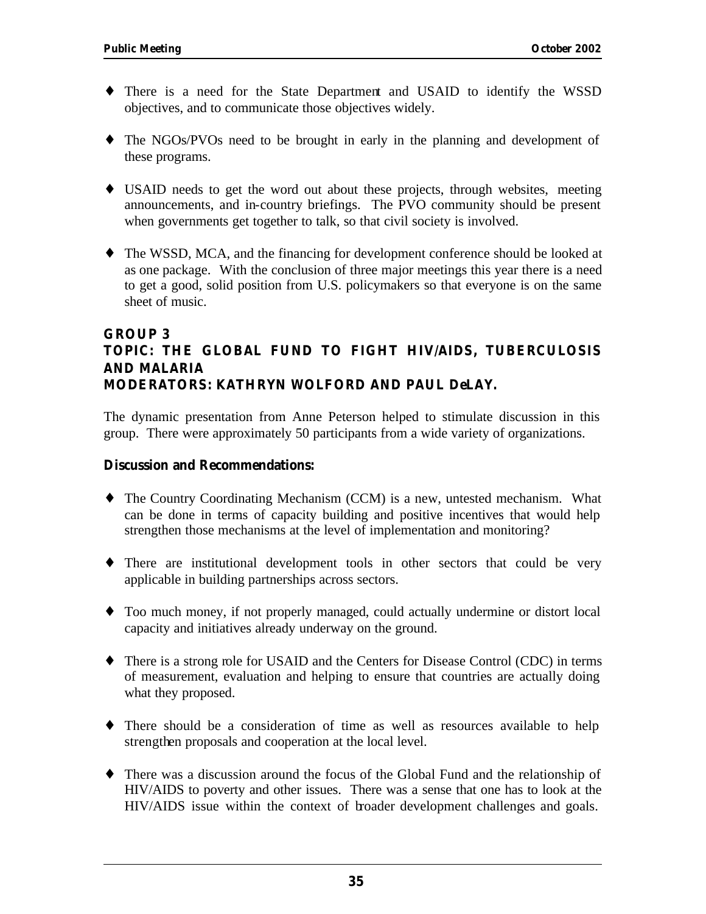- There is a need for the State Department and USAID to identify the WSSD objectives, and to communicate those objectives widely.

- The NGOs/PVOs need to be brought in early in the planning and development of these programs.

- USAID needs to get the word out about these projects, through websites, meeting announcements, and in-country briefings. The PVO community should be present when governments get together to talk, so that civil society is involved.

- The WSSD, MCA, and the financing for development conference should be looked at as one package. With the conclusion of three major meetings this year there is a need to get a good, solid position from U.S. policymakers so that everyone is on the same sheet of music.

**GROUP 3**
**TOPIC: THE GLOBAL FUND TO FIGHT HIV/AIDS, TUBERCULOSIS AND MALARIA**
**MODERATORS: KATHRYN WOLFORD AND PAUL DeLAY.**

The dynamic presentation from Anne Peterson helped to stimulate discussion in this group. There were approximately 50 participants from a wide variety of organizations.

**Discussion and Recommendations:**

- The Country Coordinating Mechanism (CCM) is a new, untested mechanism. What can be done in terms of capacity building and positive incentives that would help strengthen those mechanisms at the level of implementation and monitoring?

- There are institutional development tools in other sectors that could be very applicable in building partnerships across sectors.

- Too much money, if not properly managed, could actually undermine or distort local capacity and initiatives already underway on the ground.

- There is a strong role for USAID and the Centers for Disease Control (CDC) in terms of measurement, evaluation and helping to ensure that countries are actually doing what they proposed.

- There should be a consideration of time as well as resources available to help strengthen proposals and cooperation at the local level.

- There was a discussion around the focus of the Global Fund and the relationship of HIV/AIDS to poverty and other issues. There was a sense that one has to look at the HIV/AIDS issue within the context of broader development challenges and goals.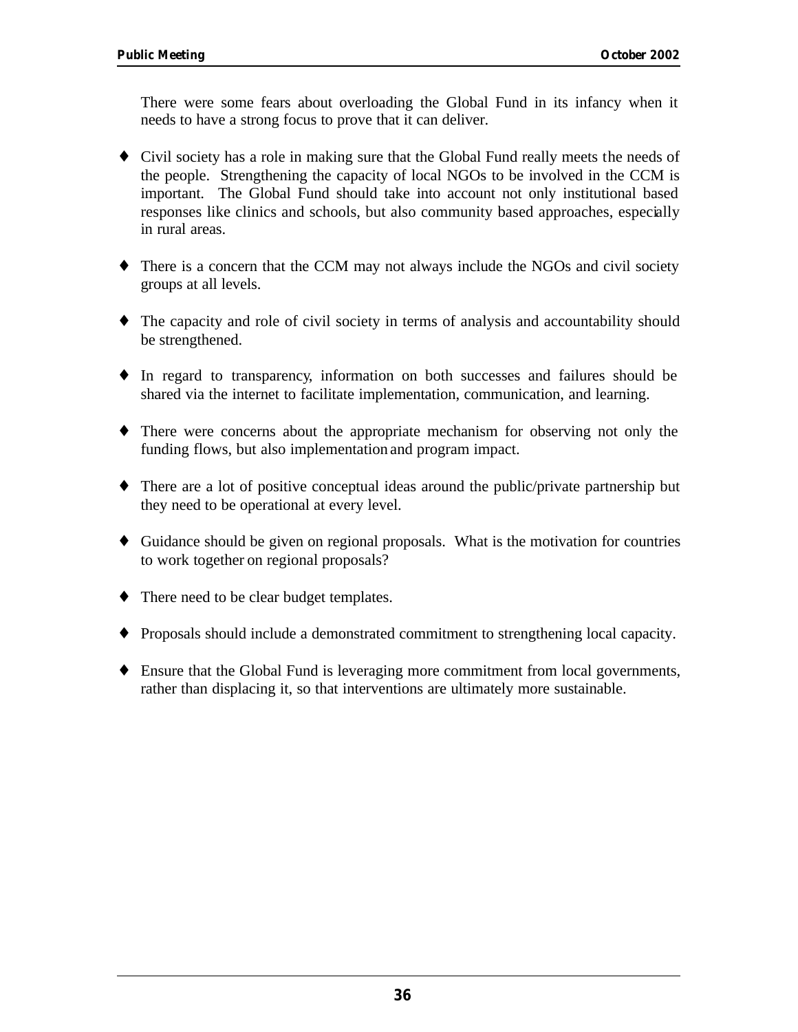There were some fears about overloading the Global Fund in its infancy when it needs to have a strong focus to prove that it can deliver.

- Civil society has a role in making sure that the Global Fund really meets the needs of the people. Strengthening the capacity of local NGOs to be involved in the CCM is important. The Global Fund should take into account not only institutional based responses like clinics and schools, but also community based approaches, especially in rural areas.

- There is a concern that the CCM may not always include the NGOs and civil society groups at all levels.

- The capacity and role of civil society in terms of analysis and accountability should be strengthened.

- In regard to transparency, information on both successes and failures should be shared via the internet to facilitate implementation, communication, and learning.

- There were concerns about the appropriate mechanism for observing not only the funding flows, but also implementation and program impact.

- There are a lot of positive conceptual ideas around the public/private partnership but they need to be operational at every level.

- Guidance should be given on regional proposals. What is the motivation for countries to work together on regional proposals?

- There need to be clear budget templates.

- Proposals should include a demonstrated commitment to strengthening local capacity.

- Ensure that the Global Fund is leveraging more commitment from local governments, rather than displacing it, so that interventions are ultimately more sustainable.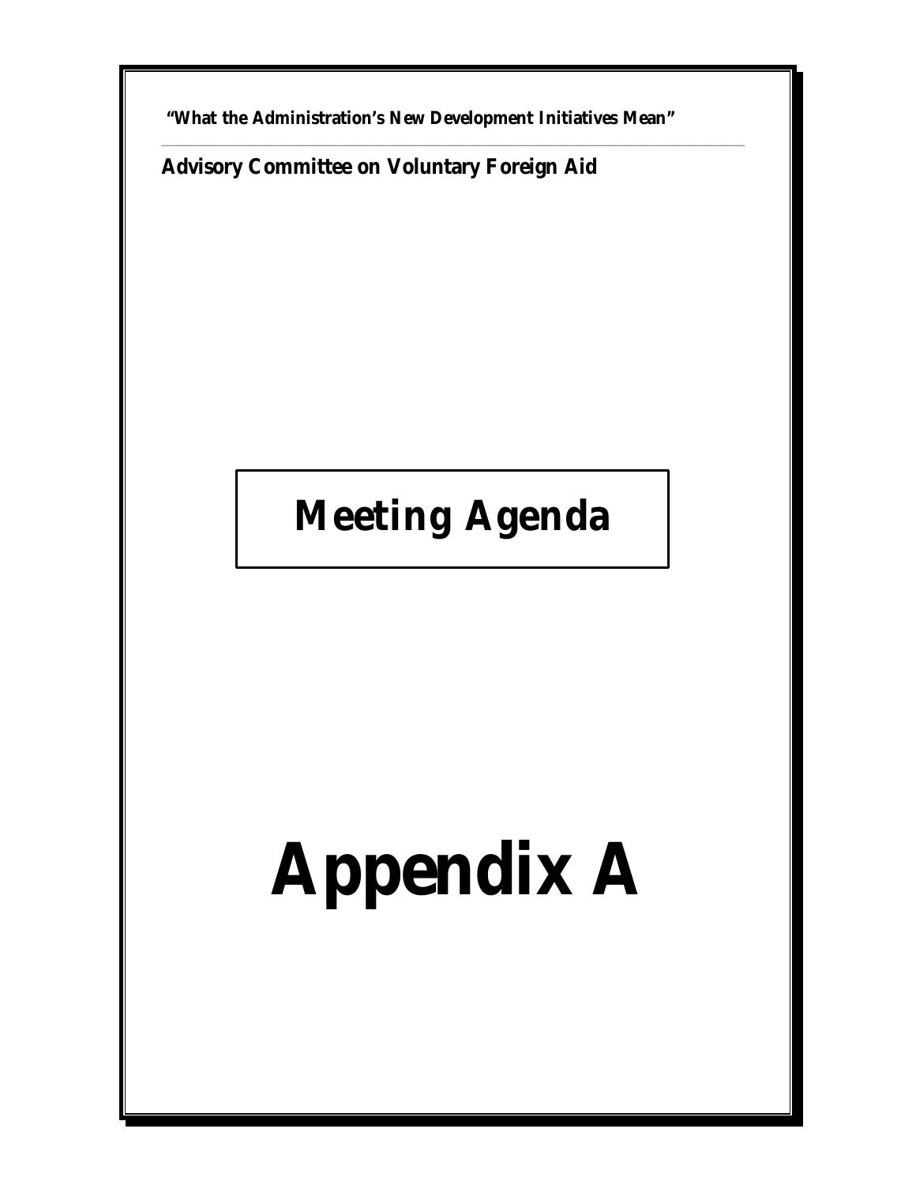"What the Administration's New Development Initiatives Mean"

---

**Advisory Committee on Voluntary Foreign Aid**

# Meeting Agenda

# Appendix A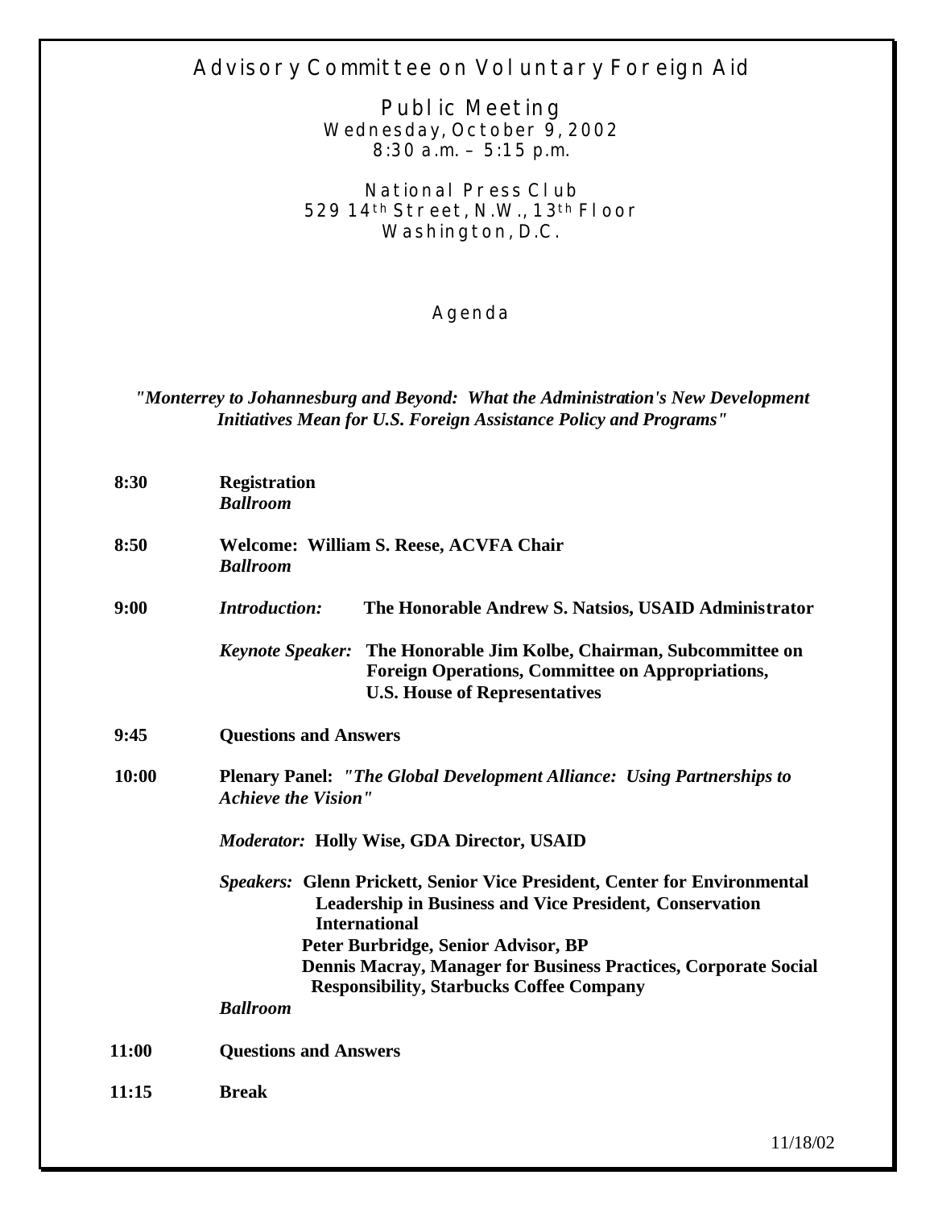# Advisory Committee on Voluntary Foreign Aid

## Public Meeting

Wednesday, October 9, 2002
8:30 a.m. – 5:15 p.m.

National Press Club
529 14th Street, N.W., 13th Floor
Washington, D.C.

## Agenda

***"Monterrey to Johannesburg and Beyond: What the Administration's New Development Initiatives Mean for U.S. Foreign Assistance Policy and Programs"***

**8:30** **Registration**
***Ballroom***

**8:50** **Welcome: William S. Reese, ACVFA Chair**
***Ballroom***

**9:00** *Introduction:* **The Honorable Andrew S. Natsios, USAID Administrator**

*Keynote Speaker:* **The Honorable Jim Kolbe, Chairman, Subcommittee on Foreign Operations, Committee on Appropriations, U.S. House of Representatives**

**9:45** **Questions and Answers**

**10:00** **Plenary Panel: *"The Global Development Alliance: Using Partnerships to Achieve the Vision"***

*Moderator:* **Holly Wise, GDA Director, USAID**

*Speakers:* **Glenn Prickett, Senior Vice President, Center for Environmental Leadership in Business and Vice President, Conservation International**
**Peter Burbridge, Senior Advisor, BP**
**Dennis Macray, Manager for Business Practices, Corporate Social Responsibility, Starbucks Coffee Company**

***Ballroom***

**11:00** **Questions and Answers**

**11:15** **Break**

11/18/02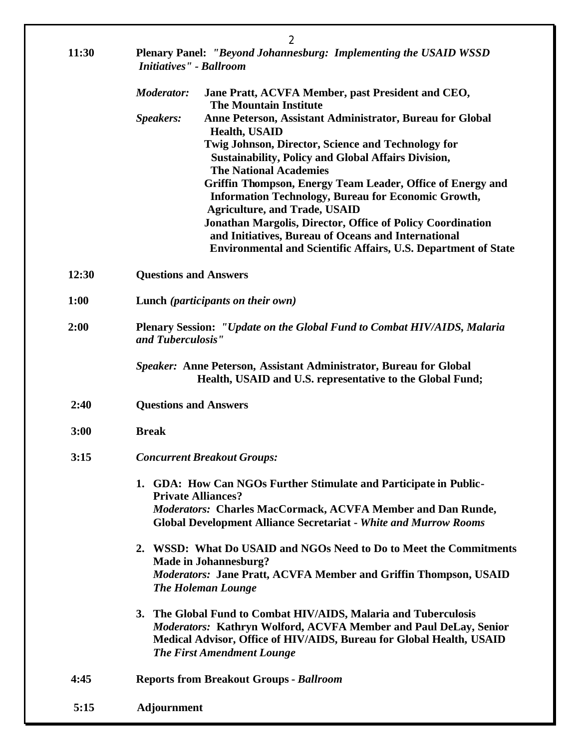**11:30** **Plenary Panel:** ***"Beyond Johannesburg: Implementing the USAID WSSD Initiatives" - Ballroom***

***Moderator:*** **Jane Pratt, ACVFA Member, past President and CEO, The Mountain Institute**

***Speakers:*** **Anne Peterson, Assistant Administrator, Bureau for Global Health, USAID**

**Twig Johnson, Director, Science and Technology for Sustainability, Policy and Global Affairs Division, The National Academies**

**Griffin Thompson, Energy Team Leader, Office of Energy and Information Technology, Bureau for Economic Growth, Agriculture, and Trade, USAID**

**Jonathan Margolis, Director, Office of Policy Coordination and Initiatives, Bureau of Oceans and International Environmental and Scientific Affairs, U.S. Department of State**

**12:30** **Questions and Answers**

**1:00** **Lunch** ***(participants on their own)***

**2:00** **Plenary Session:** ***"Update on the Global Fund to Combat HIV/AIDS, Malaria and Tuberculosis"***

***Speaker:*** **Anne Peterson, Assistant Administrator, Bureau for Global Health, USAID and U.S. representative to the Global Fund;**

**2:40** **Questions and Answers**

**3:00** **Break**

**3:15** ***Concurrent Breakout Groups:***

1. **GDA: How Can NGOs Further Stimulate and Participate in Public-Private Alliances?**
   ***Moderators:*** **Charles MacCormack, ACVFA Member and Dan Runde, Global Development Alliance Secretariat -** ***White and Murrow Rooms***

2. **WSSD: What Do USAID and NGOs Need to Do to Meet the Commitments Made in Johannesburg?**
   ***Moderators:*** **Jane Pratt, ACVFA Member and Griffin Thompson, USAID** ***The Holeman Lounge***

3. **The Global Fund to Combat HIV/AIDS, Malaria and Tuberculosis**
   ***Moderators:*** **Kathryn Wolford, ACVFA Member and Paul DeLay, Senior Medical Advisor, Office of HIV/AIDS, Bureau for Global Health, USAID** ***The First Amendment Lounge***

**4:45** **Reports from Breakout Groups -** ***Ballroom***

**5:15** **Adjournment**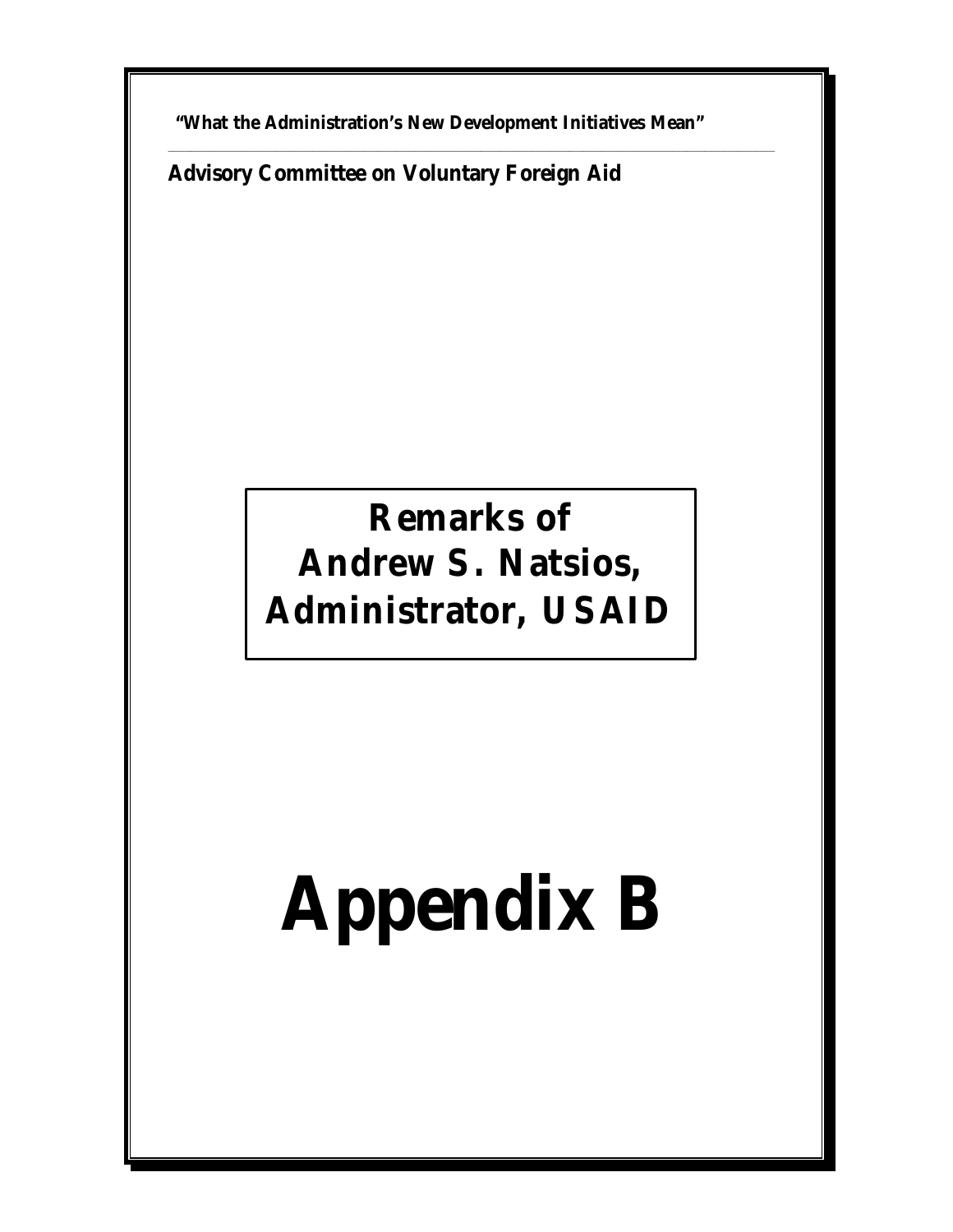"What the Administration's New Development Initiatives Mean"

**Advisory Committee on Voluntary Foreign Aid**

## Remarks of Andrew S. Natsios, Administrator, USAID

# Appendix B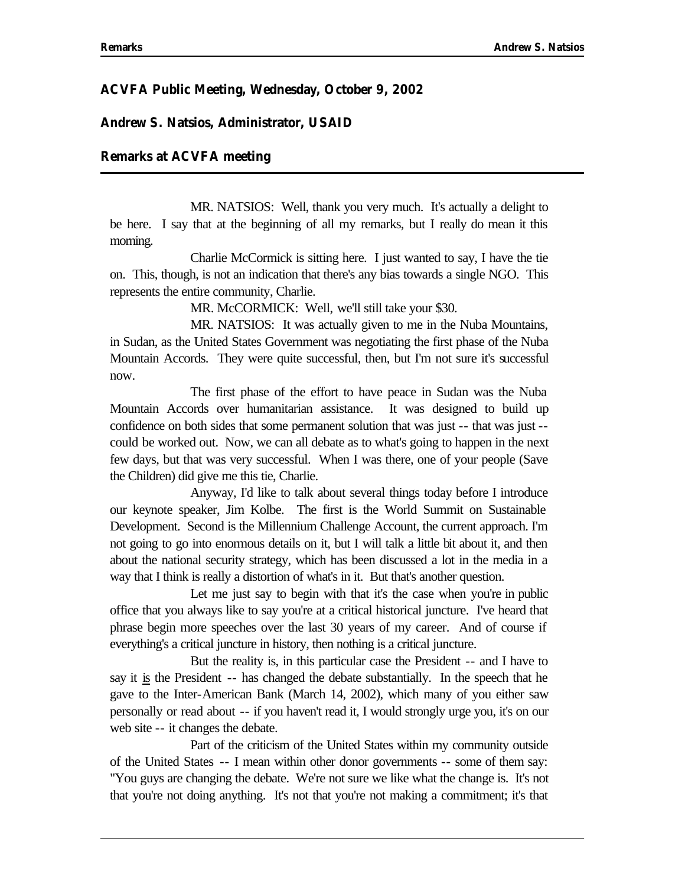**ACVFA Public Meeting, Wednesday, October 9, 2002**

**Andrew S. Natsios, Administrator, USAID**

**Remarks at ACVFA meeting**

---

MR. NATSIOS: Well, thank you very much. It's actually a delight to be here. I say that at the beginning of all my remarks, but I really do mean it this morning.

Charlie McCormick is sitting here. I just wanted to say, I have the tie on. This, though, is not an indication that there's any bias towards a single NGO. This represents the entire community, Charlie.

MR. McCORMICK: Well, we'll still take your $30.

MR. NATSIOS: It was actually given to me in the Nuba Mountains, in Sudan, as the United States Government was negotiating the first phase of the Nuba Mountain Accords. They were quite successful, then, but I'm not sure it's successful now.

The first phase of the effort to have peace in Sudan was the Nuba Mountain Accords over humanitarian assistance. It was designed to build up confidence on both sides that some permanent solution that was just -- that was just -- could be worked out. Now, we can all debate as to what's going to happen in the next few days, but that was very successful. When I was there, one of your people (Save the Children) did give me this tie, Charlie.

Anyway, I'd like to talk about several things today before I introduce our keynote speaker, Jim Kolbe. The first is the World Summit on Sustainable Development. Second is the Millennium Challenge Account, the current approach. I'm not going to go into enormous details on it, but I will talk a little bit about it, and then about the national security strategy, which has been discussed a lot in the media in a way that I think is really a distortion of what's in it. But that's another question.

Let me just say to begin with that it's the case when you're in public office that you always like to say you're at a critical historical juncture. I've heard that phrase begin more speeches over the last 30 years of my career. And of course if everything's a critical juncture in history, then nothing is a critical juncture.

But the reality is, in this particular case the President -- and I have to say it <u>is</u> the President -- has changed the debate substantially. In the speech that he gave to the Inter-American Bank (March 14, 2002), which many of you either saw personally or read about -- if you haven't read it, I would strongly urge you, it's on our web site -- it changes the debate.

Part of the criticism of the United States within my community outside of the United States -- I mean within other donor governments -- some of them say: "You guys are changing the debate. We're not sure we like what the change is. It's not that you're not doing anything. It's not that you're not making a commitment; it's that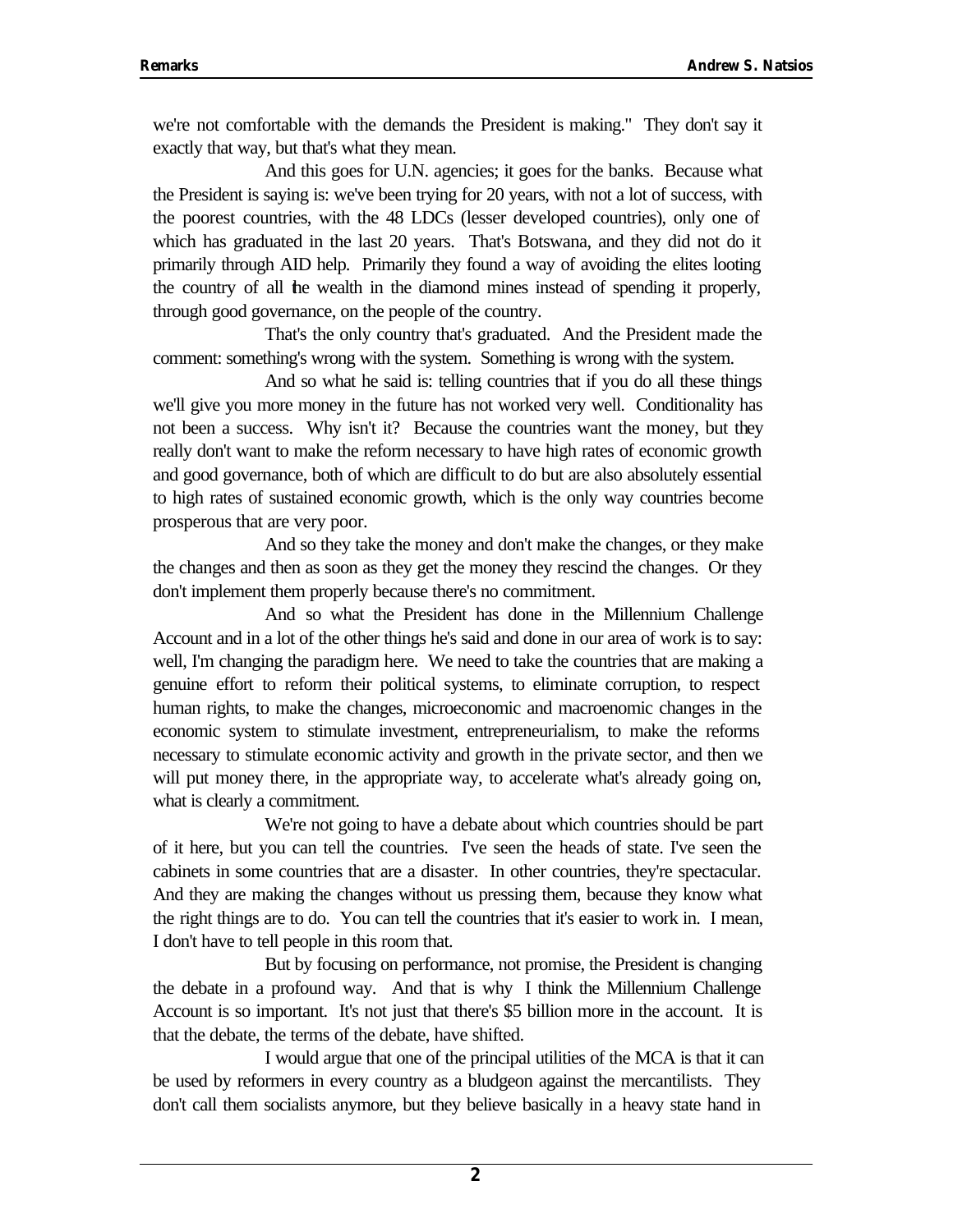we're not comfortable with the demands the President is making." They don't say it exactly that way, but that's what they mean.

And this goes for U.N. agencies; it goes for the banks. Because what the President is saying is: we've been trying for 20 years, with not a lot of success, with the poorest countries, with the 48 LDCs (lesser developed countries), only one of which has graduated in the last 20 years. That's Botswana, and they did not do it primarily through AID help. Primarily they found a way of avoiding the elites looting the country of all the wealth in the diamond mines instead of spending it properly, through good governance, on the people of the country.

That's the only country that's graduated. And the President made the comment: something's wrong with the system. Something is wrong with the system.

And so what he said is: telling countries that if you do all these things we'll give you more money in the future has not worked very well. Conditionality has not been a success. Why isn't it? Because the countries want the money, but they really don't want to make the reform necessary to have high rates of economic growth and good governance, both of which are difficult to do but are also absolutely essential to high rates of sustained economic growth, which is the only way countries become prosperous that are very poor.

And so they take the money and don't make the changes, or they make the changes and then as soon as they get the money they rescind the changes. Or they don't implement them properly because there's no commitment.

And so what the President has done in the Millennium Challenge Account and in a lot of the other things he's said and done in our area of work is to say: well, I'm changing the paradigm here. We need to take the countries that are making a genuine effort to reform their political systems, to eliminate corruption, to respect human rights, to make the changes, microeconomic and macroenomic changes in the economic system to stimulate investment, entrepreneurialism, to make the reforms necessary to stimulate economic activity and growth in the private sector, and then we will put money there, in the appropriate way, to accelerate what's already going on, what is clearly a commitment.

We're not going to have a debate about which countries should be part of it here, but you can tell the countries. I've seen the heads of state. I've seen the cabinets in some countries that are a disaster. In other countries, they're spectacular. And they are making the changes without us pressing them, because they know what the right things are to do. You can tell the countries that it's easier to work in. I mean, I don't have to tell people in this room that.

But by focusing on performance, not promise, the President is changing the debate in a profound way. And that is why I think the Millennium Challenge Account is so important. It's not just that there's $5 billion more in the account. It is that the debate, the terms of the debate, have shifted.

I would argue that one of the principal utilities of the MCA is that it can be used by reformers in every country as a bludgeon against the mercantilists. They don't call them socialists anymore, but they believe basically in a heavy state hand in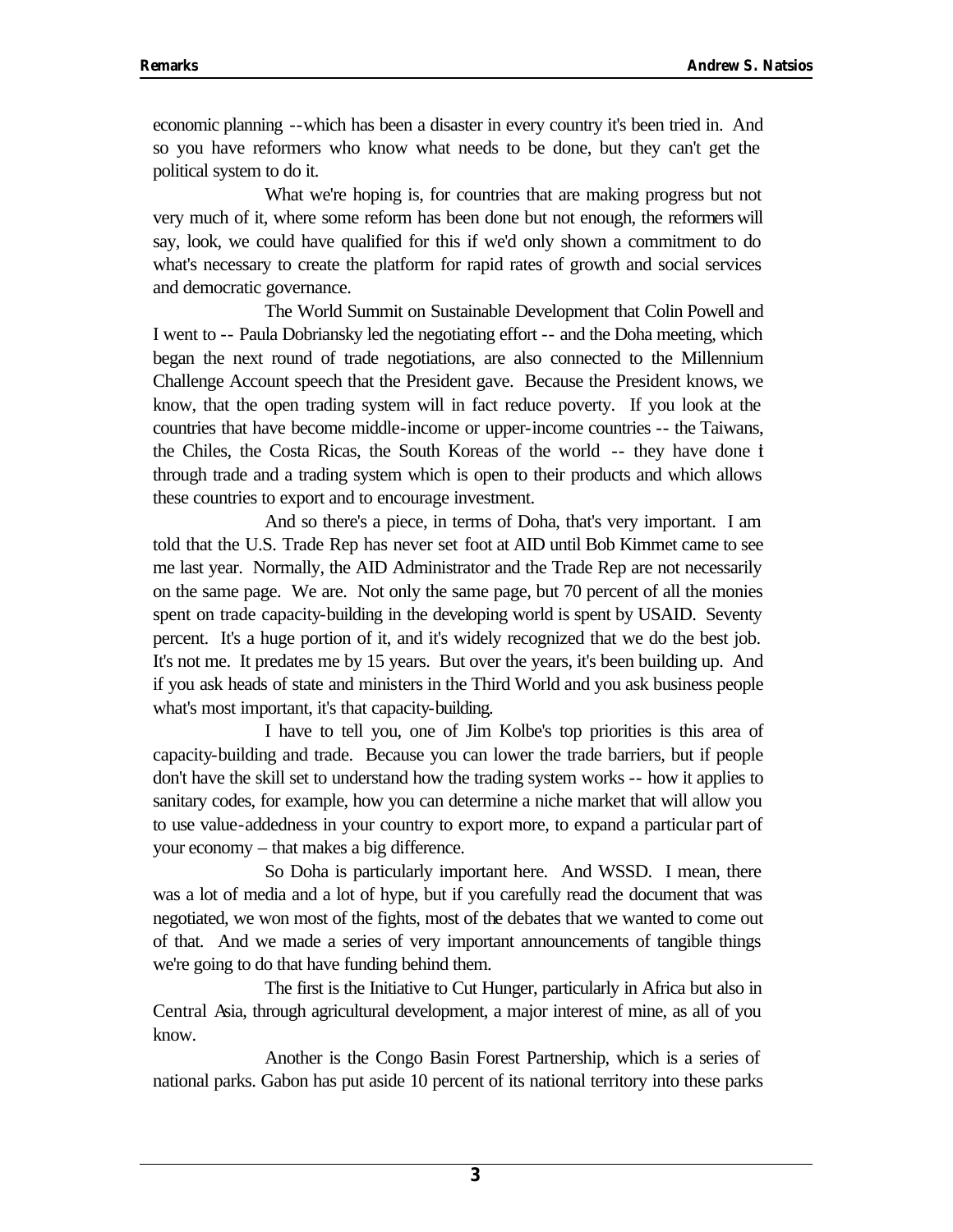economic planning --which has been a disaster in every country it's been tried in. And so you have reformers who know what needs to be done, but they can't get the political system to do it.

What we're hoping is, for countries that are making progress but not very much of it, where some reform has been done but not enough, the reformers will say, look, we could have qualified for this if we'd only shown a commitment to do what's necessary to create the platform for rapid rates of growth and social services and democratic governance.

The World Summit on Sustainable Development that Colin Powell and I went to -- Paula Dobriansky led the negotiating effort -- and the Doha meeting, which began the next round of trade negotiations, are also connected to the Millennium Challenge Account speech that the President gave. Because the President knows, we know, that the open trading system will in fact reduce poverty. If you look at the countries that have become middle-income or upper-income countries -- the Taiwans, the Chiles, the Costa Ricas, the South Koreas of the world -- they have done it through trade and a trading system which is open to their products and which allows these countries to export and to encourage investment.

And so there's a piece, in terms of Doha, that's very important. I am told that the U.S. Trade Rep has never set foot at AID until Bob Kimmet came to see me last year. Normally, the AID Administrator and the Trade Rep are not necessarily on the same page. We are. Not only the same page, but 70 percent of all the monies spent on trade capacity-building in the developing world is spent by USAID. Seventy percent. It's a huge portion of it, and it's widely recognized that we do the best job. It's not me. It predates me by 15 years. But over the years, it's been building up. And if you ask heads of state and ministers in the Third World and you ask business people what's most important, it's that capacity-building.

I have to tell you, one of Jim Kolbe's top priorities is this area of capacity-building and trade. Because you can lower the trade barriers, but if people don't have the skill set to understand how the trading system works -- how it applies to sanitary codes, for example, how you can determine a niche market that will allow you to use value-addedness in your country to export more, to expand a particular part of your economy – that makes a big difference.

So Doha is particularly important here. And WSSD. I mean, there was a lot of media and a lot of hype, but if you carefully read the document that was negotiated, we won most of the fights, most of the debates that we wanted to come out of that. And we made a series of very important announcements of tangible things we're going to do that have funding behind them.

The first is the Initiative to Cut Hunger, particularly in Africa but also in Central Asia, through agricultural development, a major interest of mine, as all of you know.

Another is the Congo Basin Forest Partnership, which is a series of national parks. Gabon has put aside 10 percent of its national territory into these parks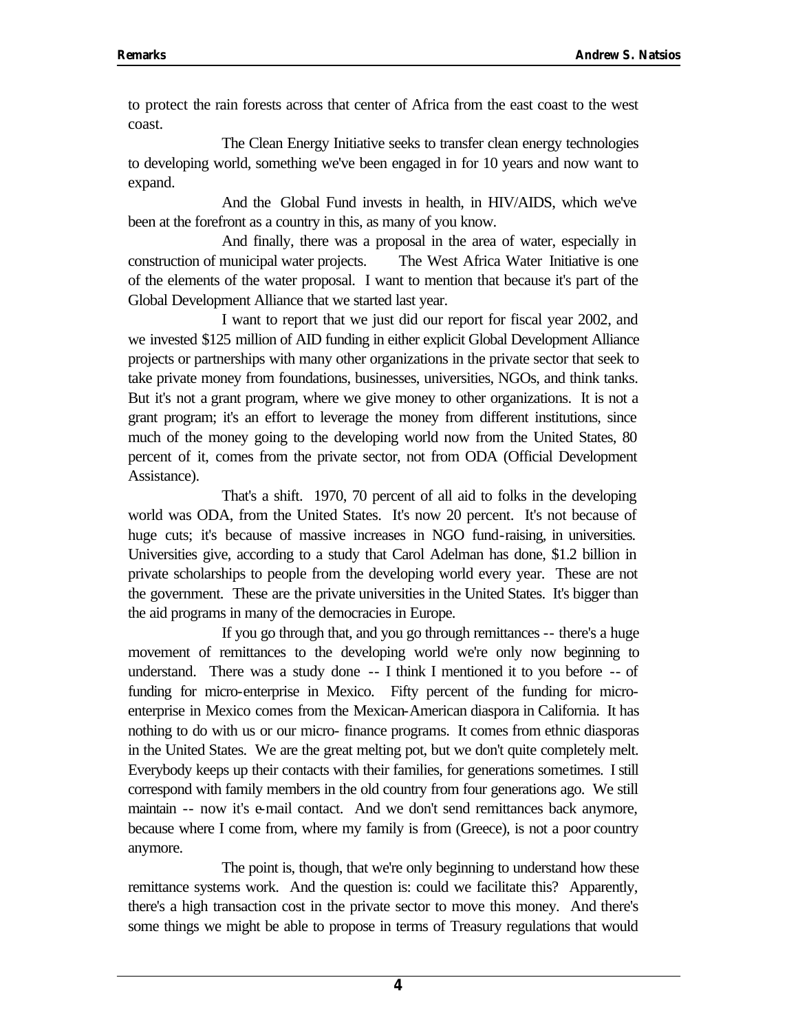to protect the rain forests across that center of Africa from the east coast to the west coast.

The Clean Energy Initiative seeks to transfer clean energy technologies to developing world, something we've been engaged in for 10 years and now want to expand.

And the Global Fund invests in health, in HIV/AIDS, which we've been at the forefront as a country in this, as many of you know.

And finally, there was a proposal in the area of water, especially in construction of municipal water projects. The West Africa Water Initiative is one of the elements of the water proposal. I want to mention that because it's part of the Global Development Alliance that we started last year.

I want to report that we just did our report for fiscal year 2002, and we invested \$125 million of AID funding in either explicit Global Development Alliance projects or partnerships with many other organizations in the private sector that seek to take private money from foundations, businesses, universities, NGOs, and think tanks. But it's not a grant program, where we give money to other organizations. It is not a grant program; it's an effort to leverage the money from different institutions, since much of the money going to the developing world now from the United States, 80 percent of it, comes from the private sector, not from ODA (Official Development Assistance).

That's a shift. 1970, 70 percent of all aid to folks in the developing world was ODA, from the United States. It's now 20 percent. It's not because of huge cuts; it's because of massive increases in NGO fund-raising, in universities. Universities give, according to a study that Carol Adelman has done, \$1.2 billion in private scholarships to people from the developing world every year. These are not the government. These are the private universities in the United States. It's bigger than the aid programs in many of the democracies in Europe.

If you go through that, and you go through remittances -- there's a huge movement of remittances to the developing world we're only now beginning to understand. There was a study done -- I think I mentioned it to you before -- of funding for micro-enterprise in Mexico. Fifty percent of the funding for micro-enterprise in Mexico comes from the Mexican-American diaspora in California. It has nothing to do with us or our micro- finance programs. It comes from ethnic diasporas in the United States. We are the great melting pot, but we don't quite completely melt. Everybody keeps up their contacts with their families, for generations sometimes. I still correspond with family members in the old country from four generations ago. We still maintain -- now it's e-mail contact. And we don't send remittances back anymore, because where I come from, where my family is from (Greece), is not a poor country anymore.

The point is, though, that we're only beginning to understand how these remittance systems work. And the question is: could we facilitate this? Apparently, there's a high transaction cost in the private sector to move this money. And there's some things we might be able to propose in terms of Treasury regulations that would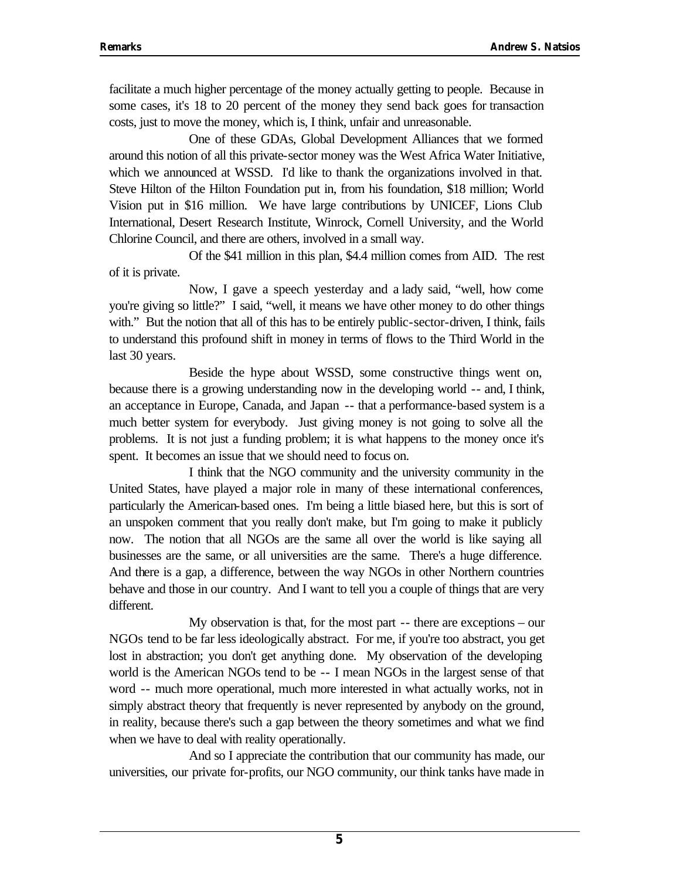facilitate a much higher percentage of the money actually getting to people. Because in some cases, it's 18 to 20 percent of the money they send back goes for transaction costs, just to move the money, which is, I think, unfair and unreasonable.

One of these GDAs, Global Development Alliances that we formed around this notion of all this private-sector money was the West Africa Water Initiative, which we announced at WSSD. I'd like to thank the organizations involved in that. Steve Hilton of the Hilton Foundation put in, from his foundation, $18 million; World Vision put in $16 million. We have large contributions by UNICEF, Lions Club International, Desert Research Institute, Winrock, Cornell University, and the World Chlorine Council, and there are others, involved in a small way.

Of the $41 million in this plan, $4.4 million comes from AID. The rest of it is private.

Now, I gave a speech yesterday and a lady said, "well, how come you're giving so little?" I said, "well, it means we have other money to do other things with." But the notion that all of this has to be entirely public-sector-driven, I think, fails to understand this profound shift in money in terms of flows to the Third World in the last 30 years.

Beside the hype about WSSD, some constructive things went on, because there is a growing understanding now in the developing world -- and, I think, an acceptance in Europe, Canada, and Japan -- that a performance-based system is a much better system for everybody. Just giving money is not going to solve all the problems. It is not just a funding problem; it is what happens to the money once it's spent. It becomes an issue that we should need to focus on.

I think that the NGO community and the university community in the United States, have played a major role in many of these international conferences, particularly the American-based ones. I'm being a little biased here, but this is sort of an unspoken comment that you really don't make, but I'm going to make it publicly now. The notion that all NGOs are the same all over the world is like saying all businesses are the same, or all universities are the same. There's a huge difference. And there is a gap, a difference, between the way NGOs in other Northern countries behave and those in our country. And I want to tell you a couple of things that are very different.

My observation is that, for the most part -- there are exceptions – our NGOs tend to be far less ideologically abstract. For me, if you're too abstract, you get lost in abstraction; you don't get anything done. My observation of the developing world is the American NGOs tend to be -- I mean NGOs in the largest sense of that word -- much more operational, much more interested in what actually works, not in simply abstract theory that frequently is never represented by anybody on the ground, in reality, because there's such a gap between the theory sometimes and what we find when we have to deal with reality operationally.

And so I appreciate the contribution that our community has made, our universities, our private for-profits, our NGO community, our think tanks have made in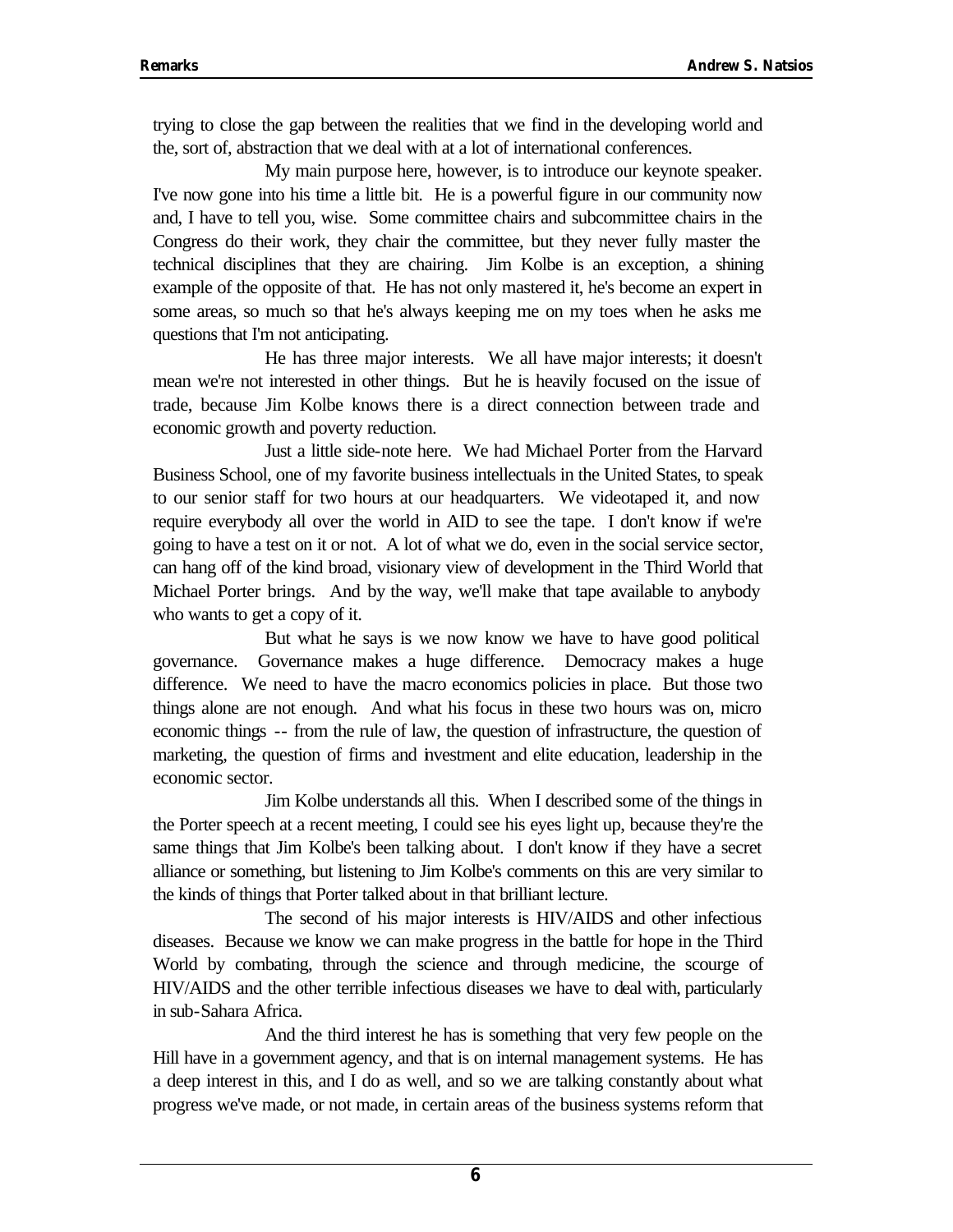trying to close the gap between the realities that we find in the developing world and the, sort of, abstraction that we deal with at a lot of international conferences.

My main purpose here, however, is to introduce our keynote speaker. I've now gone into his time a little bit. He is a powerful figure in our community now and, I have to tell you, wise. Some committee chairs and subcommittee chairs in the Congress do their work, they chair the committee, but they never fully master the technical disciplines that they are chairing. Jim Kolbe is an exception, a shining example of the opposite of that. He has not only mastered it, he's become an expert in some areas, so much so that he's always keeping me on my toes when he asks me questions that I'm not anticipating.

He has three major interests. We all have major interests; it doesn't mean we're not interested in other things. But he is heavily focused on the issue of trade, because Jim Kolbe knows there is a direct connection between trade and economic growth and poverty reduction.

Just a little side-note here. We had Michael Porter from the Harvard Business School, one of my favorite business intellectuals in the United States, to speak to our senior staff for two hours at our headquarters. We videotaped it, and now require everybody all over the world in AID to see the tape. I don't know if we're going to have a test on it or not. A lot of what we do, even in the social service sector, can hang off of the kind broad, visionary view of development in the Third World that Michael Porter brings. And by the way, we'll make that tape available to anybody who wants to get a copy of it.

But what he says is we now know we have to have good political governance. Governance makes a huge difference. Democracy makes a huge difference. We need to have the macro economics policies in place. But those two things alone are not enough. And what his focus in these two hours was on, micro economic things -- from the rule of law, the question of infrastructure, the question of marketing, the question of firms and investment and elite education, leadership in the economic sector.

Jim Kolbe understands all this. When I described some of the things in the Porter speech at a recent meeting, I could see his eyes light up, because they're the same things that Jim Kolbe's been talking about. I don't know if they have a secret alliance or something, but listening to Jim Kolbe's comments on this are very similar to the kinds of things that Porter talked about in that brilliant lecture.

The second of his major interests is HIV/AIDS and other infectious diseases. Because we know we can make progress in the battle for hope in the Third World by combating, through the science and through medicine, the scourge of HIV/AIDS and the other terrible infectious diseases we have to deal with, particularly in sub-Sahara Africa.

And the third interest he has is something that very few people on the Hill have in a government agency, and that is on internal management systems. He has a deep interest in this, and I do as well, and so we are talking constantly about what progress we've made, or not made, in certain areas of the business systems reform that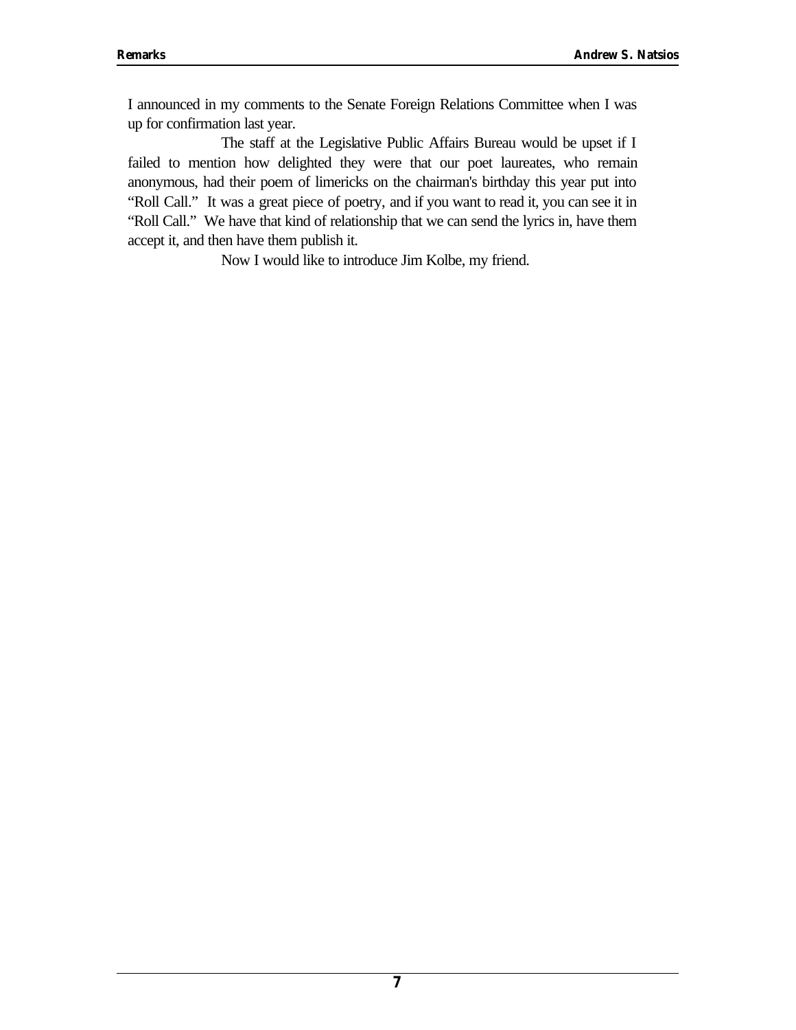I announced in my comments to the Senate Foreign Relations Committee when I was up for confirmation last year.

The staff at the Legislative Public Affairs Bureau would be upset if I failed to mention how delighted they were that our poet laureates, who remain anonymous, had their poem of limericks on the chairman's birthday this year put into "Roll Call." It was a great piece of poetry, and if you want to read it, you can see it in "Roll Call." We have that kind of relationship that we can send the lyrics in, have them accept it, and then have them publish it.

Now I would like to introduce Jim Kolbe, my friend.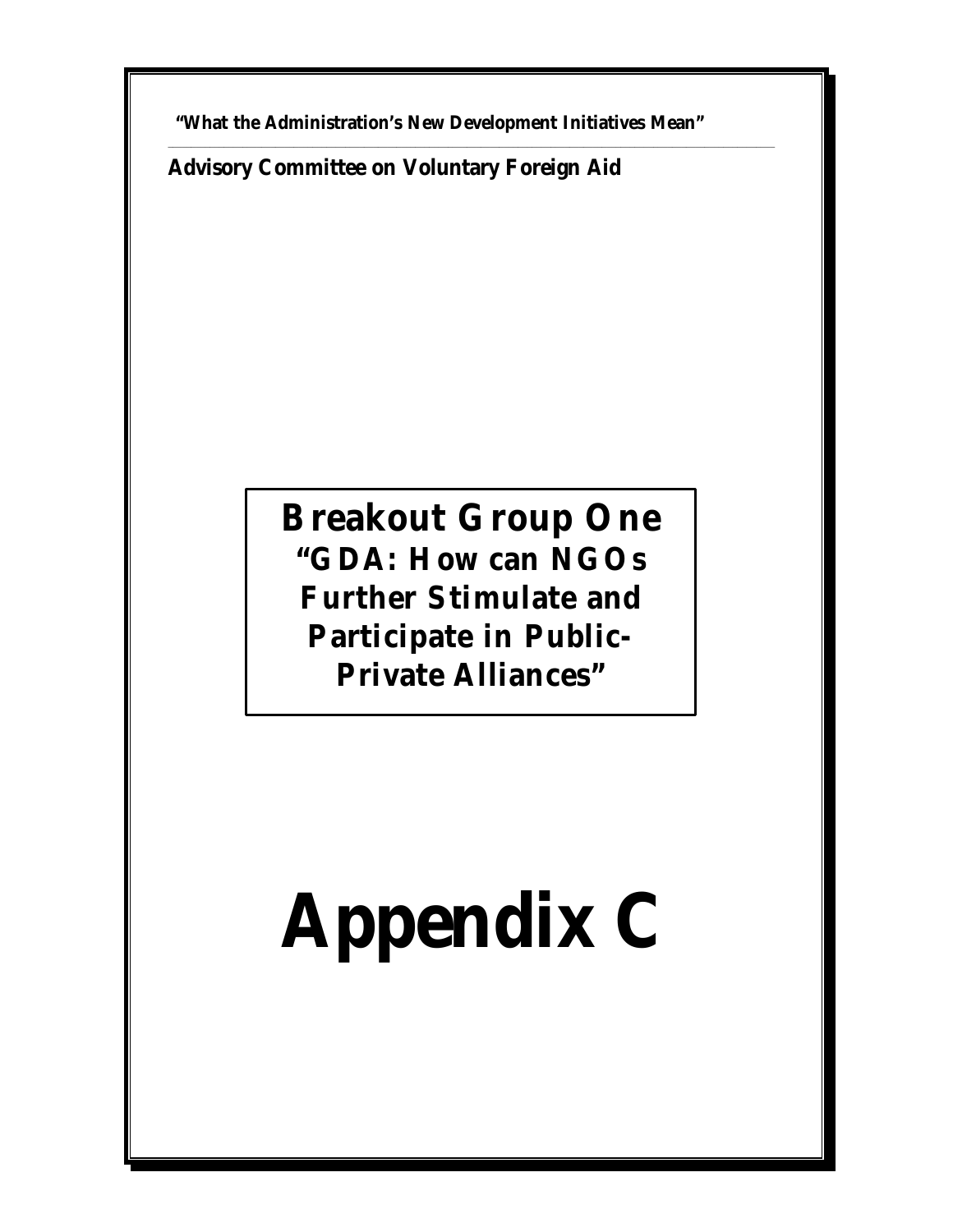**"What the Administration's New Development Initiatives Mean"**

**Advisory Committee on Voluntary Foreign Aid**

# Breakout Group One

## "GDA: How can NGOs Further Stimulate and Participate in Public-Private Alliances"

# Appendix C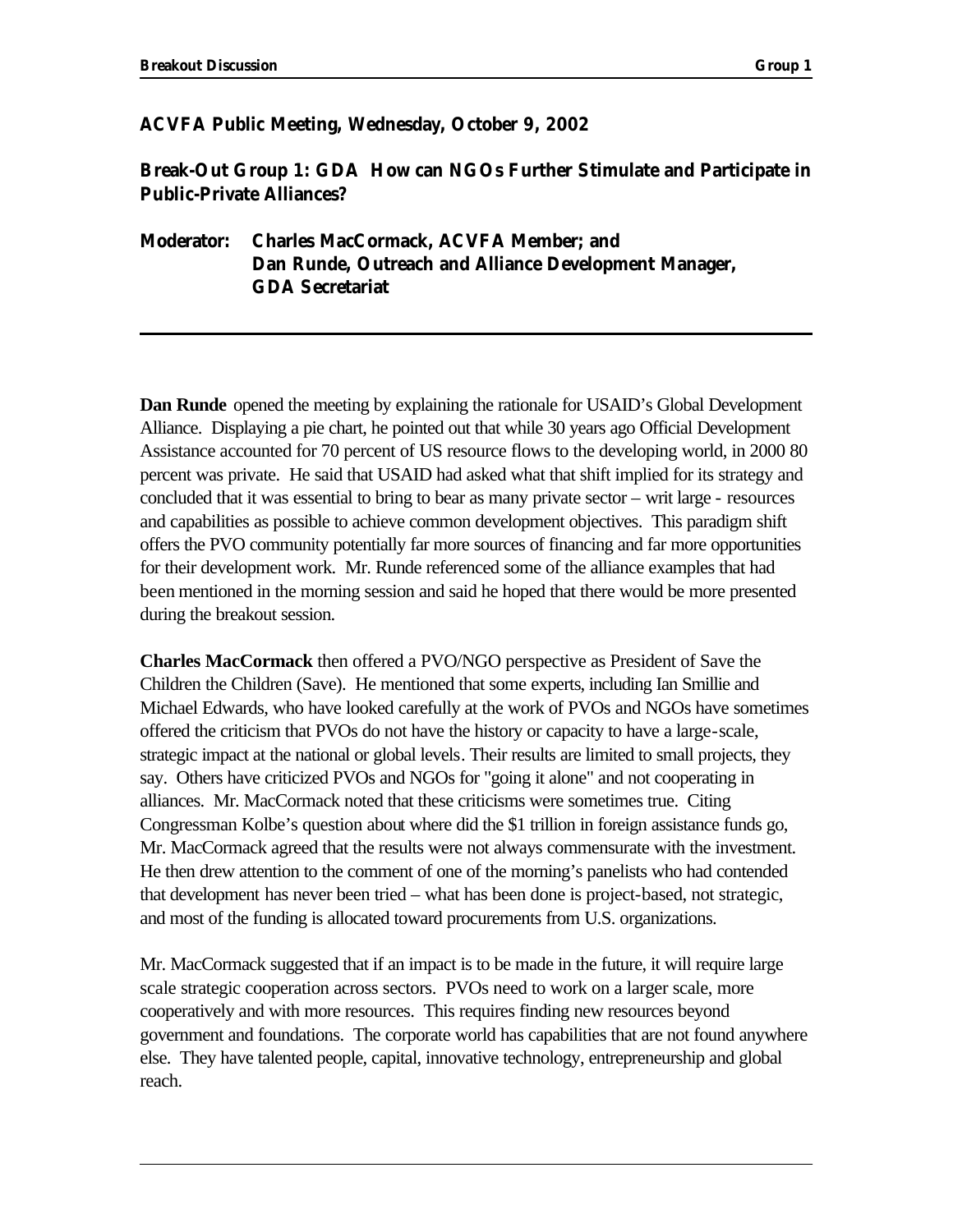**ACVFA Public Meeting, Wednesday, October 9, 2002**

**Break-Out Group 1: GDA How can NGOs Further Stimulate and Participate in Public-Private Alliances?**

**Moderator: Charles MacCormack, ACVFA Member; and Dan Runde, Outreach and Alliance Development Manager, GDA Secretariat**

---

**Dan Runde** opened the meeting by explaining the rationale for USAID's Global Development Alliance. Displaying a pie chart, he pointed out that while 30 years ago Official Development Assistance accounted for 70 percent of US resource flows to the developing world, in 2000 80 percent was private. He said that USAID had asked what that shift implied for its strategy and concluded that it was essential to bring to bear as many private sector – writ large - resources and capabilities as possible to achieve common development objectives. This paradigm shift offers the PVO community potentially far more sources of financing and far more opportunities for their development work. Mr. Runde referenced some of the alliance examples that had been mentioned in the morning session and said he hoped that there would be more presented during the breakout session.

**Charles MacCormack** then offered a PVO/NGO perspective as President of Save the Children the Children (Save). He mentioned that some experts, including Ian Smillie and Michael Edwards, who have looked carefully at the work of PVOs and NGOs have sometimes offered the criticism that PVOs do not have the history or capacity to have a large-scale, strategic impact at the national or global levels. Their results are limited to small projects, they say. Others have criticized PVOs and NGOs for "going it alone" and not cooperating in alliances. Mr. MacCormack noted that these criticisms were sometimes true. Citing Congressman Kolbe's question about where did the $1 trillion in foreign assistance funds go, Mr. MacCormack agreed that the results were not always commensurate with the investment. He then drew attention to the comment of one of the morning's panelists who had contended that development has never been tried – what has been done is project-based, not strategic, and most of the funding is allocated toward procurements from U.S. organizations.

Mr. MacCormack suggested that if an impact is to be made in the future, it will require large scale strategic cooperation across sectors. PVOs need to work on a larger scale, more cooperatively and with more resources. This requires finding new resources beyond government and foundations. The corporate world has capabilities that are not found anywhere else. They have talented people, capital, innovative technology, entrepreneurship and global reach.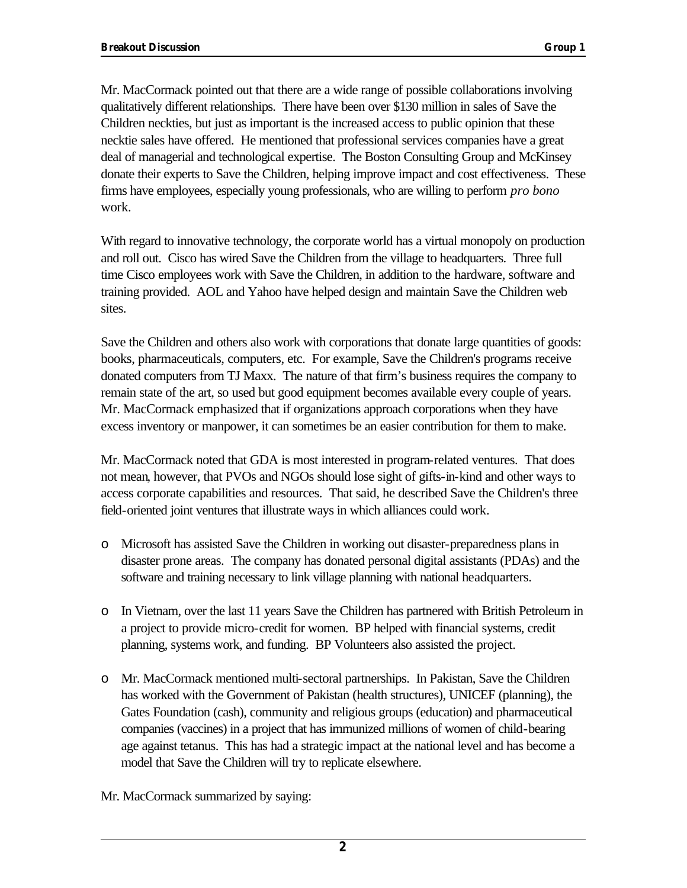Mr. MacCormack pointed out that there are a wide range of possible collaborations involving qualitatively different relationships. There have been over $130 million in sales of Save the Children neckties, but just as important is the increased access to public opinion that these necktie sales have offered. He mentioned that professional services companies have a great deal of managerial and technological expertise. The Boston Consulting Group and McKinsey donate their experts to Save the Children, helping improve impact and cost effectiveness. These firms have employees, especially young professionals, who are willing to perform *pro bono* work.

With regard to innovative technology, the corporate world has a virtual monopoly on production and roll out. Cisco has wired Save the Children from the village to headquarters. Three full time Cisco employees work with Save the Children, in addition to the hardware, software and training provided. AOL and Yahoo have helped design and maintain Save the Children web sites.

Save the Children and others also work with corporations that donate large quantities of goods: books, pharmaceuticals, computers, etc. For example, Save the Children's programs receive donated computers from TJ Maxx. The nature of that firm's business requires the company to remain state of the art, so used but good equipment becomes available every couple of years. Mr. MacCormack emphasized that if organizations approach corporations when they have excess inventory or manpower, it can sometimes be an easier contribution for them to make.

Mr. MacCormack noted that GDA is most interested in program-related ventures. That does not mean, however, that PVOs and NGOs should lose sight of gifts-in-kind and other ways to access corporate capabilities and resources. That said, he described Save the Children's three field-oriented joint ventures that illustrate ways in which alliances could work.

- Microsoft has assisted Save the Children in working out disaster-preparedness plans in disaster prone areas. The company has donated personal digital assistants (PDAs) and the software and training necessary to link village planning with national headquarters.

- In Vietnam, over the last 11 years Save the Children has partnered with British Petroleum in a project to provide micro-credit for women. BP helped with financial systems, credit planning, systems work, and funding. BP Volunteers also assisted the project.

- Mr. MacCormack mentioned multi-sectoral partnerships. In Pakistan, Save the Children has worked with the Government of Pakistan (health structures), UNICEF (planning), the Gates Foundation (cash), community and religious groups (education) and pharmaceutical companies (vaccines) in a project that has immunized millions of women of child-bearing age against tetanus. This has had a strategic impact at the national level and has become a model that Save the Children will try to replicate elsewhere.

Mr. MacCormack summarized by saying: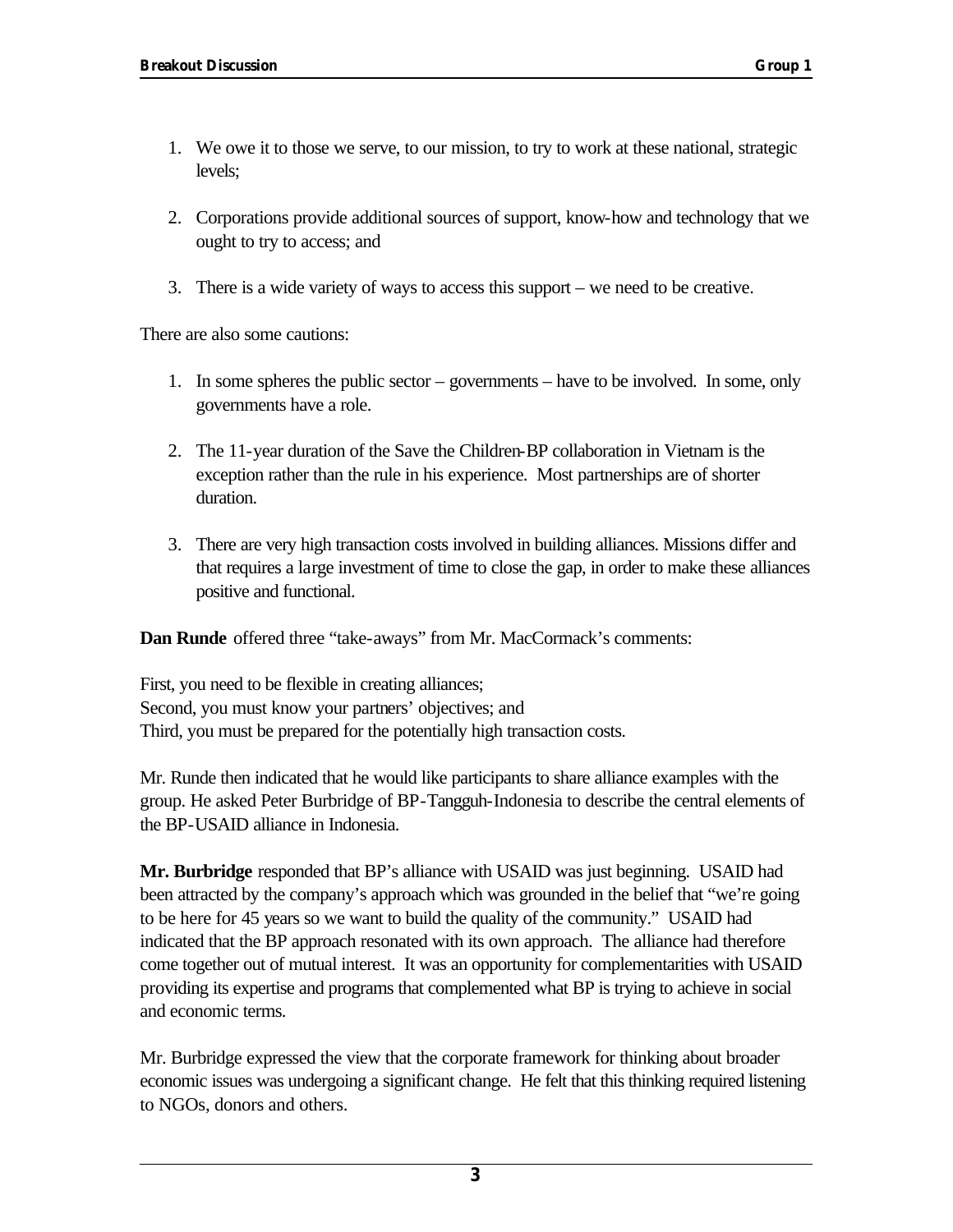1. We owe it to those we serve, to our mission, to try to work at these national, strategic levels;

2. Corporations provide additional sources of support, know-how and technology that we ought to try to access; and

3. There is a wide variety of ways to access this support – we need to be creative.

There are also some cautions:

1. In some spheres the public sector – governments – have to be involved. In some, only governments have a role.

2. The 11-year duration of the Save the Children-BP collaboration in Vietnam is the exception rather than the rule in his experience. Most partnerships are of shorter duration.

3. There are very high transaction costs involved in building alliances. Missions differ and that requires a large investment of time to close the gap, in order to make these alliances positive and functional.

**Dan Runde** offered three "take-aways" from Mr. MacCormack's comments:

First, you need to be flexible in creating alliances;
Second, you must know your partners' objectives; and
Third, you must be prepared for the potentially high transaction costs.

Mr. Runde then indicated that he would like participants to share alliance examples with the group. He asked Peter Burbridge of BP-Tangguh-Indonesia to describe the central elements of the BP-USAID alliance in Indonesia.

**Mr. Burbridge** responded that BP's alliance with USAID was just beginning. USAID had been attracted by the company's approach which was grounded in the belief that "we're going to be here for 45 years so we want to build the quality of the community." USAID had indicated that the BP approach resonated with its own approach. The alliance had therefore come together out of mutual interest. It was an opportunity for complementarities with USAID providing its expertise and programs that complemented what BP is trying to achieve in social and economic terms.

Mr. Burbridge expressed the view that the corporate framework for thinking about broader economic issues was undergoing a significant change. He felt that this thinking required listening to NGOs, donors and others.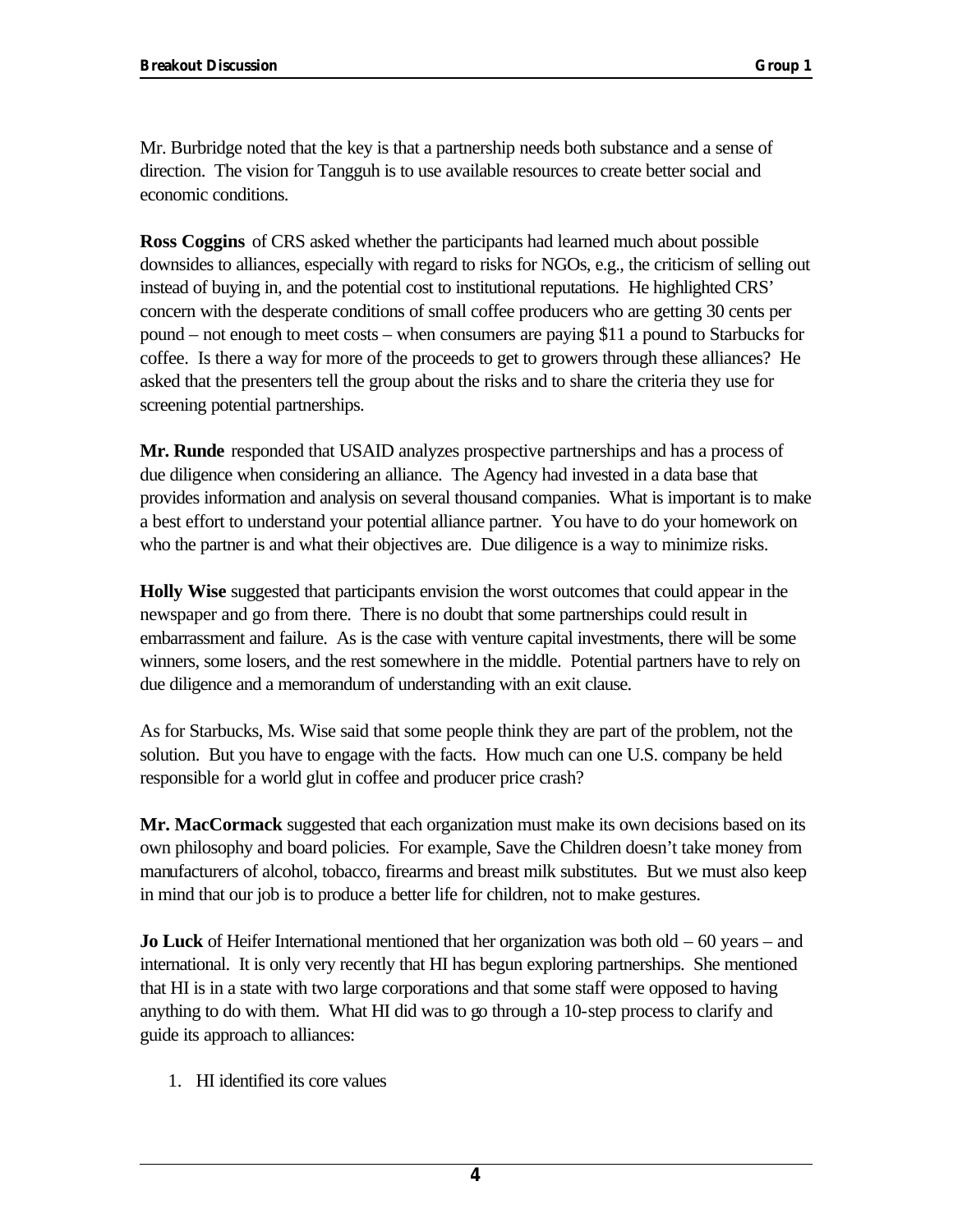Mr. Burbridge noted that the key is that a partnership needs both substance and a sense of direction. The vision for Tangguh is to use available resources to create better social and economic conditions.

**Ross Coggins** of CRS asked whether the participants had learned much about possible downsides to alliances, especially with regard to risks for NGOs, e.g., the criticism of selling out instead of buying in, and the potential cost to institutional reputations. He highlighted CRS' concern with the desperate conditions of small coffee producers who are getting 30 cents per pound – not enough to meet costs – when consumers are paying $11 a pound to Starbucks for coffee. Is there a way for more of the proceeds to get to growers through these alliances? He asked that the presenters tell the group about the risks and to share the criteria they use for screening potential partnerships.

**Mr. Runde** responded that USAID analyzes prospective partnerships and has a process of due diligence when considering an alliance. The Agency had invested in a data base that provides information and analysis on several thousand companies. What is important is to make a best effort to understand your potential alliance partner. You have to do your homework on who the partner is and what their objectives are. Due diligence is a way to minimize risks.

**Holly Wise** suggested that participants envision the worst outcomes that could appear in the newspaper and go from there. There is no doubt that some partnerships could result in embarrassment and failure. As is the case with venture capital investments, there will be some winners, some losers, and the rest somewhere in the middle. Potential partners have to rely on due diligence and a memorandum of understanding with an exit clause.

As for Starbucks, Ms. Wise said that some people think they are part of the problem, not the solution. But you have to engage with the facts. How much can one U.S. company be held responsible for a world glut in coffee and producer price crash?

**Mr. MacCormack** suggested that each organization must make its own decisions based on its own philosophy and board policies. For example, Save the Children doesn't take money from manufacturers of alcohol, tobacco, firearms and breast milk substitutes. But we must also keep in mind that our job is to produce a better life for children, not to make gestures.

**Jo Luck** of Heifer International mentioned that her organization was both old – 60 years – and international. It is only very recently that HI has begun exploring partnerships. She mentioned that HI is in a state with two large corporations and that some staff were opposed to having anything to do with them. What HI did was to go through a 10-step process to clarify and guide its approach to alliances:

1. HI identified its core values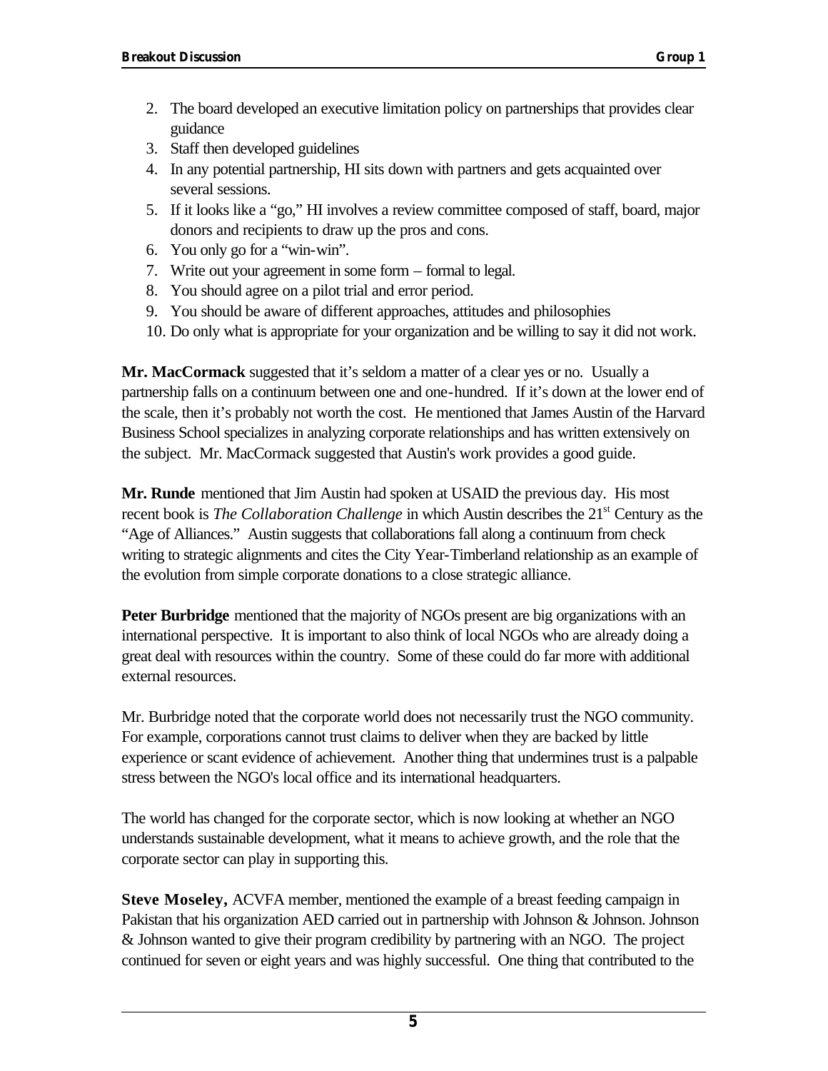2. The board developed an executive limitation policy on partnerships that provides clear guidance
3. Staff then developed guidelines
4. In any potential partnership, HI sits down with partners and gets acquainted over several sessions.
5. If it looks like a "go," HI involves a review committee composed of staff, board, major donors and recipients to draw up the pros and cons.
6. You only go for a "win-win".
7. Write out your agreement in some form – formal to legal.
8. You should agree on a pilot trial and error period.
9. You should be aware of different approaches, attitudes and philosophies
10. Do only what is appropriate for your organization and be willing to say it did not work.

**Mr. MacCormack** suggested that it's seldom a matter of a clear yes or no. Usually a partnership falls on a continuum between one and one-hundred. If it's down at the lower end of the scale, then it's probably not worth the cost. He mentioned that James Austin of the Harvard Business School specializes in analyzing corporate relationships and has written extensively on the subject. Mr. MacCormack suggested that Austin's work provides a good guide.

**Mr. Runde** mentioned that Jim Austin had spoken at USAID the previous day. His most recent book is *The Collaboration Challenge* in which Austin describes the 21st Century as the "Age of Alliances." Austin suggests that collaborations fall along a continuum from check writing to strategic alignments and cites the City Year-Timberland relationship as an example of the evolution from simple corporate donations to a close strategic alliance.

**Peter Burbridge** mentioned that the majority of NGOs present are big organizations with an international perspective. It is important to also think of local NGOs who are already doing a great deal with resources within the country. Some of these could do far more with additional external resources.

Mr. Burbridge noted that the corporate world does not necessarily trust the NGO community. For example, corporations cannot trust claims to deliver when they are backed by little experience or scant evidence of achievement. Another thing that undermines trust is a palpable stress between the NGO's local office and its international headquarters.

The world has changed for the corporate sector, which is now looking at whether an NGO understands sustainable development, what it means to achieve growth, and the role that the corporate sector can play in supporting this.

**Steve Moseley,** ACVFA member, mentioned the example of a breast feeding campaign in Pakistan that his organization AED carried out in partnership with Johnson & Johnson. Johnson & Johnson wanted to give their program credibility by partnering with an NGO. The project continued for seven or eight years and was highly successful. One thing that contributed to the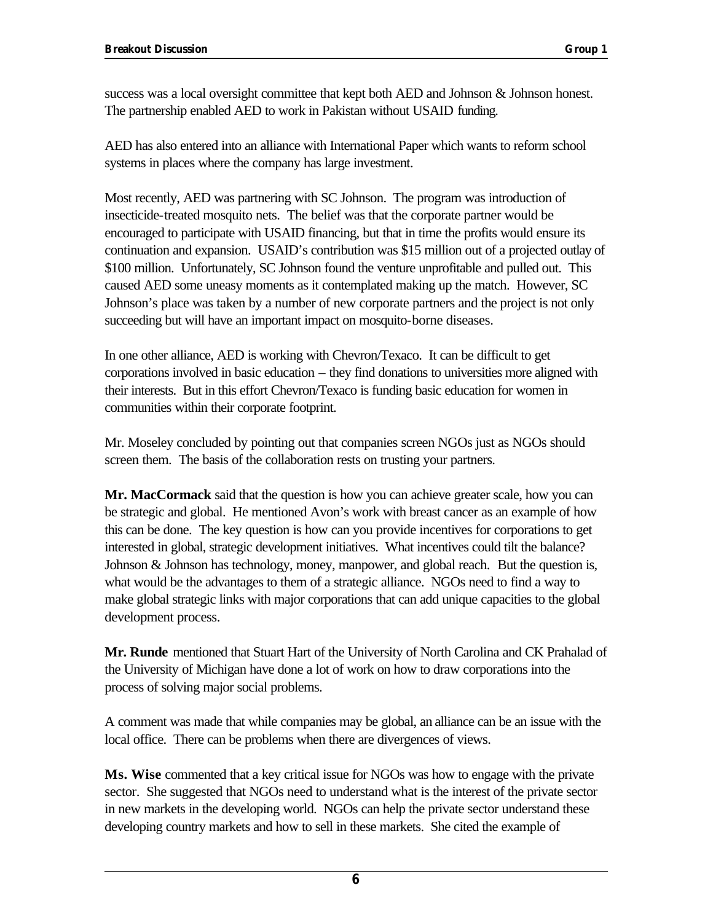success was a local oversight committee that kept both AED and Johnson & Johnson honest. The partnership enabled AED to work in Pakistan without USAID funding.

AED has also entered into an alliance with International Paper which wants to reform school systems in places where the company has large investment.

Most recently, AED was partnering with SC Johnson. The program was introduction of insecticide-treated mosquito nets. The belief was that the corporate partner would be encouraged to participate with USAID financing, but that in time the profits would ensure its continuation and expansion. USAID's contribution was $15 million out of a projected outlay of $100 million. Unfortunately, SC Johnson found the venture unprofitable and pulled out. This caused AED some uneasy moments as it contemplated making up the match. However, SC Johnson's place was taken by a number of new corporate partners and the project is not only succeeding but will have an important impact on mosquito-borne diseases.

In one other alliance, AED is working with Chevron/Texaco. It can be difficult to get corporations involved in basic education – they find donations to universities more aligned with their interests. But in this effort Chevron/Texaco is funding basic education for women in communities within their corporate footprint.

Mr. Moseley concluded by pointing out that companies screen NGOs just as NGOs should screen them. The basis of the collaboration rests on trusting your partners.

**Mr. MacCormack** said that the question is how you can achieve greater scale, how you can be strategic and global. He mentioned Avon's work with breast cancer as an example of how this can be done. The key question is how can you provide incentives for corporations to get interested in global, strategic development initiatives. What incentives could tilt the balance? Johnson & Johnson has technology, money, manpower, and global reach. But the question is, what would be the advantages to them of a strategic alliance. NGOs need to find a way to make global strategic links with major corporations that can add unique capacities to the global development process.

**Mr. Runde** mentioned that Stuart Hart of the University of North Carolina and CK Prahalad of the University of Michigan have done a lot of work on how to draw corporations into the process of solving major social problems.

A comment was made that while companies may be global, an alliance can be an issue with the local office. There can be problems when there are divergences of views.

**Ms. Wise** commented that a key critical issue for NGOs was how to engage with the private sector. She suggested that NGOs need to understand what is the interest of the private sector in new markets in the developing world. NGOs can help the private sector understand these developing country markets and how to sell in these markets. She cited the example of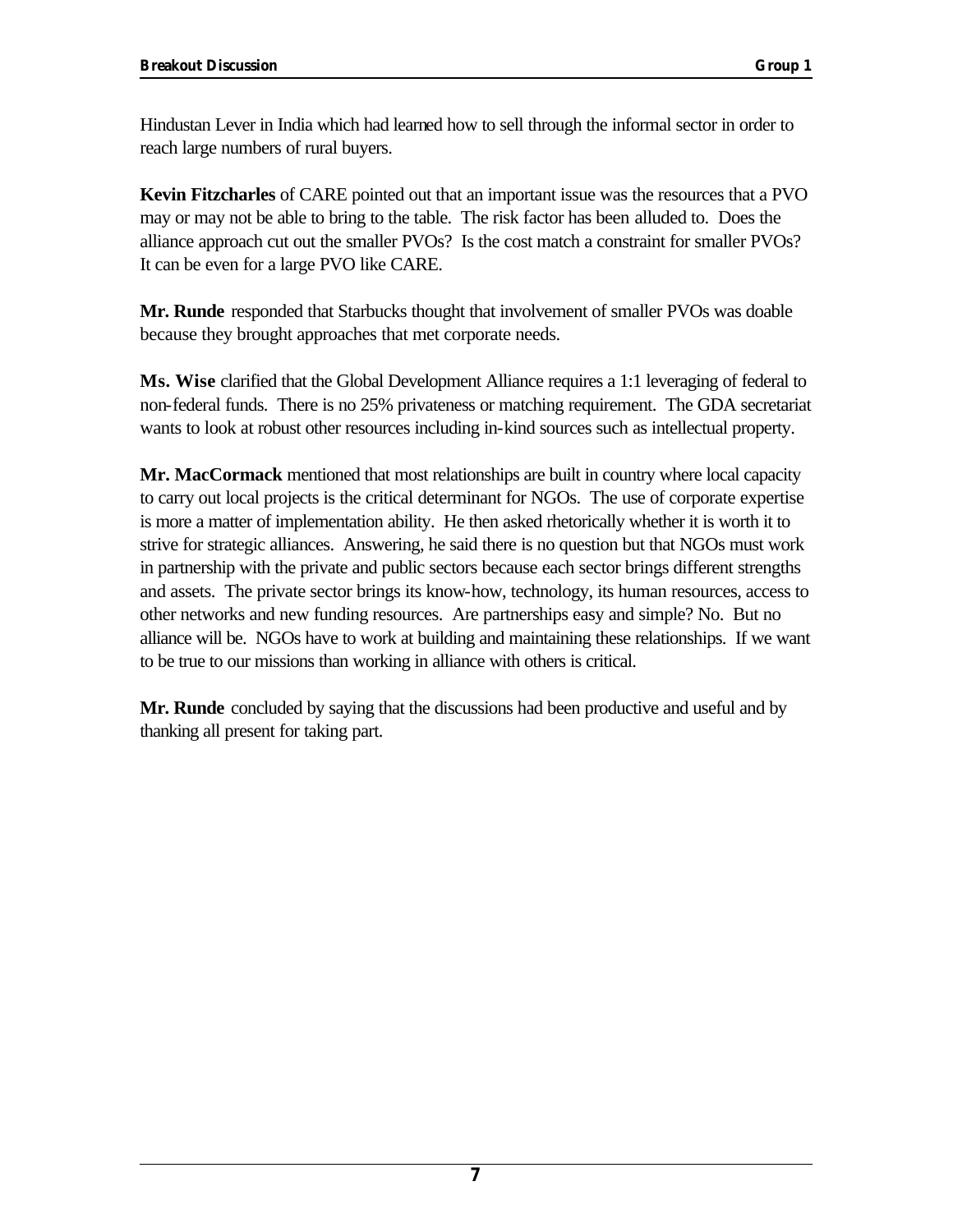Hindustan Lever in India which had learned how to sell through the informal sector in order to reach large numbers of rural buyers.

**Kevin Fitzcharles** of CARE pointed out that an important issue was the resources that a PVO may or may not be able to bring to the table. The risk factor has been alluded to. Does the alliance approach cut out the smaller PVOs? Is the cost match a constraint for smaller PVOs? It can be even for a large PVO like CARE.

**Mr. Runde** responded that Starbucks thought that involvement of smaller PVOs was doable because they brought approaches that met corporate needs.

**Ms. Wise** clarified that the Global Development Alliance requires a 1:1 leveraging of federal to non-federal funds. There is no 25% privateness or matching requirement. The GDA secretariat wants to look at robust other resources including in-kind sources such as intellectual property.

**Mr. MacCormack** mentioned that most relationships are built in country where local capacity to carry out local projects is the critical determinant for NGOs. The use of corporate expertise is more a matter of implementation ability. He then asked rhetorically whether it is worth it to strive for strategic alliances. Answering, he said there is no question but that NGOs must work in partnership with the private and public sectors because each sector brings different strengths and assets. The private sector brings its know-how, technology, its human resources, access to other networks and new funding resources. Are partnerships easy and simple? No. But no alliance will be. NGOs have to work at building and maintaining these relationships. If we want to be true to our missions than working in alliance with others is critical.

**Mr. Runde** concluded by saying that the discussions had been productive and useful and by thanking all present for taking part.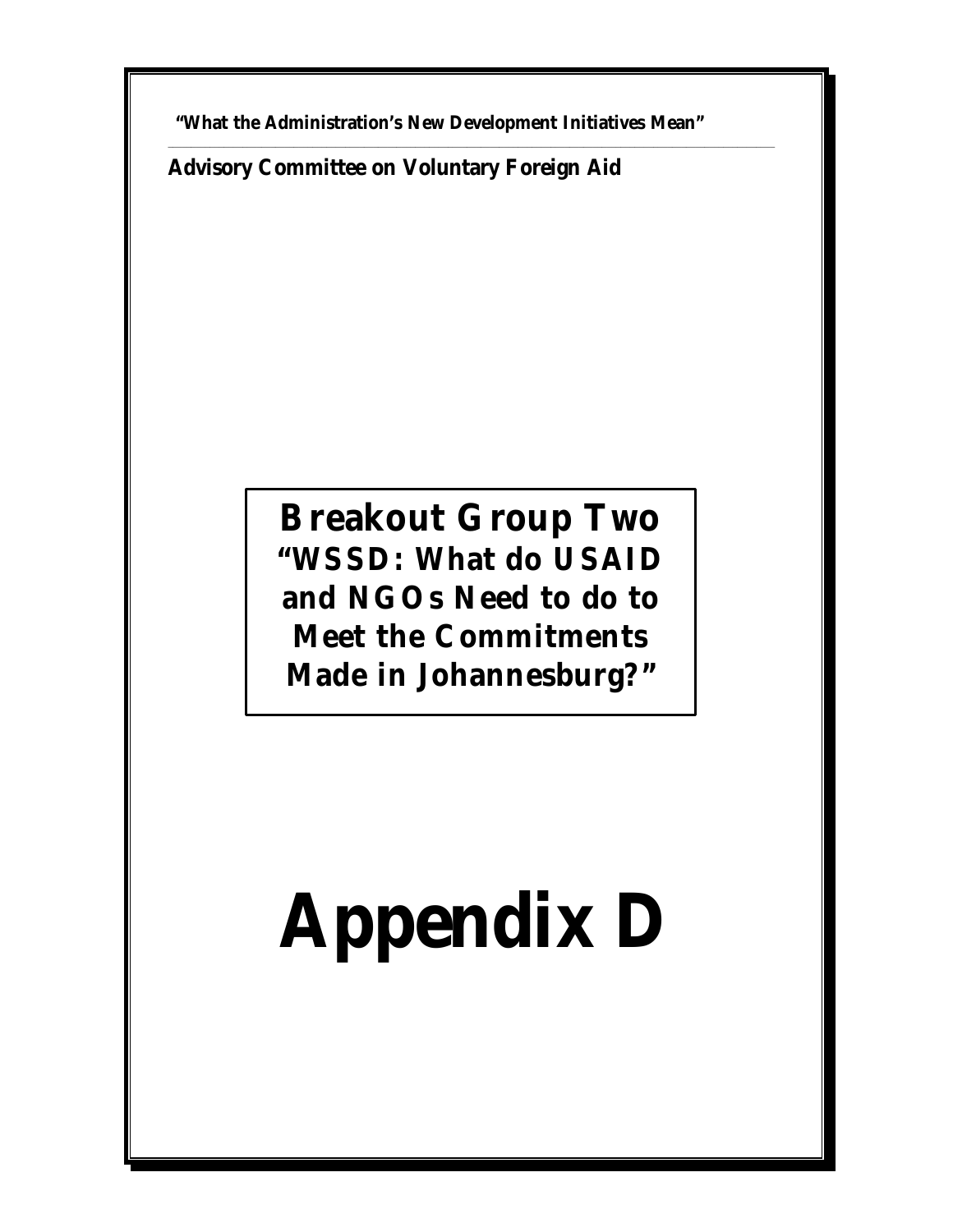**"What the Administration's New Development Initiatives Mean"**

**Advisory Committee on Voluntary Foreign Aid**

## Breakout Group Two

**"WSSD: What do USAID and NGOs Need to do to Meet the Commitments Made in Johannesburg?"**

# Appendix D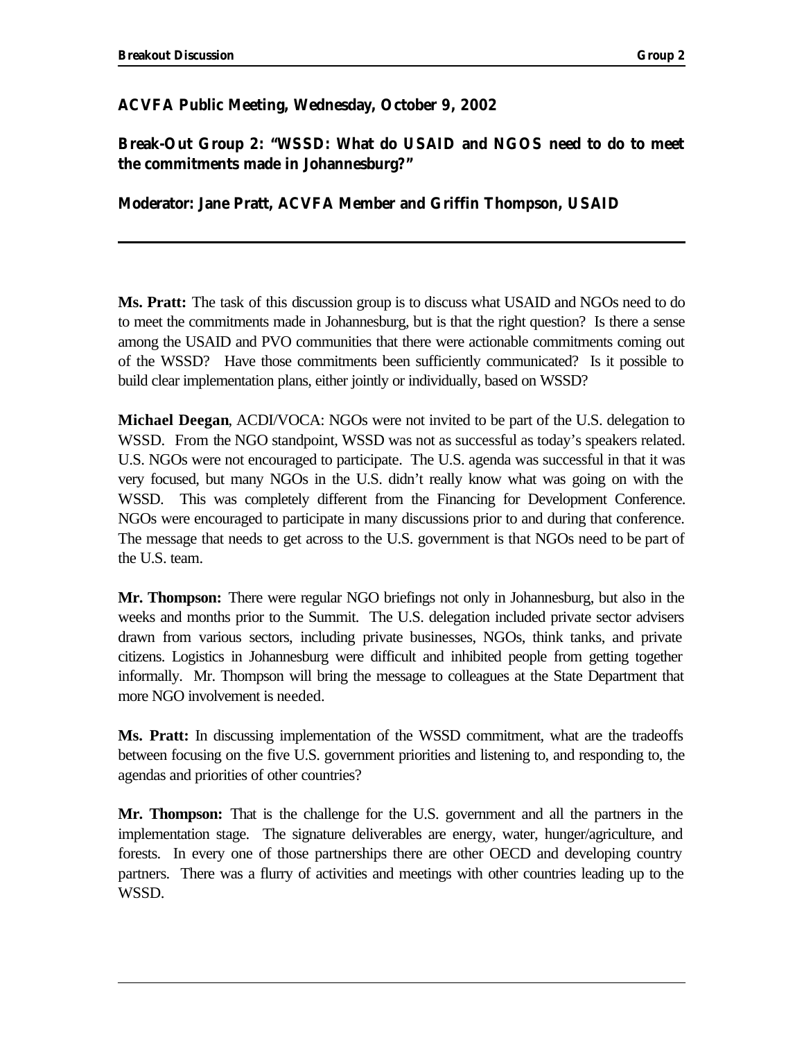**ACVFA Public Meeting, Wednesday, October 9, 2002**

**Break-Out Group 2: "WSSD: What do USAID and NGOS need to do to meet the commitments made in Johannesburg?"**

**Moderator: Jane Pratt, ACVFA Member and Griffin Thompson, USAID**

---

**Ms. Pratt:** The task of this discussion group is to discuss what USAID and NGOs need to do to meet the commitments made in Johannesburg, but is that the right question? Is there a sense among the USAID and PVO communities that there were actionable commitments coming out of the WSSD? Have those commitments been sufficiently communicated? Is it possible to build clear implementation plans, either jointly or individually, based on WSSD?

**Michael Deegan**, ACDI/VOCA: NGOs were not invited to be part of the U.S. delegation to WSSD. From the NGO standpoint, WSSD was not as successful as today's speakers related. U.S. NGOs were not encouraged to participate. The U.S. agenda was successful in that it was very focused, but many NGOs in the U.S. didn't really know what was going on with the WSSD. This was completely different from the Financing for Development Conference. NGOs were encouraged to participate in many discussions prior to and during that conference. The message that needs to get across to the U.S. government is that NGOs need to be part of the U.S. team.

**Mr. Thompson:** There were regular NGO briefings not only in Johannesburg, but also in the weeks and months prior to the Summit. The U.S. delegation included private sector advisers drawn from various sectors, including private businesses, NGOs, think tanks, and private citizens. Logistics in Johannesburg were difficult and inhibited people from getting together informally. Mr. Thompson will bring the message to colleagues at the State Department that more NGO involvement is needed.

**Ms. Pratt:** In discussing implementation of the WSSD commitment, what are the tradeoffs between focusing on the five U.S. government priorities and listening to, and responding to, the agendas and priorities of other countries?

**Mr. Thompson:** That is the challenge for the U.S. government and all the partners in the implementation stage. The signature deliverables are energy, water, hunger/agriculture, and forests. In every one of those partnerships there are other OECD and developing country partners. There was a flurry of activities and meetings with other countries leading up to the WSSD.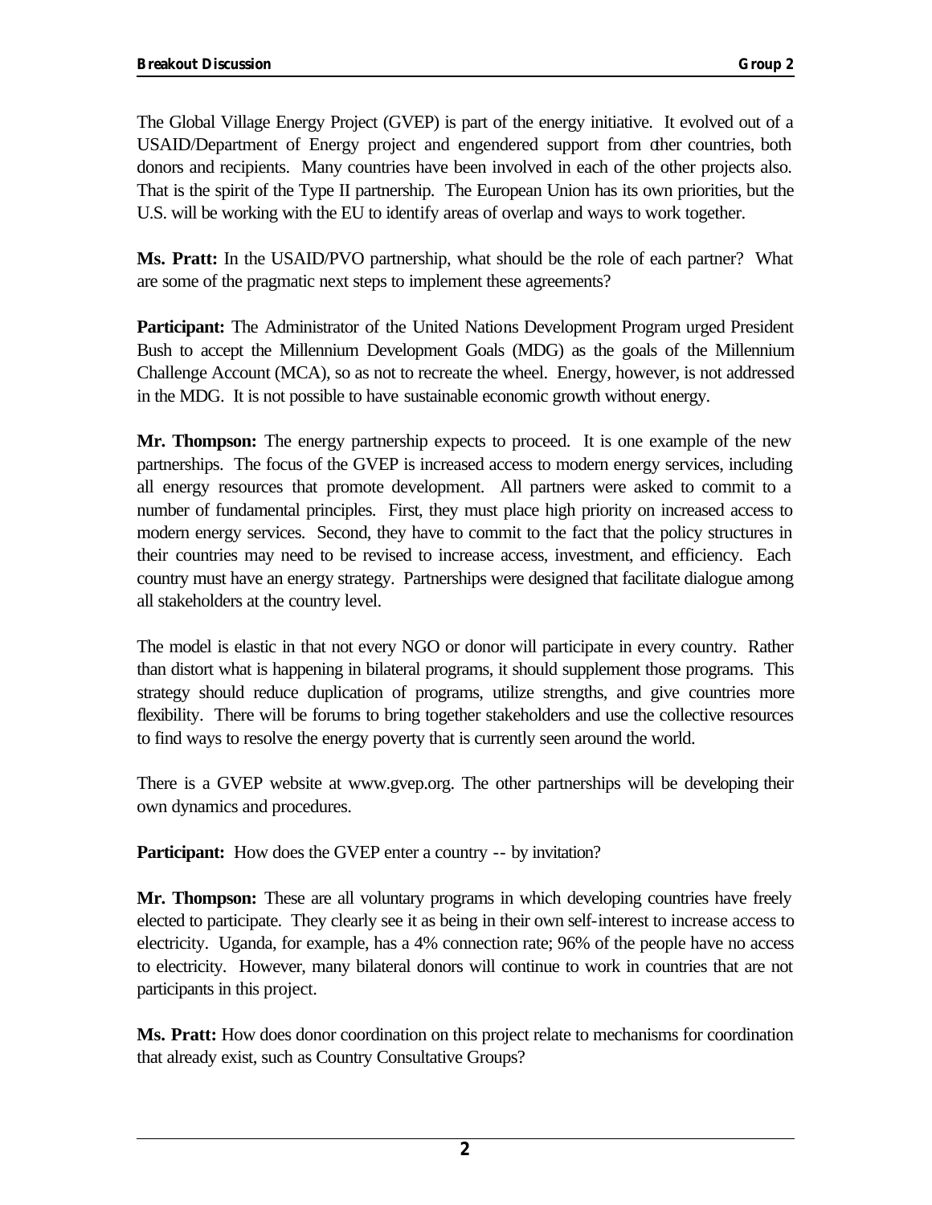The Global Village Energy Project (GVEP) is part of the energy initiative. It evolved out of a USAID/Department of Energy project and engendered support from other countries, both donors and recipients. Many countries have been involved in each of the other projects also. That is the spirit of the Type II partnership. The European Union has its own priorities, but the U.S. will be working with the EU to identify areas of overlap and ways to work together.

**Ms. Pratt:** In the USAID/PVO partnership, what should be the role of each partner? What are some of the pragmatic next steps to implement these agreements?

**Participant:** The Administrator of the United Nations Development Program urged President Bush to accept the Millennium Development Goals (MDG) as the goals of the Millennium Challenge Account (MCA), so as not to recreate the wheel. Energy, however, is not addressed in the MDG. It is not possible to have sustainable economic growth without energy.

**Mr. Thompson:** The energy partnership expects to proceed. It is one example of the new partnerships. The focus of the GVEP is increased access to modern energy services, including all energy resources that promote development. All partners were asked to commit to a number of fundamental principles. First, they must place high priority on increased access to modern energy services. Second, they have to commit to the fact that the policy structures in their countries may need to be revised to increase access, investment, and efficiency. Each country must have an energy strategy. Partnerships were designed that facilitate dialogue among all stakeholders at the country level.

The model is elastic in that not every NGO or donor will participate in every country. Rather than distort what is happening in bilateral programs, it should supplement those programs. This strategy should reduce duplication of programs, utilize strengths, and give countries more flexibility. There will be forums to bring together stakeholders and use the collective resources to find ways to resolve the energy poverty that is currently seen around the world.

There is a GVEP website at www.gvep.org. The other partnerships will be developing their own dynamics and procedures.

**Participant:** How does the GVEP enter a country -- by invitation?

**Mr. Thompson:** These are all voluntary programs in which developing countries have freely elected to participate. They clearly see it as being in their own self-interest to increase access to electricity. Uganda, for example, has a 4% connection rate; 96% of the people have no access to electricity. However, many bilateral donors will continue to work in countries that are not participants in this project.

**Ms. Pratt:** How does donor coordination on this project relate to mechanisms for coordination that already exist, such as Country Consultative Groups?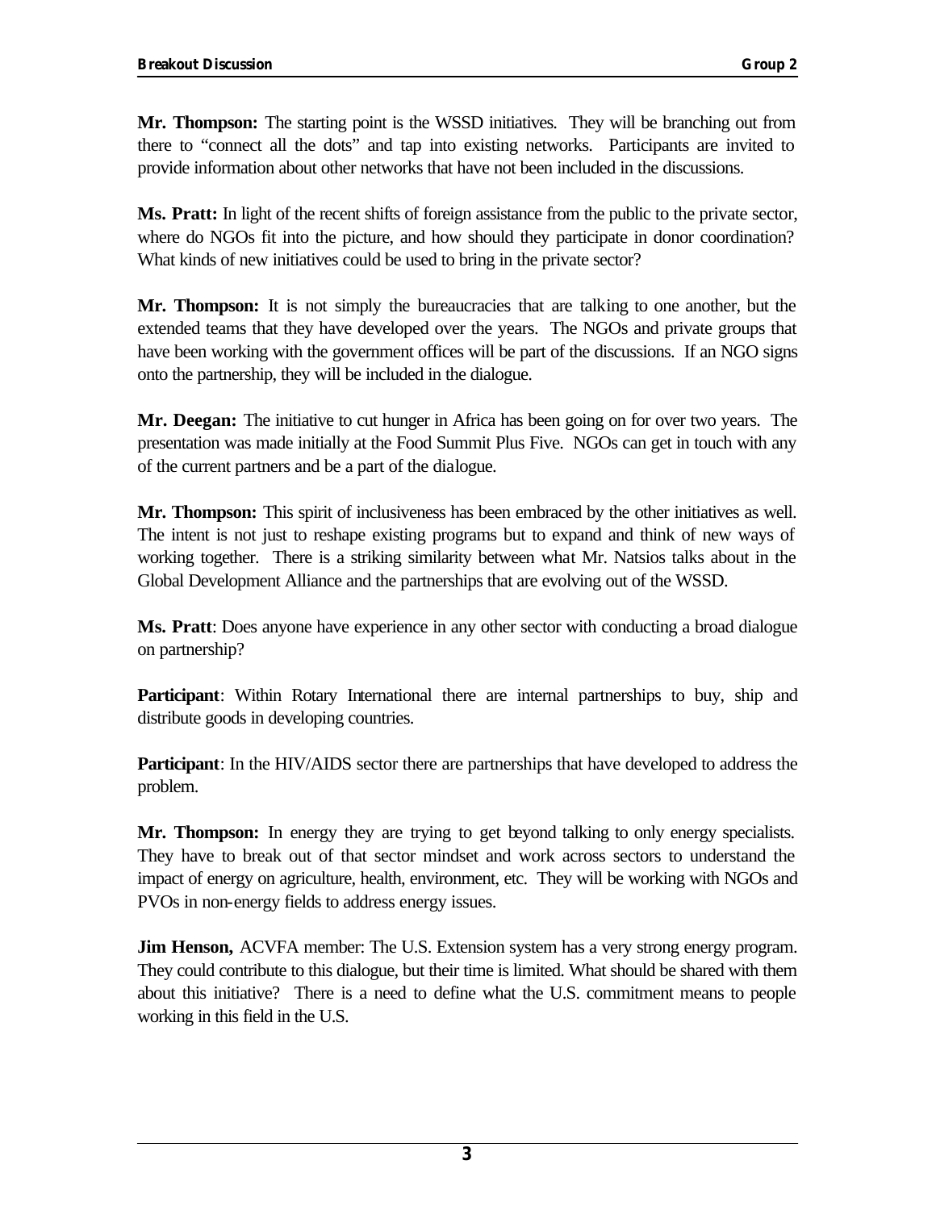**Mr. Thompson:** The starting point is the WSSD initiatives. They will be branching out from there to "connect all the dots" and tap into existing networks. Participants are invited to provide information about other networks that have not been included in the discussions.

**Ms. Pratt:** In light of the recent shifts of foreign assistance from the public to the private sector, where do NGOs fit into the picture, and how should they participate in donor coordination? What kinds of new initiatives could be used to bring in the private sector?

**Mr. Thompson:** It is not simply the bureaucracies that are talking to one another, but the extended teams that they have developed over the years. The NGOs and private groups that have been working with the government offices will be part of the discussions. If an NGO signs onto the partnership, they will be included in the dialogue.

**Mr. Deegan:** The initiative to cut hunger in Africa has been going on for over two years. The presentation was made initially at the Food Summit Plus Five. NGOs can get in touch with any of the current partners and be a part of the dialogue.

**Mr. Thompson:** This spirit of inclusiveness has been embraced by the other initiatives as well. The intent is not just to reshape existing programs but to expand and think of new ways of working together. There is a striking similarity between what Mr. Natsios talks about in the Global Development Alliance and the partnerships that are evolving out of the WSSD.

**Ms. Pratt**: Does anyone have experience in any other sector with conducting a broad dialogue on partnership?

**Participant**: Within Rotary International there are internal partnerships to buy, ship and distribute goods in developing countries.

**Participant**: In the HIV/AIDS sector there are partnerships that have developed to address the problem.

**Mr. Thompson:** In energy they are trying to get beyond talking to only energy specialists. They have to break out of that sector mindset and work across sectors to understand the impact of energy on agriculture, health, environment, etc. They will be working with NGOs and PVOs in non-energy fields to address energy issues.

**Jim Henson,** ACVFA member: The U.S. Extension system has a very strong energy program. They could contribute to this dialogue, but their time is limited. What should be shared with them about this initiative? There is a need to define what the U.S. commitment means to people working in this field in the U.S.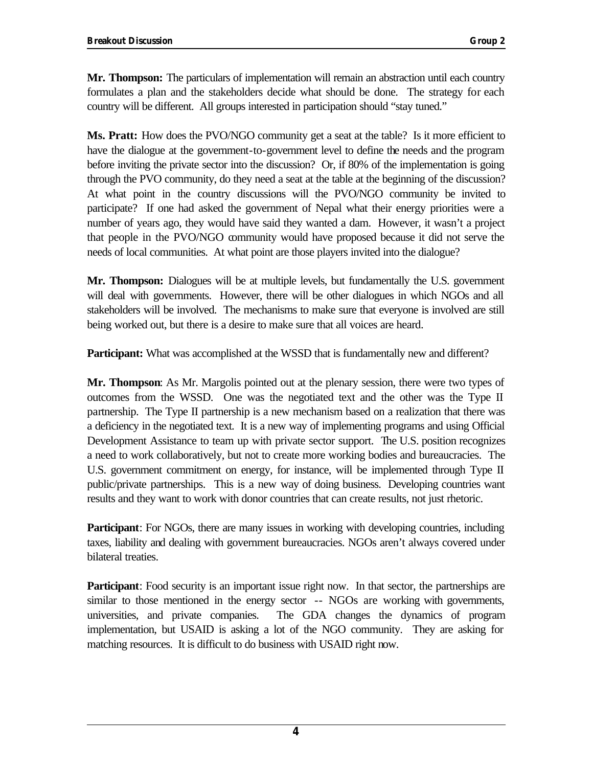**Mr. Thompson:** The particulars of implementation will remain an abstraction until each country formulates a plan and the stakeholders decide what should be done. The strategy for each country will be different. All groups interested in participation should "stay tuned."

**Ms. Pratt:** How does the PVO/NGO community get a seat at the table? Is it more efficient to have the dialogue at the government-to-government level to define the needs and the program before inviting the private sector into the discussion? Or, if 80% of the implementation is going through the PVO community, do they need a seat at the table at the beginning of the discussion? At what point in the country discussions will the PVO/NGO community be invited to participate? If one had asked the government of Nepal what their energy priorities were a number of years ago, they would have said they wanted a dam. However, it wasn't a project that people in the PVO/NGO community would have proposed because it did not serve the needs of local communities. At what point are those players invited into the dialogue?

**Mr. Thompson:** Dialogues will be at multiple levels, but fundamentally the U.S. government will deal with governments. However, there will be other dialogues in which NGOs and all stakeholders will be involved. The mechanisms to make sure that everyone is involved are still being worked out, but there is a desire to make sure that all voices are heard.

**Participant:** What was accomplished at the WSSD that is fundamentally new and different?

**Mr. Thompson**: As Mr. Margolis pointed out at the plenary session, there were two types of outcomes from the WSSD. One was the negotiated text and the other was the Type II partnership. The Type II partnership is a new mechanism based on a realization that there was a deficiency in the negotiated text. It is a new way of implementing programs and using Official Development Assistance to team up with private sector support. The U.S. position recognizes a need to work collaboratively, but not to create more working bodies and bureaucracies. The U.S. government commitment on energy, for instance, will be implemented through Type II public/private partnerships. This is a new way of doing business. Developing countries want results and they want to work with donor countries that can create results, not just rhetoric.

**Participant**: For NGOs, there are many issues in working with developing countries, including taxes, liability and dealing with government bureaucracies. NGOs aren't always covered under bilateral treaties.

**Participant**: Food security is an important issue right now. In that sector, the partnerships are similar to those mentioned in the energy sector -- NGOs are working with governments, universities, and private companies. The GDA changes the dynamics of program implementation, but USAID is asking a lot of the NGO community. They are asking for matching resources. It is difficult to do business with USAID right now.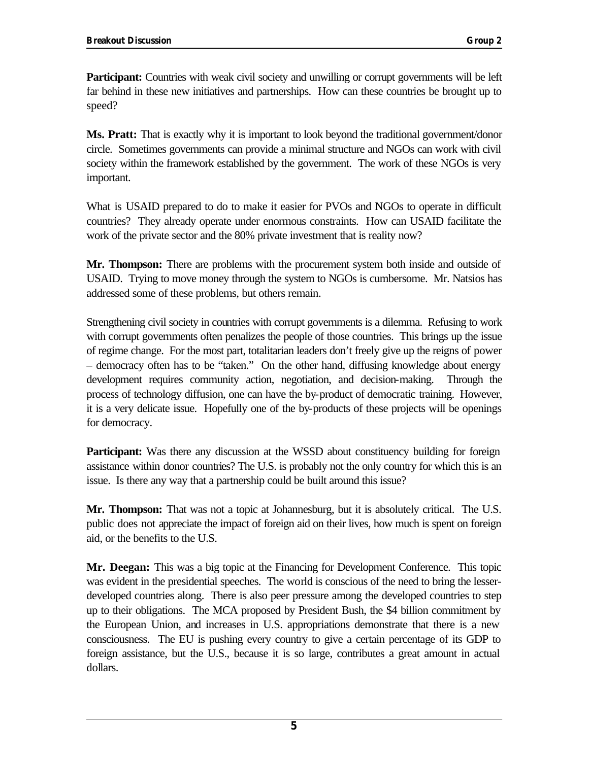**Participant:** Countries with weak civil society and unwilling or corrupt governments will be left far behind in these new initiatives and partnerships. How can these countries be brought up to speed?

**Ms. Pratt:** That is exactly why it is important to look beyond the traditional government/donor circle. Sometimes governments can provide a minimal structure and NGOs can work with civil society within the framework established by the government. The work of these NGOs is very important.

What is USAID prepared to do to make it easier for PVOs and NGOs to operate in difficult countries? They already operate under enormous constraints. How can USAID facilitate the work of the private sector and the 80% private investment that is reality now?

**Mr. Thompson:** There are problems with the procurement system both inside and outside of USAID. Trying to move money through the system to NGOs is cumbersome. Mr. Natsios has addressed some of these problems, but others remain.

Strengthening civil society in countries with corrupt governments is a dilemma. Refusing to work with corrupt governments often penalizes the people of those countries. This brings up the issue of regime change. For the most part, totalitarian leaders don't freely give up the reigns of power – democracy often has to be "taken." On the other hand, diffusing knowledge about energy development requires community action, negotiation, and decision-making. Through the process of technology diffusion, one can have the by-product of democratic training. However, it is a very delicate issue. Hopefully one of the by-products of these projects will be openings for democracy.

**Participant:** Was there any discussion at the WSSD about constituency building for foreign assistance within donor countries? The U.S. is probably not the only country for which this is an issue. Is there any way that a partnership could be built around this issue?

**Mr. Thompson:** That was not a topic at Johannesburg, but it is absolutely critical. The U.S. public does not appreciate the impact of foreign aid on their lives, how much is spent on foreign aid, or the benefits to the U.S.

**Mr. Deegan:** This was a big topic at the Financing for Development Conference. This topic was evident in the presidential speeches. The world is conscious of the need to bring the lesser-developed countries along. There is also peer pressure among the developed countries to step up to their obligations. The MCA proposed by President Bush, the $4 billion commitment by the European Union, and increases in U.S. appropriations demonstrate that there is a new consciousness. The EU is pushing every country to give a certain percentage of its GDP to foreign assistance, but the U.S., because it is so large, contributes a great amount in actual dollars.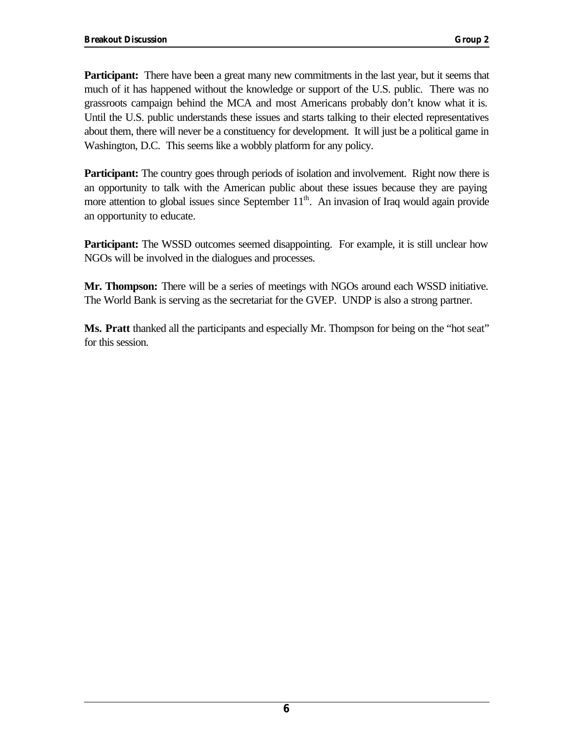**Participant:** There have been a great many new commitments in the last year, but it seems that much of it has happened without the knowledge or support of the U.S. public. There was no grassroots campaign behind the MCA and most Americans probably don't know what it is. Until the U.S. public understands these issues and starts talking to their elected representatives about them, there will never be a constituency for development. It will just be a political game in Washington, D.C. This seems like a wobbly platform for any policy.

**Participant:** The country goes through periods of isolation and involvement. Right now there is an opportunity to talk with the American public about these issues because they are paying more attention to global issues since September 11th. An invasion of Iraq would again provide an opportunity to educate.

**Participant:** The WSSD outcomes seemed disappointing. For example, it is still unclear how NGOs will be involved in the dialogues and processes.

**Mr. Thompson:** There will be a series of meetings with NGOs around each WSSD initiative. The World Bank is serving as the secretariat for the GVEP. UNDP is also a strong partner.

**Ms. Pratt** thanked all the participants and especially Mr. Thompson for being on the "hot seat" for this session.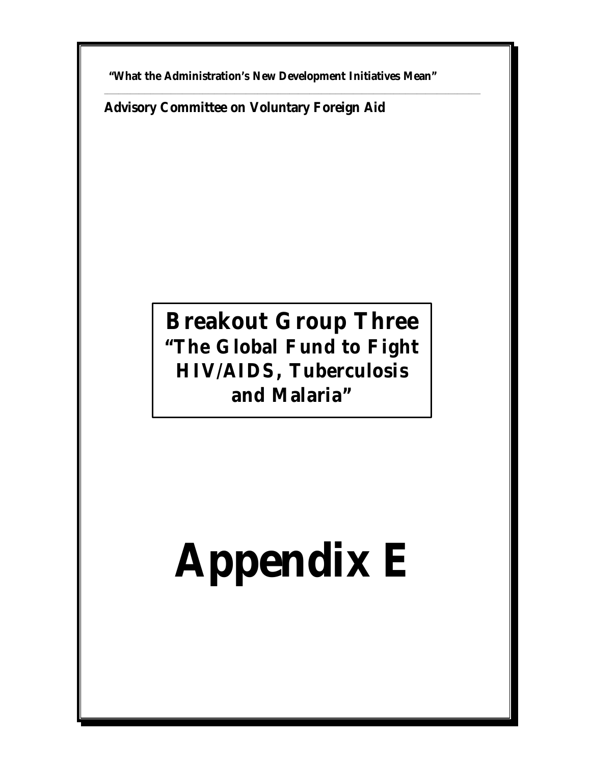**"What the Administration's New Development Initiatives Mean"**

**Advisory Committee on Voluntary Foreign Aid**

## Breakout Group Three
### "The Global Fund to Fight HIV/AIDS, Tuberculosis and Malaria"

# Appendix E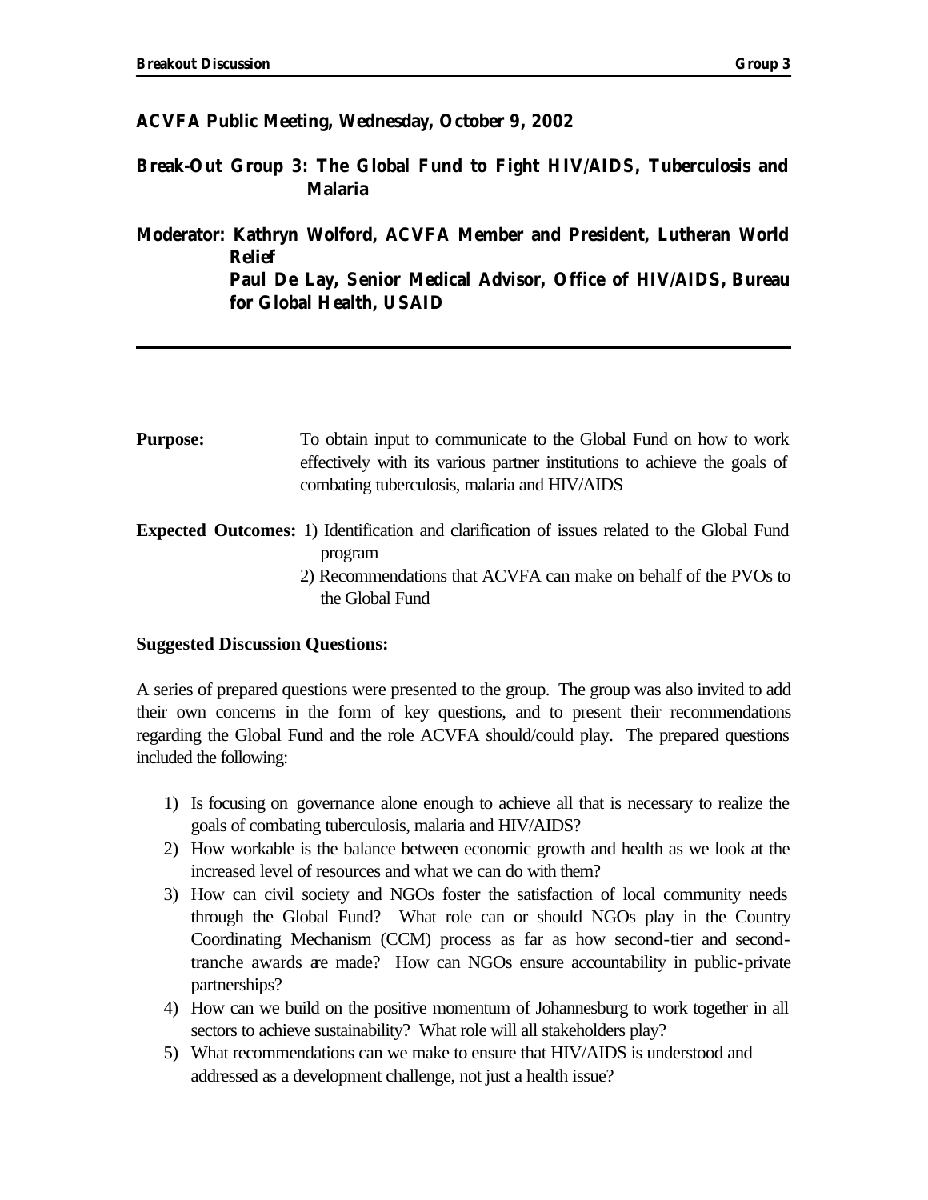**ACVFA Public Meeting, Wednesday, October 9, 2002**

**Break-Out Group 3: The Global Fund to Fight HIV/AIDS, Tuberculosis and Malaria**

**Moderator: Kathryn Wolford, ACVFA Member and President, Lutheran World Relief**
**Paul De Lay, Senior Medical Advisor, Office of HIV/AIDS, Bureau for Global Health, USAID**

---

**Purpose:** To obtain input to communicate to the Global Fund on how to work effectively with its various partner institutions to achieve the goals of combating tuberculosis, malaria and HIV/AIDS

**Expected Outcomes:**
1) Identification and clarification of issues related to the Global Fund program
2) Recommendations that ACVFA can make on behalf of the PVOs to the Global Fund

**Suggested Discussion Questions:**

A series of prepared questions were presented to the group. The group was also invited to add their own concerns in the form of key questions, and to present their recommendations regarding the Global Fund and the role ACVFA should/could play. The prepared questions included the following:

1) Is focusing on governance alone enough to achieve all that is necessary to realize the goals of combating tuberculosis, malaria and HIV/AIDS?
2) How workable is the balance between economic growth and health as we look at the increased level of resources and what we can do with them?
3) How can civil society and NGOs foster the satisfaction of local community needs through the Global Fund? What role can or should NGOs play in the Country Coordinating Mechanism (CCM) process as far as how second-tier and second-tranche awards are made? How can NGOs ensure accountability in public-private partnerships?
4) How can we build on the positive momentum of Johannesburg to work together in all sectors to achieve sustainability? What role will all stakeholders play?
5) What recommendations can we make to ensure that HIV/AIDS is understood and addressed as a development challenge, not just a health issue?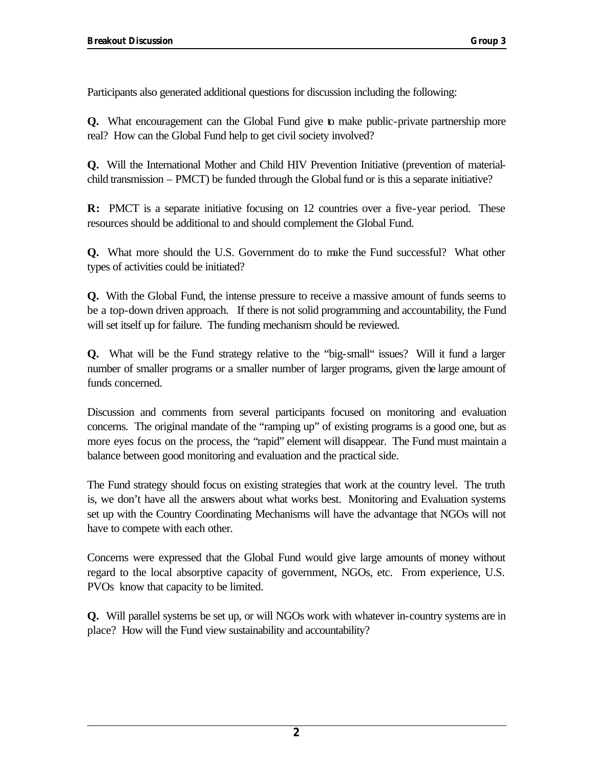Participants also generated additional questions for discussion including the following:

**Q.** What encouragement can the Global Fund give to make public-private partnership more real? How can the Global Fund help to get civil society involved?

**Q.** Will the International Mother and Child HIV Prevention Initiative (prevention of material-child transmission – PMCT) be funded through the Global fund or is this a separate initiative?

**R:** PMCT is a separate initiative focusing on 12 countries over a five-year period. These resources should be additional to and should complement the Global Fund.

**Q.** What more should the U.S. Government do to make the Fund successful? What other types of activities could be initiated?

**Q.** With the Global Fund, the intense pressure to receive a massive amount of funds seems to be a top-down driven approach. If there is not solid programming and accountability, the Fund will set itself up for failure. The funding mechanism should be reviewed.

**Q.** What will be the Fund strategy relative to the "big-small" issues? Will it fund a larger number of smaller programs or a smaller number of larger programs, given the large amount of funds concerned.

Discussion and comments from several participants focused on monitoring and evaluation concerns. The original mandate of the "ramping up" of existing programs is a good one, but as more eyes focus on the process, the "rapid" element will disappear. The Fund must maintain a balance between good monitoring and evaluation and the practical side.

The Fund strategy should focus on existing strategies that work at the country level. The truth is, we don't have all the answers about what works best. Monitoring and Evaluation systems set up with the Country Coordinating Mechanisms will have the advantage that NGOs will not have to compete with each other.

Concerns were expressed that the Global Fund would give large amounts of money without regard to the local absorptive capacity of government, NGOs, etc. From experience, U.S. PVOs know that capacity to be limited.

**Q.** Will parallel systems be set up, or will NGOs work with whatever in-country systems are in place? How will the Fund view sustainability and accountability?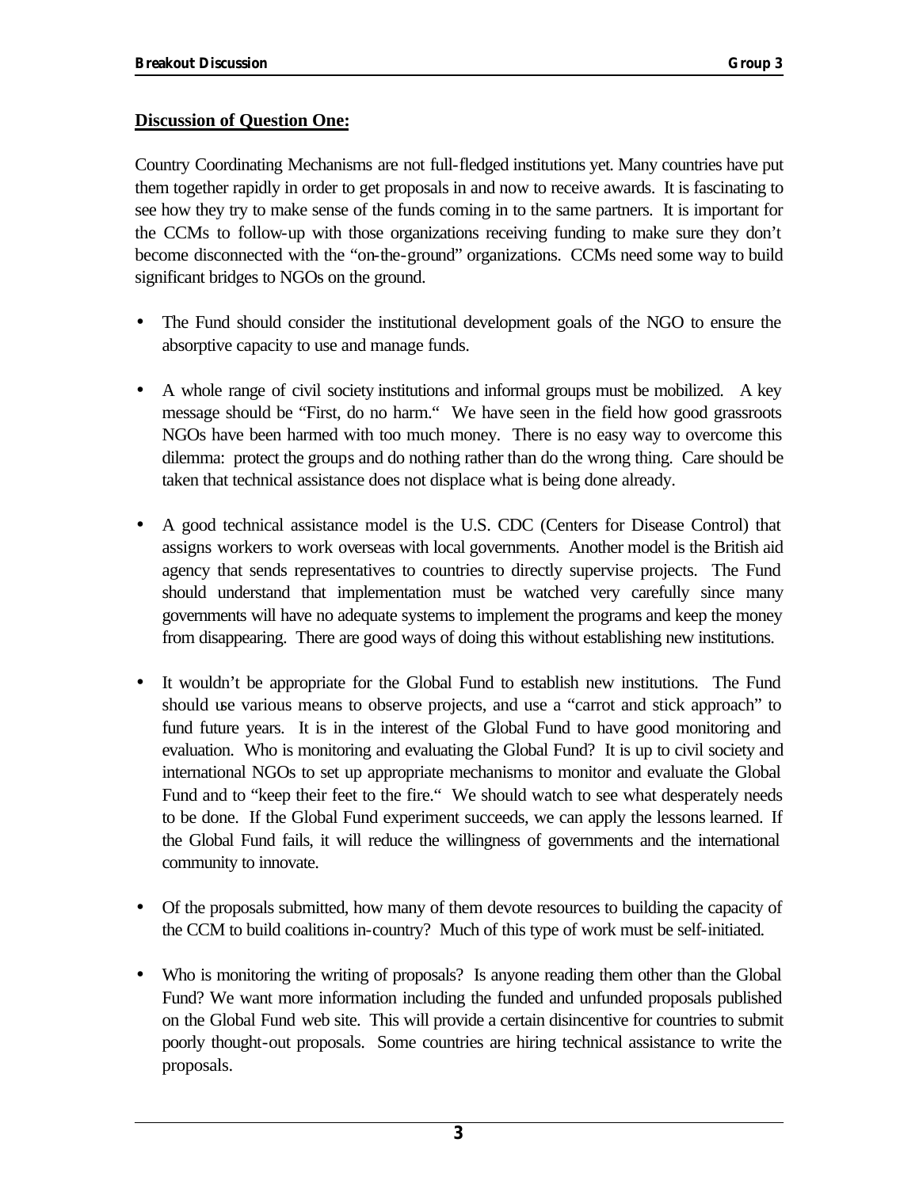**Discussion of Question One:**

Country Coordinating Mechanisms are not full-fledged institutions yet. Many countries have put them together rapidly in order to get proposals in and now to receive awards. It is fascinating to see how they try to make sense of the funds coming in to the same partners. It is important for the CCMs to follow-up with those organizations receiving funding to make sure they don't become disconnected with the "on-the-ground" organizations. CCMs need some way to build significant bridges to NGOs on the ground.

- The Fund should consider the institutional development goals of the NGO to ensure the absorptive capacity to use and manage funds.

- A whole range of civil society institutions and informal groups must be mobilized. A key message should be "First, do no harm." We have seen in the field how good grassroots NGOs have been harmed with too much money. There is no easy way to overcome this dilemma: protect the groups and do nothing rather than do the wrong thing. Care should be taken that technical assistance does not displace what is being done already.

- A good technical assistance model is the U.S. CDC (Centers for Disease Control) that assigns workers to work overseas with local governments. Another model is the British aid agency that sends representatives to countries to directly supervise projects. The Fund should understand that implementation must be watched very carefully since many governments will have no adequate systems to implement the programs and keep the money from disappearing. There are good ways of doing this without establishing new institutions.

- It wouldn't be appropriate for the Global Fund to establish new institutions. The Fund should use various means to observe projects, and use a "carrot and stick approach" to fund future years. It is in the interest of the Global Fund to have good monitoring and evaluation. Who is monitoring and evaluating the Global Fund? It is up to civil society and international NGOs to set up appropriate mechanisms to monitor and evaluate the Global Fund and to "keep their feet to the fire." We should watch to see what desperately needs to be done. If the Global Fund experiment succeeds, we can apply the lessons learned. If the Global Fund fails, it will reduce the willingness of governments and the international community to innovate.

- Of the proposals submitted, how many of them devote resources to building the capacity of the CCM to build coalitions in-country? Much of this type of work must be self-initiated.

- Who is monitoring the writing of proposals? Is anyone reading them other than the Global Fund? We want more information including the funded and unfunded proposals published on the Global Fund web site. This will provide a certain disincentive for countries to submit poorly thought-out proposals. Some countries are hiring technical assistance to write the proposals.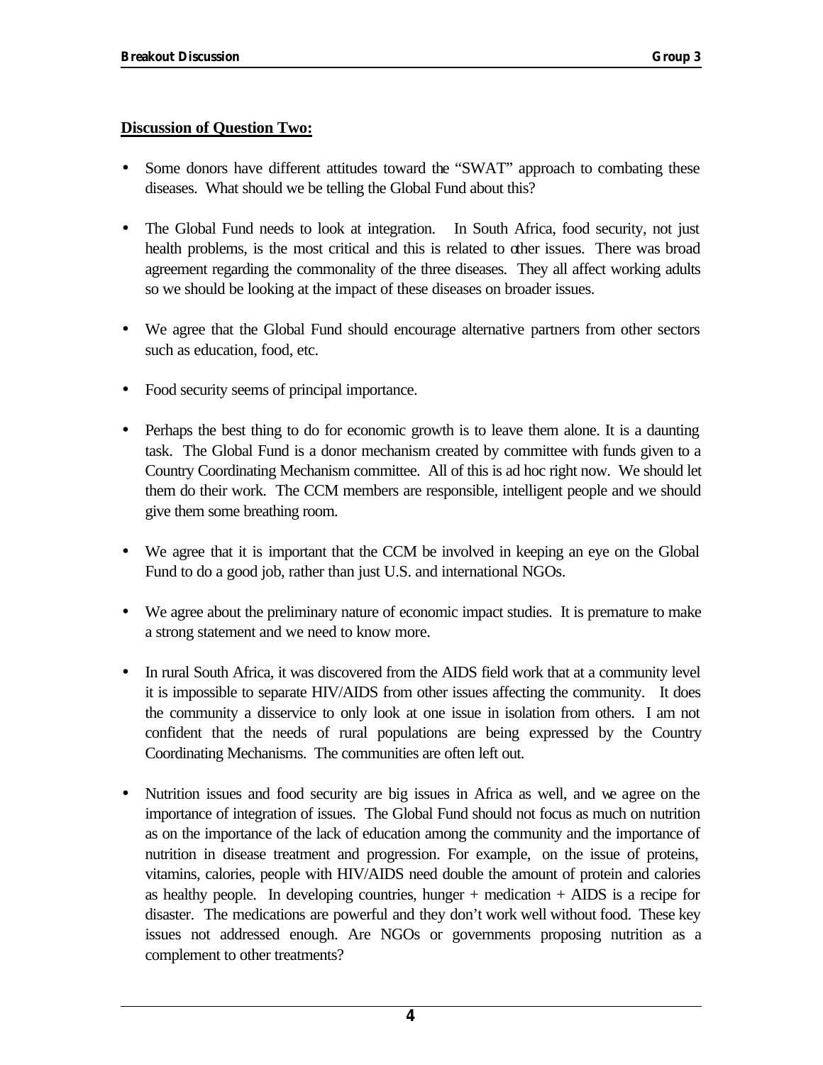**Discussion of Question Two:**

- Some donors have different attitudes toward the "SWAT" approach to combating these diseases. What should we be telling the Global Fund about this?

- The Global Fund needs to look at integration. In South Africa, food security, not just health problems, is the most critical and this is related to other issues. There was broad agreement regarding the commonality of the three diseases. They all affect working adults so we should be looking at the impact of these diseases on broader issues.

- We agree that the Global Fund should encourage alternative partners from other sectors such as education, food, etc.

- Food security seems of principal importance.

- Perhaps the best thing to do for economic growth is to leave them alone. It is a daunting task. The Global Fund is a donor mechanism created by committee with funds given to a Country Coordinating Mechanism committee. All of this is ad hoc right now. We should let them do their work. The CCM members are responsible, intelligent people and we should give them some breathing room.

- We agree that it is important that the CCM be involved in keeping an eye on the Global Fund to do a good job, rather than just U.S. and international NGOs.

- We agree about the preliminary nature of economic impact studies. It is premature to make a strong statement and we need to know more.

- In rural South Africa, it was discovered from the AIDS field work that at a community level it is impossible to separate HIV/AIDS from other issues affecting the community. It does the community a disservice to only look at one issue in isolation from others. I am not confident that the needs of rural populations are being expressed by the Country Coordinating Mechanisms. The communities are often left out.

- Nutrition issues and food security are big issues in Africa as well, and we agree on the importance of integration of issues. The Global Fund should not focus as much on nutrition as on the importance of the lack of education among the community and the importance of nutrition in disease treatment and progression. For example, on the issue of proteins, vitamins, calories, people with HIV/AIDS need double the amount of protein and calories as healthy people. In developing countries, hunger + medication + AIDS is a recipe for disaster. The medications are powerful and they don't work well without food. These key issues not addressed enough. Are NGOs or governments proposing nutrition as a complement to other treatments?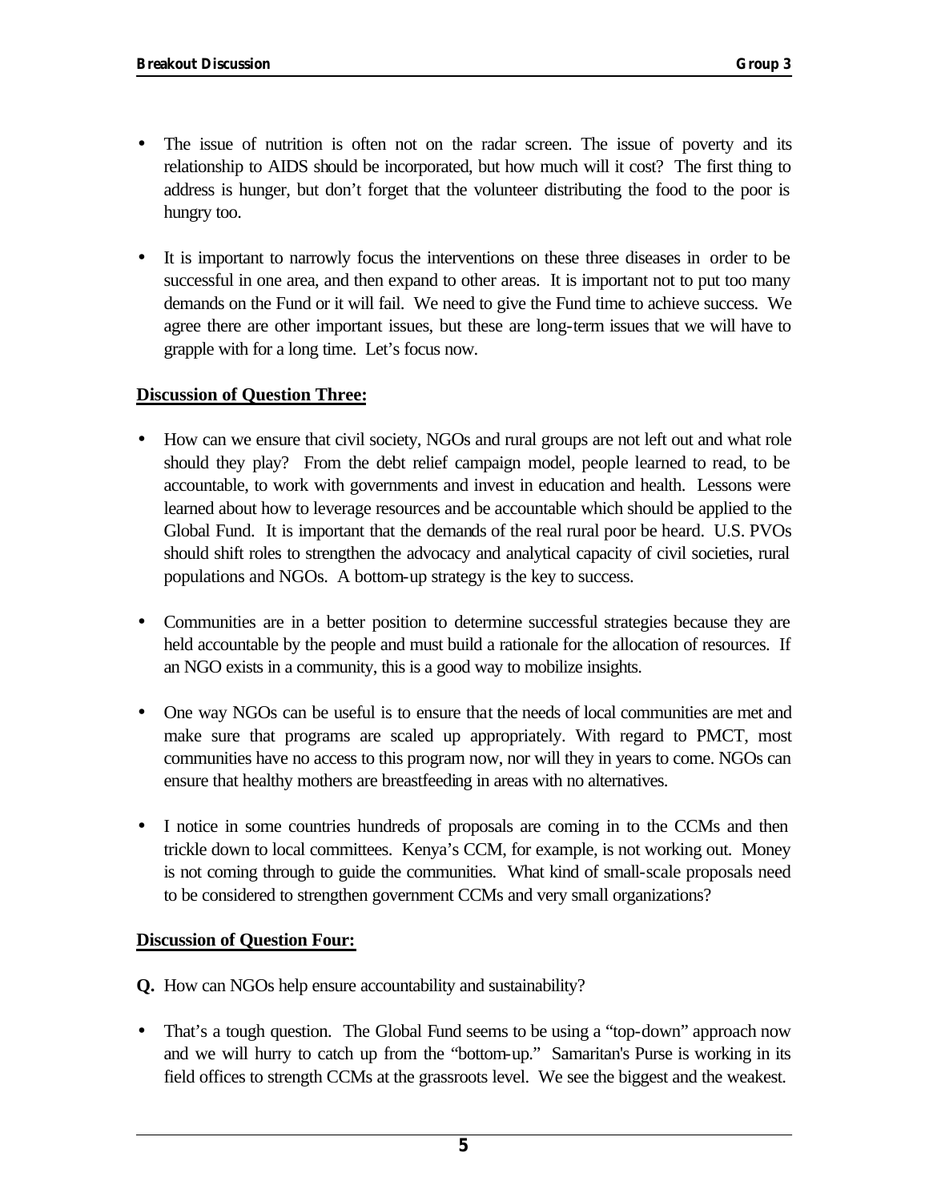- The issue of nutrition is often not on the radar screen. The issue of poverty and its relationship to AIDS should be incorporated, but how much will it cost? The first thing to address is hunger, but don't forget that the volunteer distributing the food to the poor is hungry too.

- It is important to narrowly focus the interventions on these three diseases in order to be successful in one area, and then expand to other areas. It is important not to put too many demands on the Fund or it will fail. We need to give the Fund time to achieve success. We agree there are other important issues, but these are long-term issues that we will have to grapple with for a long time. Let's focus now.

**Discussion of Question Three:**

- How can we ensure that civil society, NGOs and rural groups are not left out and what role should they play? From the debt relief campaign model, people learned to read, to be accountable, to work with governments and invest in education and health. Lessons were learned about how to leverage resources and be accountable which should be applied to the Global Fund. It is important that the demands of the real rural poor be heard. U.S. PVOs should shift roles to strengthen the advocacy and analytical capacity of civil societies, rural populations and NGOs. A bottom-up strategy is the key to success.

- Communities are in a better position to determine successful strategies because they are held accountable by the people and must build a rationale for the allocation of resources. If an NGO exists in a community, this is a good way to mobilize insights.

- One way NGOs can be useful is to ensure that the needs of local communities are met and make sure that programs are scaled up appropriately. With regard to PMCT, most communities have no access to this program now, nor will they in years to come. NGOs can ensure that healthy mothers are breastfeeding in areas with no alternatives.

- I notice in some countries hundreds of proposals are coming in to the CCMs and then trickle down to local committees. Kenya's CCM, for example, is not working out. Money is not coming through to guide the communities. What kind of small-scale proposals need to be considered to strengthen government CCMs and very small organizations?

**Discussion of Question Four:**

**Q.** How can NGOs help ensure accountability and sustainability?

- That's a tough question. The Global Fund seems to be using a "top-down" approach now and we will hurry to catch up from the "bottom-up." Samaritan's Purse is working in its field offices to strength CCMs at the grassroots level. We see the biggest and the weakest.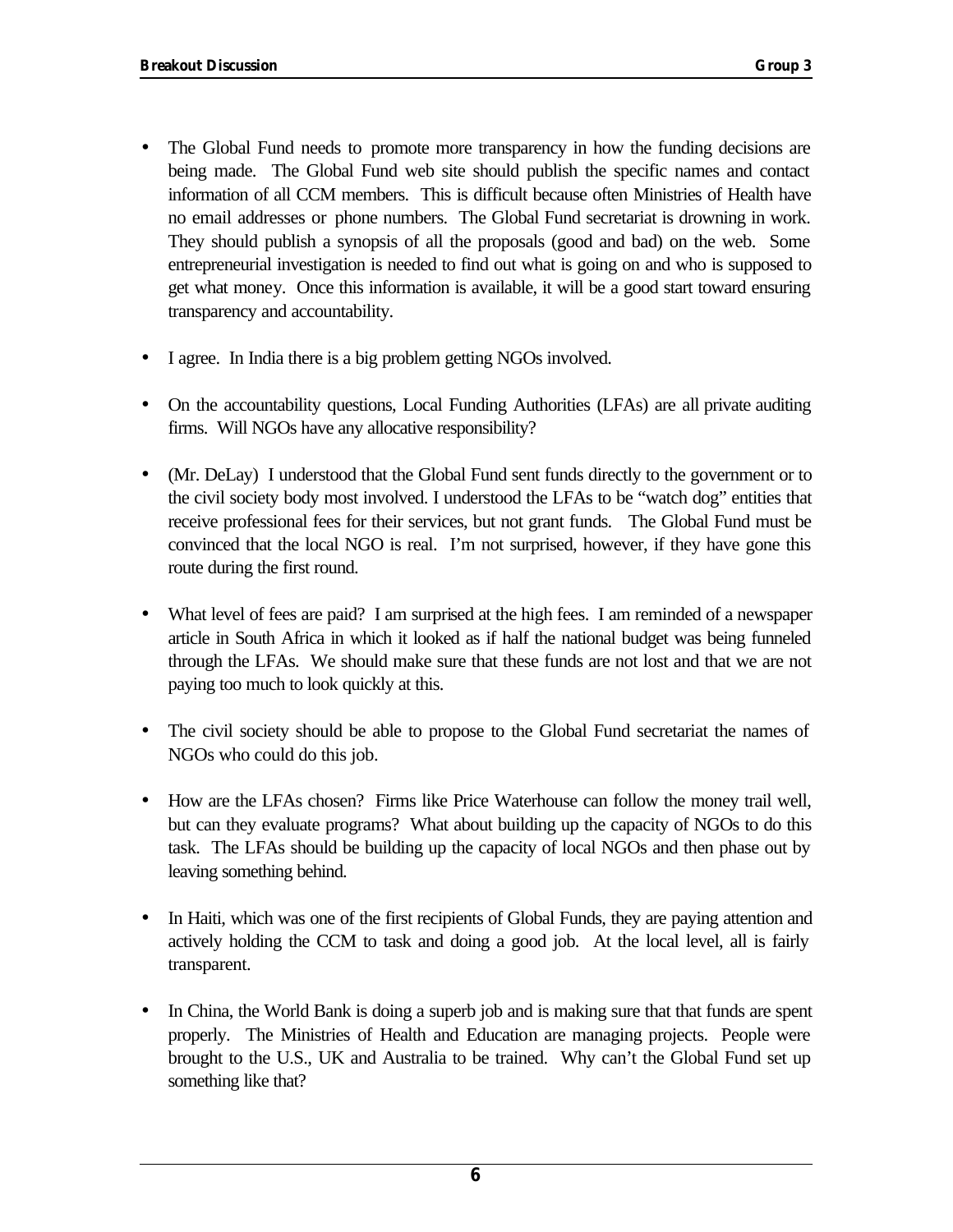- The Global Fund needs to promote more transparency in how the funding decisions are being made. The Global Fund web site should publish the specific names and contact information of all CCM members. This is difficult because often Ministries of Health have no email addresses or phone numbers. The Global Fund secretariat is drowning in work. They should publish a synopsis of all the proposals (good and bad) on the web. Some entrepreneurial investigation is needed to find out what is going on and who is supposed to get what money. Once this information is available, it will be a good start toward ensuring transparency and accountability.

- I agree. In India there is a big problem getting NGOs involved.

- On the accountability questions, Local Funding Authorities (LFAs) are all private auditing firms. Will NGOs have any allocative responsibility?

- (Mr. DeLay) I understood that the Global Fund sent funds directly to the government or to the civil society body most involved. I understood the LFAs to be "watch dog" entities that receive professional fees for their services, but not grant funds. The Global Fund must be convinced that the local NGO is real. I'm not surprised, however, if they have gone this route during the first round.

- What level of fees are paid? I am surprised at the high fees. I am reminded of a newspaper article in South Africa in which it looked as if half the national budget was being funneled through the LFAs. We should make sure that these funds are not lost and that we are not paying too much to look quickly at this.

- The civil society should be able to propose to the Global Fund secretariat the names of NGOs who could do this job.

- How are the LFAs chosen? Firms like Price Waterhouse can follow the money trail well, but can they evaluate programs? What about building up the capacity of NGOs to do this task. The LFAs should be building up the capacity of local NGOs and then phase out by leaving something behind.

- In Haiti, which was one of the first recipients of Global Funds, they are paying attention and actively holding the CCM to task and doing a good job. At the local level, all is fairly transparent.

- In China, the World Bank is doing a superb job and is making sure that that funds are spent properly. The Ministries of Health and Education are managing projects. People were brought to the U.S., UK and Australia to be trained. Why can't the Global Fund set up something like that?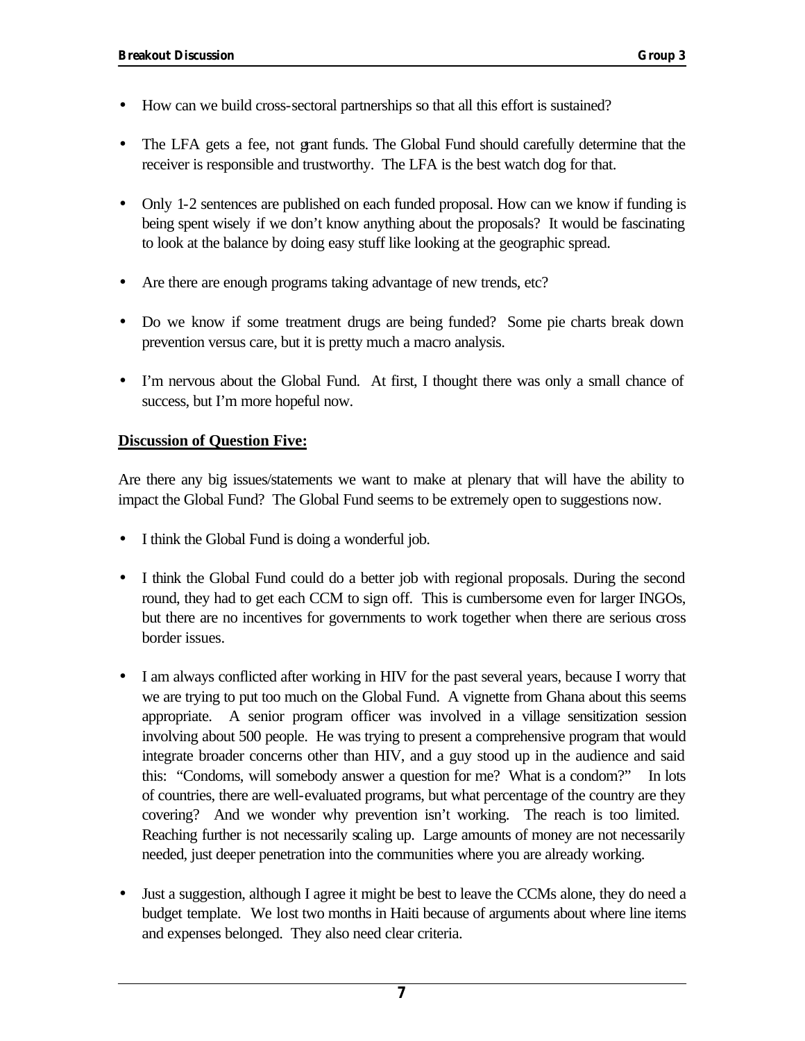- How can we build cross-sectoral partnerships so that all this effort is sustained?

- The LFA gets a fee, not grant funds. The Global Fund should carefully determine that the receiver is responsible and trustworthy. The LFA is the best watch dog for that.

- Only 1-2 sentences are published on each funded proposal. How can we know if funding is being spent wisely if we don't know anything about the proposals? It would be fascinating to look at the balance by doing easy stuff like looking at the geographic spread.

- Are there are enough programs taking advantage of new trends, etc?

- Do we know if some treatment drugs are being funded? Some pie charts break down prevention versus care, but it is pretty much a macro analysis.

- I'm nervous about the Global Fund. At first, I thought there was only a small chance of success, but I'm more hopeful now.

**<u>Discussion of Question Five:</u>**

Are there any big issues/statements we want to make at plenary that will have the ability to impact the Global Fund? The Global Fund seems to be extremely open to suggestions now.

- I think the Global Fund is doing a wonderful job.

- I think the Global Fund could do a better job with regional proposals. During the second round, they had to get each CCM to sign off. This is cumbersome even for larger INGOs, but there are no incentives for governments to work together when there are serious cross border issues.

- I am always conflicted after working in HIV for the past several years, because I worry that we are trying to put too much on the Global Fund. A vignette from Ghana about this seems appropriate. A senior program officer was involved in a village sensitization session involving about 500 people. He was trying to present a comprehensive program that would integrate broader concerns other than HIV, and a guy stood up in the audience and said this: "Condoms, will somebody answer a question for me? What is a condom?" In lots of countries, there are well-evaluated programs, but what percentage of the country are they covering? And we wonder why prevention isn't working. The reach is too limited. Reaching further is not necessarily scaling up. Large amounts of money are not necessarily needed, just deeper penetration into the communities where you are already working.

- Just a suggestion, although I agree it might be best to leave the CCMs alone, they do need a budget template. We lost two months in Haiti because of arguments about where line items and expenses belonged. They also need clear criteria.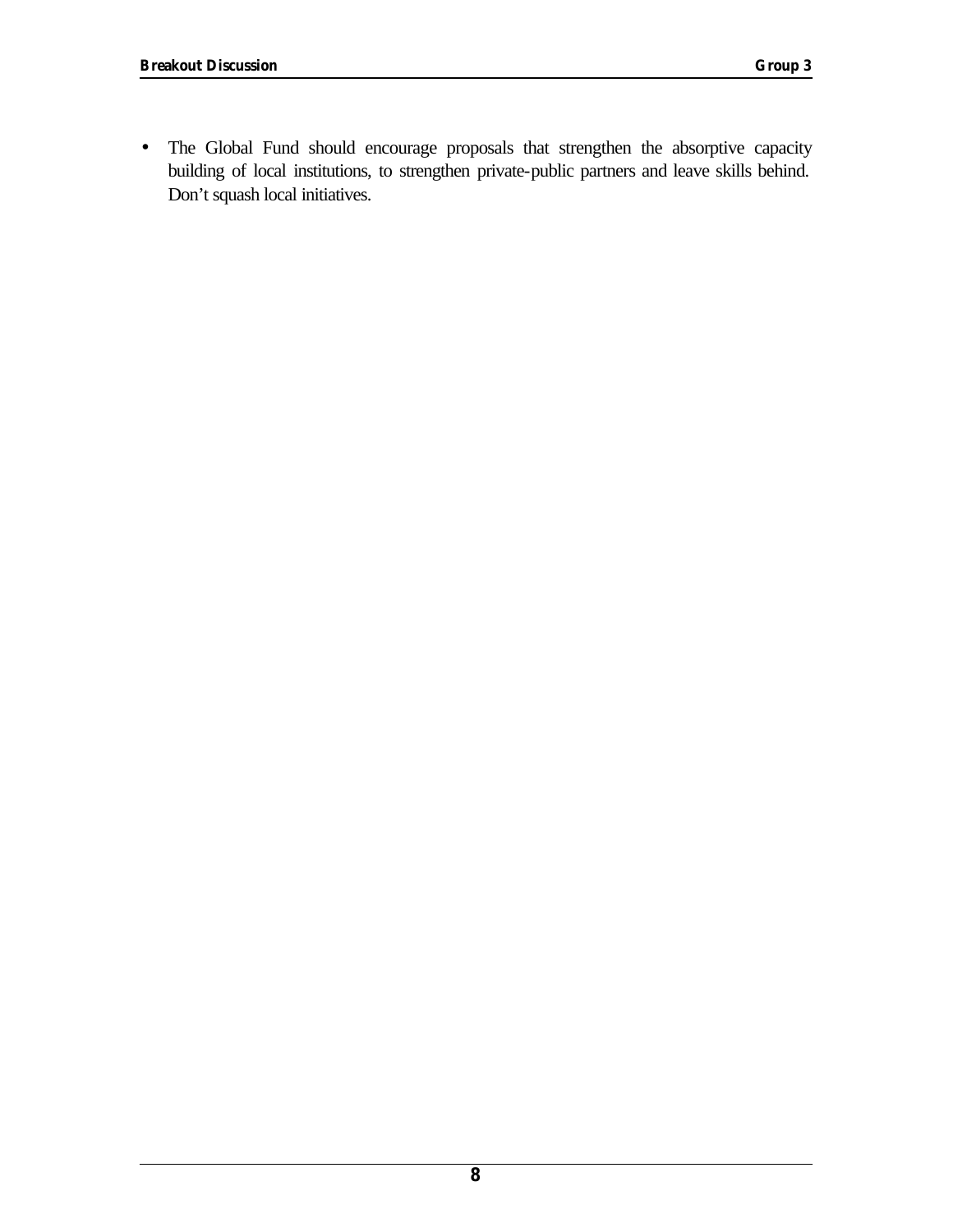- The Global Fund should encourage proposals that strengthen the absorptive capacity building of local institutions, to strengthen private-public partners and leave skills behind. Don't squash local initiatives.